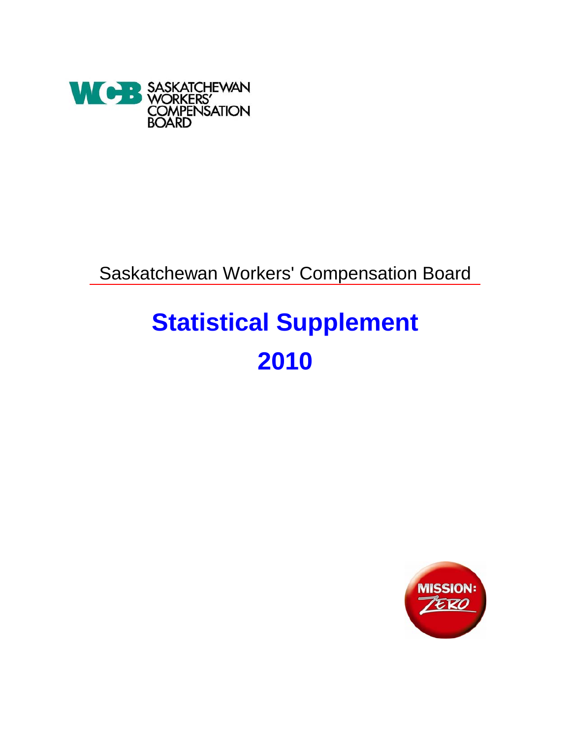SASKATCHEWAN WORKERS' COMPENSATION BOARD

Saskatchewan Workers' Compensation Board

# Statistical Supplement

# 2010

MISSION: ZERO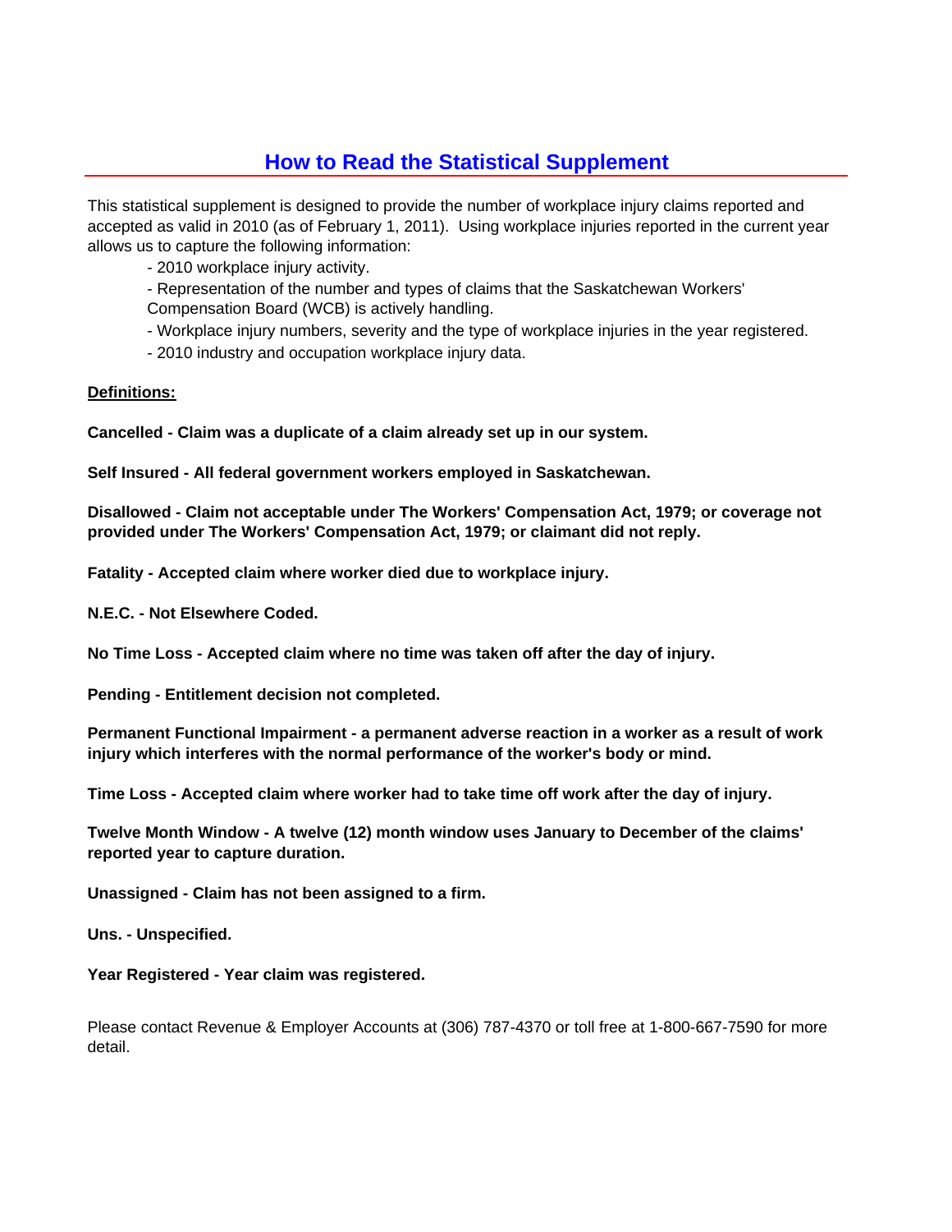# How to Read the Statistical Supplement

This statistical supplement is designed to provide the number of workplace injury claims reported and accepted as valid in 2010 (as of February 1, 2011). Using workplace injuries reported in the current year allows us to capture the following information:

- 2010 workplace injury activity.
- Representation of the number and types of claims that the Saskatchewan Workers' Compensation Board (WCB) is actively handling.
- Workplace injury numbers, severity and the type of workplace injuries in the year registered.
- 2010 industry and occupation workplace injury data.

**Definitions:**

**Cancelled - Claim was a duplicate of a claim already set up in our system.**

**Self Insured - All federal government workers employed in Saskatchewan.**

**Disallowed - Claim not acceptable under The Workers' Compensation Act, 1979; or coverage not provided under The Workers' Compensation Act, 1979; or claimant did not reply.**

**Fatality - Accepted claim where worker died due to workplace injury.**

**N.E.C. - Not Elsewhere Coded.**

**No Time Loss - Accepted claim where no time was taken off after the day of injury.**

**Pending - Entitlement decision not completed.**

**Permanent Functional Impairment - a permanent adverse reaction in a worker as a result of work injury which interferes with the normal performance of the worker's body or mind.**

**Time Loss - Accepted claim where worker had to take time off work after the day of injury.**

**Twelve Month Window - A twelve (12) month window uses January to December of the claims' reported year to capture duration.**

**Unassigned - Claim has not been assigned to a firm.**

**Uns. - Unspecified.**

**Year Registered - Year claim was registered.**

Please contact Revenue & Employer Accounts at (306) 787-4370 or toll free at 1-800-667-7590 for more detail.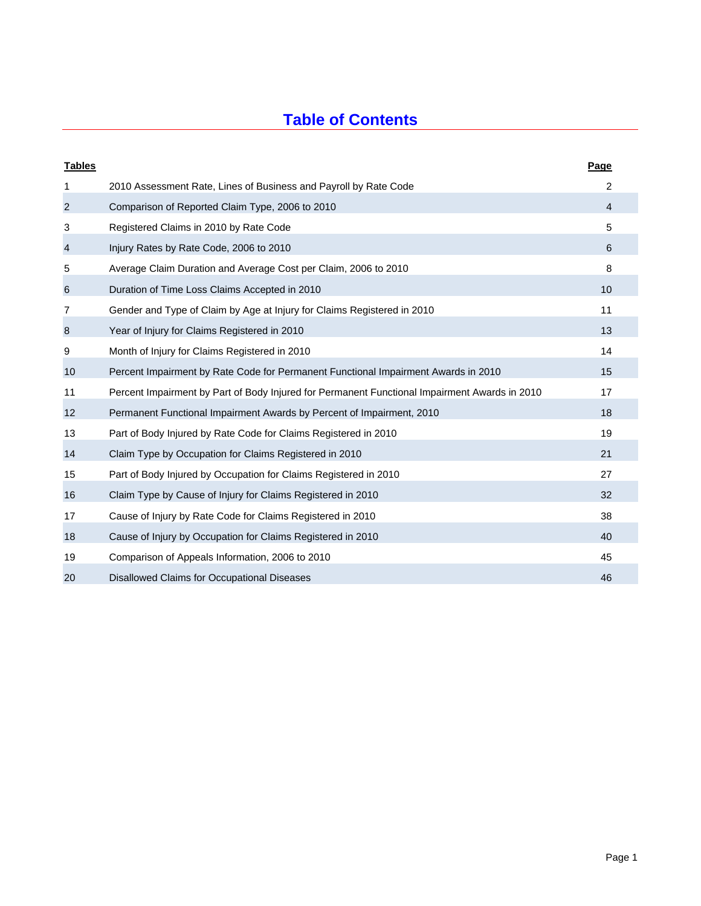# Table of Contents

| Tables | | Page |
|---|---|---|
| 1 | 2010 Assessment Rate, Lines of Business and Payroll by Rate Code | 2 |
| 2 | Comparison of Reported Claim Type, 2006 to 2010 | 4 |
| 3 | Registered Claims in 2010 by Rate Code | 5 |
| 4 | Injury Rates by Rate Code, 2006 to 2010 | 6 |
| 5 | Average Claim Duration and Average Cost per Claim, 2006 to 2010 | 8 |
| 6 | Duration of Time Loss Claims Accepted in 2010 | 10 |
| 7 | Gender and Type of Claim by Age at Injury for Claims Registered in 2010 | 11 |
| 8 | Year of Injury for Claims Registered in 2010 | 13 |
| 9 | Month of Injury for Claims Registered in 2010 | 14 |
| 10 | Percent Impairment by Rate Code for Permanent Functional Impairment Awards in 2010 | 15 |
| 11 | Percent Impairment by Part of Body Injured for Permanent Functional Impairment Awards in 2010 | 17 |
| 12 | Permanent Functional Impairment Awards by Percent of Impairment, 2010 | 18 |
| 13 | Part of Body Injured by Rate Code for Claims Registered in 2010 | 19 |
| 14 | Claim Type by Occupation for Claims Registered in 2010 | 21 |
| 15 | Part of Body Injured by Occupation for Claims Registered in 2010 | 27 |
| 16 | Claim Type by Cause of Injury for Claims Registered in 2010 | 32 |
| 17 | Cause of Injury by Rate Code for Claims Registered in 2010 | 38 |
| 18 | Cause of Injury by Occupation for Claims Registered in 2010 | 40 |
| 19 | Comparison of Appeals Information, 2006 to 2010 | 45 |
| 20 | Disallowed Claims for Occupational Diseases | 46 |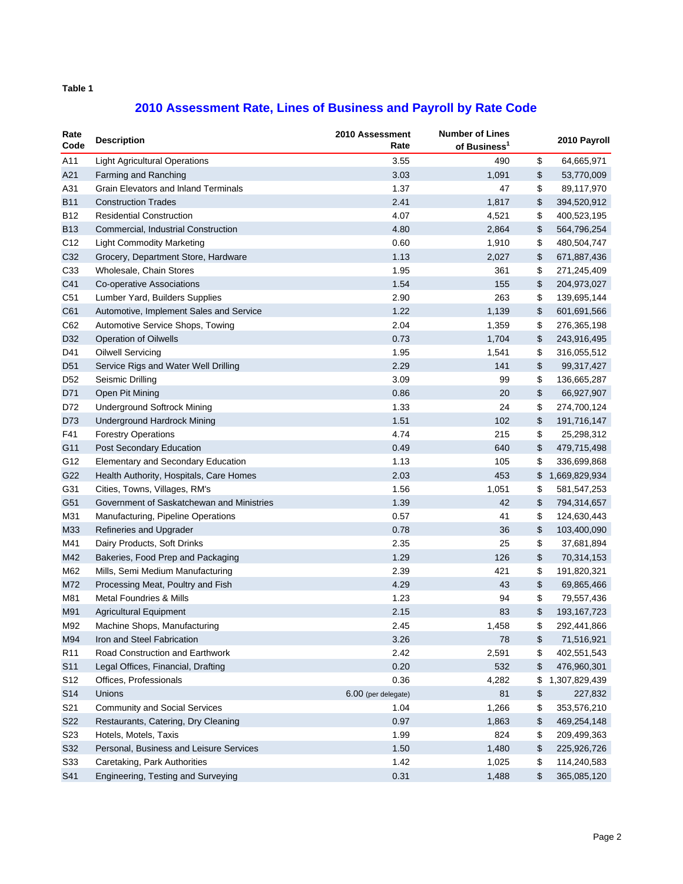**Table 1**

## 2010 Assessment Rate, Lines of Business and Payroll by Rate Code

| Rate Code | Description | 2010 Assessment Rate | Number of Lines of Business[1] | 2010 Payroll |
|---|---|---|---|---|
| A11 | Light Agricultural Operations | 3.55 | 490 | $ 64,665,971 |
| A21 | Farming and Ranching | 3.03 | 1,091 | $ 53,770,009 |
| A31 | Grain Elevators and Inland Terminals | 1.37 | 47 | $ 89,117,970 |
| B11 | Construction Trades | 2.41 | 1,817 | $ 394,520,912 |
| B12 | Residential Construction | 4.07 | 4,521 | $ 400,523,195 |
| B13 | Commercial, Industrial Construction | 4.80 | 2,864 | $ 564,796,254 |
| C12 | Light Commodity Marketing | 0.60 | 1,910 | $ 480,504,747 |
| C32 | Grocery, Department Store, Hardware | 1.13 | 2,027 | $ 671,887,436 |
| C33 | Wholesale, Chain Stores | 1.95 | 361 | $ 271,245,409 |
| C41 | Co-operative Associations | 1.54 | 155 | $ 204,973,027 |
| C51 | Lumber Yard, Builders Supplies | 2.90 | 263 | $ 139,695,144 |
| C61 | Automotive, Implement Sales and Service | 1.22 | 1,139 | $ 601,691,566 |
| C62 | Automotive Service Shops, Towing | 2.04 | 1,359 | $ 276,365,198 |
| D32 | Operation of Oilwells | 0.73 | 1,704 | $ 243,916,495 |
| D41 | Oilwell Servicing | 1.95 | 1,541 | $ 316,055,512 |
| D51 | Service Rigs and Water Well Drilling | 2.29 | 141 | $ 99,317,427 |
| D52 | Seismic Drilling | 3.09 | 99 | $ 136,665,287 |
| D71 | Open Pit Mining | 0.86 | 20 | $ 66,927,907 |
| D72 | Underground Softrock Mining | 1.33 | 24 | $ 274,700,124 |
| D73 | Underground Hardrock Mining | 1.51 | 102 | $ 191,716,147 |
| F41 | Forestry Operations | 4.74 | 215 | $ 25,298,312 |
| G11 | Post Secondary Education | 0.49 | 640 | $ 479,715,498 |
| G12 | Elementary and Secondary Education | 1.13 | 105 | $ 336,699,868 |
| G22 | Health Authority, Hospitals, Care Homes | 2.03 | 453 | $ 1,669,829,934 |
| G31 | Cities, Towns, Villages, RM's | 1.56 | 1,051 | $ 581,547,253 |
| G51 | Government of Saskatchewan and Ministries | 1.39 | 42 | $ 794,314,657 |
| M31 | Manufacturing, Pipeline Operations | 0.57 | 41 | $ 124,630,443 |
| M33 | Refineries and Upgrader | 0.78 | 36 | $ 103,400,090 |
| M41 | Dairy Products, Soft Drinks | 2.35 | 25 | $ 37,681,894 |
| M42 | Bakeries, Food Prep and Packaging | 1.29 | 126 | $ 70,314,153 |
| M62 | Mills, Semi Medium Manufacturing | 2.39 | 421 | $ 191,820,321 |
| M72 | Processing Meat, Poultry and Fish | 4.29 | 43 | $ 69,865,466 |
| M81 | Metal Foundries & Mills | 1.23 | 94 | $ 79,557,436 |
| M91 | Agricultural Equipment | 2.15 | 83 | $ 193,167,723 |
| M92 | Machine Shops, Manufacturing | 2.45 | 1,458 | $ 292,441,866 |
| M94 | Iron and Steel Fabrication | 3.26 | 78 | $ 71,516,921 |
| R11 | Road Construction and Earthwork | 2.42 | 2,591 | $ 402,551,543 |
| S11 | Legal Offices, Financial, Drafting | 0.20 | 532 | $ 476,960,301 |
| S12 | Offices, Professionals | 0.36 | 4,282 | $ 1,307,829,439 |
| S14 | Unions | 6.00 (per delegate) | 81 | $ 227,832 |
| S21 | Community and Social Services | 1.04 | 1,266 | $ 353,576,210 |
| S22 | Restaurants, Catering, Dry Cleaning | 0.97 | 1,863 | $ 469,254,148 |
| S23 | Hotels, Motels, Taxis | 1.99 | 824 | $ 209,499,363 |
| S32 | Personal, Business and Leisure Services | 1.50 | 1,480 | $ 225,926,726 |
| S33 | Caretaking, Park Authorities | 1.42 | 1,025 | $ 114,240,583 |
| S41 | Engineering, Testing and Surveying | 0.31 | 1,488 | $ 365,085,120 |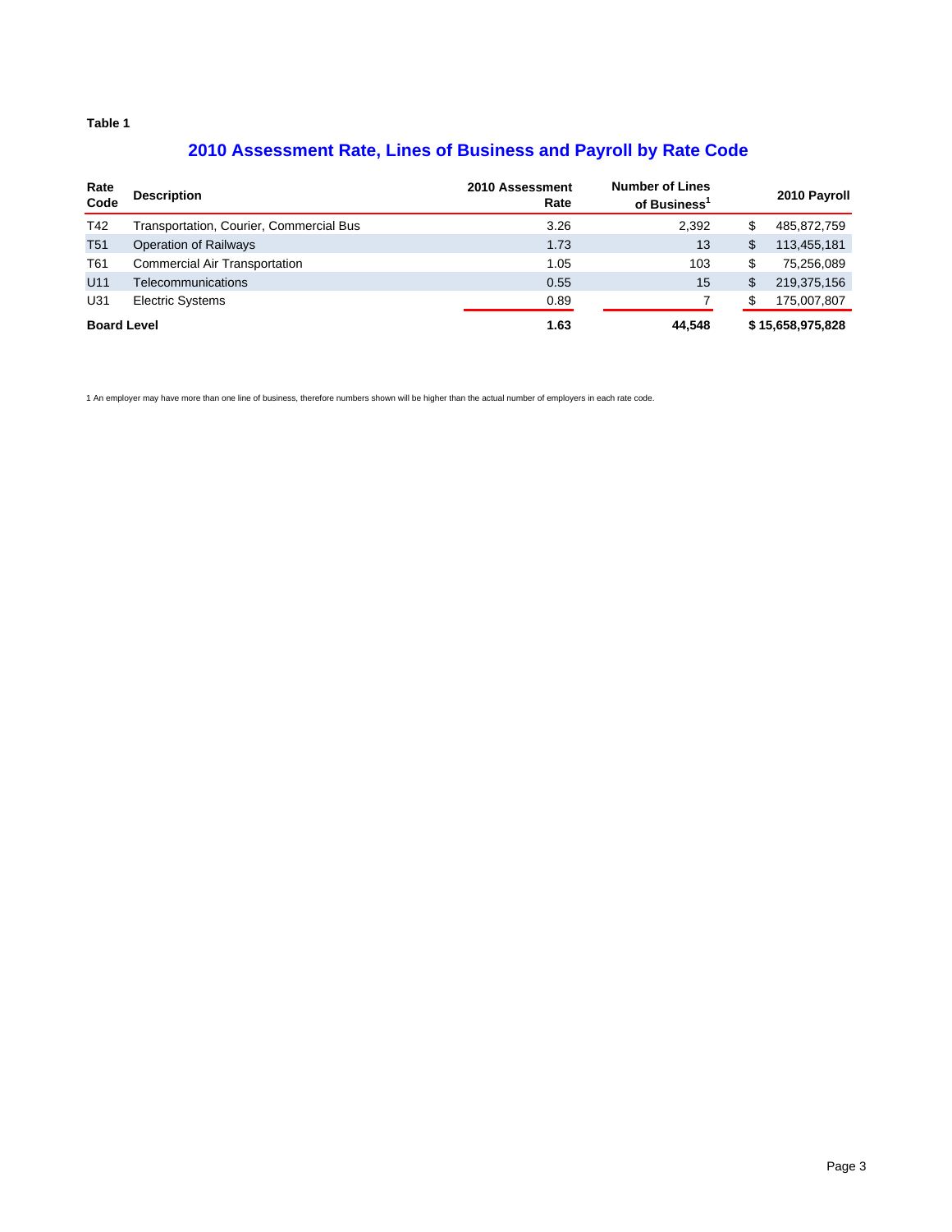**Table 1**

## 2010 Assessment Rate, Lines of Business and Payroll by Rate Code

| Rate Code | Description | 2010 Assessment Rate | Number of Lines of Business[1] | 2010 Payroll |
|---|---|---|---|---|
| T42 | Transportation, Courier, Commercial Bus | 3.26 | 2,392 | $ 485,872,759 |
| T51 | Operation of Railways | 1.73 | 13 | $ 113,455,181 |
| T61 | Commercial Air Transportation | 1.05 | 103 | $ 75,256,089 |
| U11 | Telecommunications | 0.55 | 15 | $ 219,375,156 |
| U31 | Electric Systems | 0.89 | 7 | $ 175,007,807 |
| **Board Level** | | **1.63** | **44,548** | **$ 15,658,975,828** |

1 An employer may have more than one line of business, therefore numbers shown will be higher than the actual number of employers in each rate code.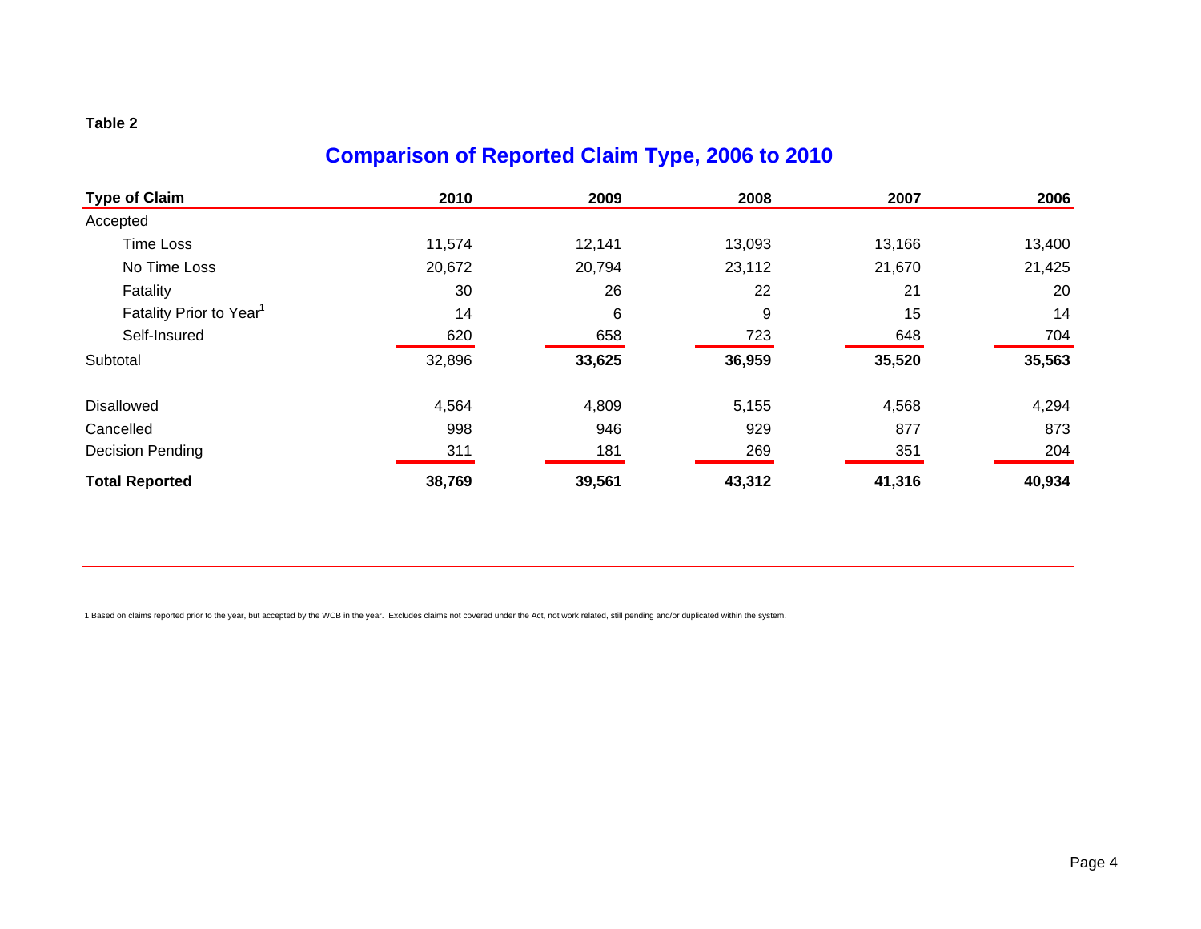Table 2

## Comparison of Reported Claim Type, 2006 to 2010

| Type of Claim | 2010 | 2009 | 2008 | 2007 | 2006 |
|---|---|---|---|---|---|
| Accepted | | | | | |
| Time Loss | 11,574 | 12,141 | 13,093 | 13,166 | 13,400 |
| No Time Loss | 20,672 | 20,794 | 23,112 | 21,670 | 21,425 |
| Fatality | 30 | 26 | 22 | 21 | 20 |
| Fatality Prior to Year[1] | 14 | 6 | 9 | 15 | 14 |
| Self-Insured | 620 | 658 | 723 | 648 | 704 |
| Subtotal | 32,896 | **33,625** | **36,959** | **35,520** | **35,563** |
| Disallowed | 4,564 | 4,809 | 5,155 | 4,568 | 4,294 |
| Cancelled | 998 | 946 | 929 | 877 | 873 |
| Decision Pending | 311 | 181 | 269 | 351 | 204 |
| **Total Reported** | **38,769** | **39,561** | **43,312** | **41,316** | **40,934** |

1 Based on claims reported prior to the year, but accepted by the WCB in the year. Excludes claims not covered under the Act, not work related, still pending and/or duplicated within the system.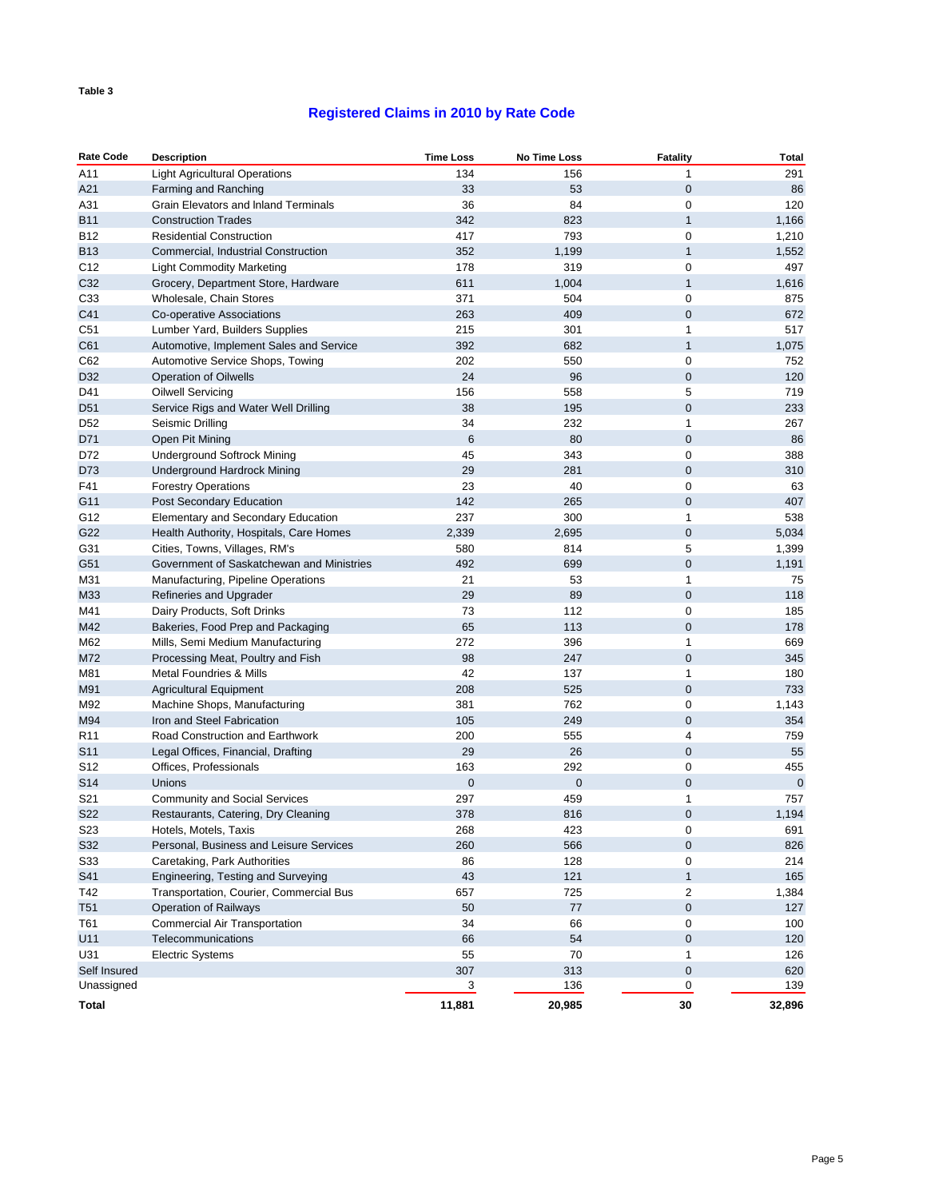Table 3

## Registered Claims in 2010 by Rate Code

| Rate Code | Description | Time Loss | No Time Loss | Fatality | Total |
|---|---|---|---|---|---|
| A11 | Light Agricultural Operations | 134 | 156 | 1 | 291 |
| A21 | Farming and Ranching | 33 | 53 | 0 | 86 |
| A31 | Grain Elevators and Inland Terminals | 36 | 84 | 0 | 120 |
| B11 | Construction Trades | 342 | 823 | 1 | 1,166 |
| B12 | Residential Construction | 417 | 793 | 0 | 1,210 |
| B13 | Commercial, Industrial Construction | 352 | 1,199 | 1 | 1,552 |
| C12 | Light Commodity Marketing | 178 | 319 | 0 | 497 |
| C32 | Grocery, Department Store, Hardware | 611 | 1,004 | 1 | 1,616 |
| C33 | Wholesale, Chain Stores | 371 | 504 | 0 | 875 |
| C41 | Co-operative Associations | 263 | 409 | 0 | 672 |
| C51 | Lumber Yard, Builders Supplies | 215 | 301 | 1 | 517 |
| C61 | Automotive, Implement Sales and Service | 392 | 682 | 1 | 1,075 |
| C62 | Automotive Service Shops, Towing | 202 | 550 | 0 | 752 |
| D32 | Operation of Oilwells | 24 | 96 | 0 | 120 |
| D41 | Oilwell Servicing | 156 | 558 | 5 | 719 |
| D51 | Service Rigs and Water Well Drilling | 38 | 195 | 0 | 233 |
| D52 | Seismic Drilling | 34 | 232 | 1 | 267 |
| D71 | Open Pit Mining | 6 | 80 | 0 | 86 |
| D72 | Underground Softrock Mining | 45 | 343 | 0 | 388 |
| D73 | Underground Hardrock Mining | 29 | 281 | 0 | 310 |
| F41 | Forestry Operations | 23 | 40 | 0 | 63 |
| G11 | Post Secondary Education | 142 | 265 | 0 | 407 |
| G12 | Elementary and Secondary Education | 237 | 300 | 1 | 538 |
| G22 | Health Authority, Hospitals, Care Homes | 2,339 | 2,695 | 0 | 5,034 |
| G31 | Cities, Towns, Villages, RM's | 580 | 814 | 5 | 1,399 |
| G51 | Government of Saskatchewan and Ministries | 492 | 699 | 0 | 1,191 |
| M31 | Manufacturing, Pipeline Operations | 21 | 53 | 1 | 75 |
| M33 | Refineries and Upgrader | 29 | 89 | 0 | 118 |
| M41 | Dairy Products, Soft Drinks | 73 | 112 | 0 | 185 |
| M42 | Bakeries, Food Prep and Packaging | 65 | 113 | 0 | 178 |
| M62 | Mills, Semi Medium Manufacturing | 272 | 396 | 1 | 669 |
| M72 | Processing Meat, Poultry and Fish | 98 | 247 | 0 | 345 |
| M81 | Metal Foundries & Mills | 42 | 137 | 1 | 180 |
| M91 | Agricultural Equipment | 208 | 525 | 0 | 733 |
| M92 | Machine Shops, Manufacturing | 381 | 762 | 0 | 1,143 |
| M94 | Iron and Steel Fabrication | 105 | 249 | 0 | 354 |
| R11 | Road Construction and Earthwork | 200 | 555 | 4 | 759 |
| S11 | Legal Offices, Financial, Drafting | 29 | 26 | 0 | 55 |
| S12 | Offices, Professionals | 163 | 292 | 0 | 455 |
| S14 | Unions | 0 | 0 | 0 | 0 |
| S21 | Community and Social Services | 297 | 459 | 1 | 757 |
| S22 | Restaurants, Catering, Dry Cleaning | 378 | 816 | 0 | 1,194 |
| S23 | Hotels, Motels, Taxis | 268 | 423 | 0 | 691 |
| S32 | Personal, Business and Leisure Services | 260 | 566 | 0 | 826 |
| S33 | Caretaking, Park Authorities | 86 | 128 | 0 | 214 |
| S41 | Engineering, Testing and Surveying | 43 | 121 | 1 | 165 |
| T42 | Transportation, Courier, Commercial Bus | 657 | 725 | 2 | 1,384 |
| T51 | Operation of Railways | 50 | 77 | 0 | 127 |
| T61 | Commercial Air Transportation | 34 | 66 | 0 | 100 |
| U11 | Telecommunications | 66 | 54 | 0 | 120 |
| U31 | Electric Systems | 55 | 70 | 1 | 126 |
| Self Insured | | 307 | 313 | 0 | 620 |
| Unassigned | | 3 | 136 | 0 | 139 |
| **Total** | | **11,881** | **20,985** | **30** | **32,896** |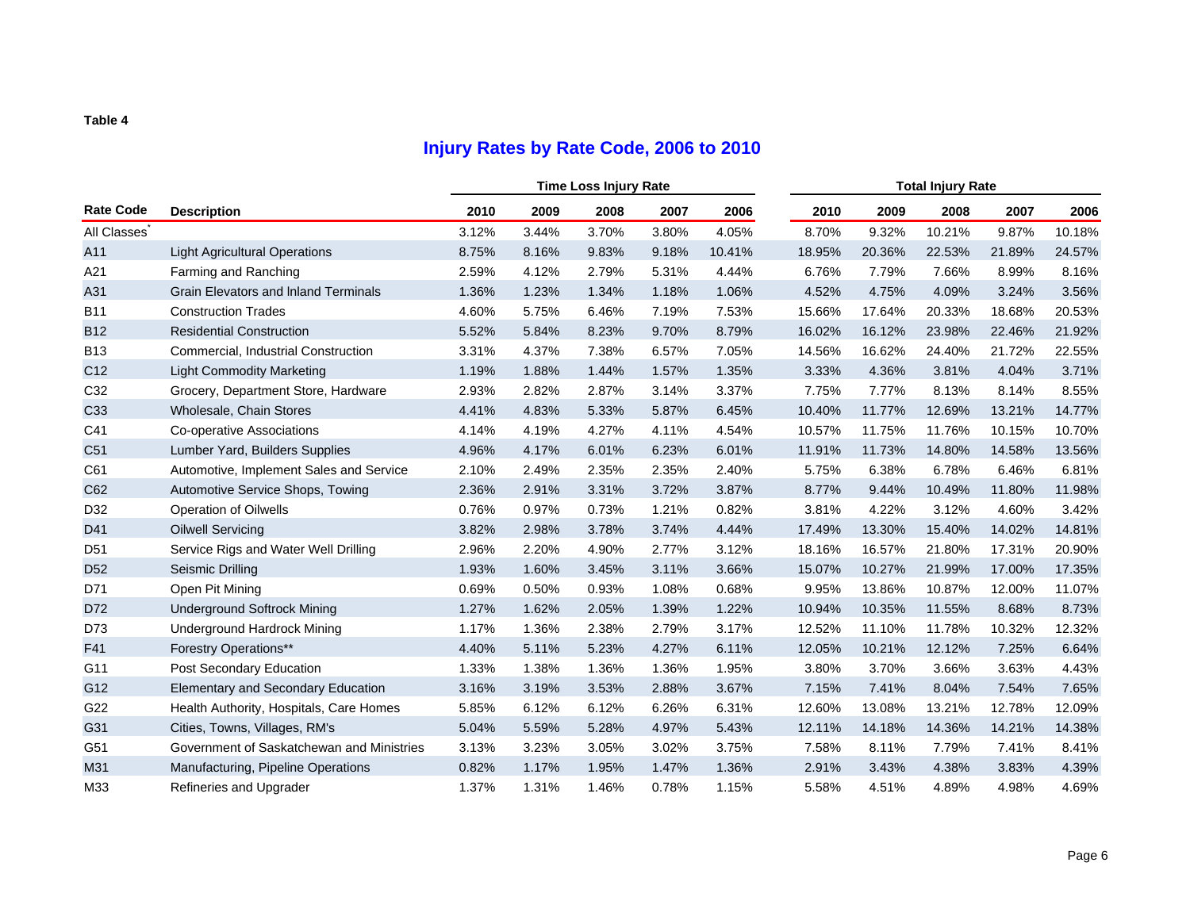**Table 4**

## Injury Rates by Rate Code, 2006 to 2010

| Rate Code | Description | Time Loss Injury Rate | | | | | Total Injury Rate | | | | |
|---|---|---|---|---|---|---|---|---|---|---|---|
| | | 2010 | 2009 | 2008 | 2007 | 2006 | 2010 | 2009 | 2008 | 2007 | 2006 |
| All Classes* | | 3.12% | 3.44% | 3.70% | 3.80% | 4.05% | 8.70% | 9.32% | 10.21% | 9.87% | 10.18% |
| A11 | Light Agricultural Operations | 8.75% | 8.16% | 9.83% | 9.18% | 10.41% | 18.95% | 20.36% | 22.53% | 21.89% | 24.57% |
| A21 | Farming and Ranching | 2.59% | 4.12% | 2.79% | 5.31% | 4.44% | 6.76% | 7.79% | 7.66% | 8.99% | 8.16% |
| A31 | Grain Elevators and Inland Terminals | 1.36% | 1.23% | 1.34% | 1.18% | 1.06% | 4.52% | 4.75% | 4.09% | 3.24% | 3.56% |
| B11 | Construction Trades | 4.60% | 5.75% | 6.46% | 7.19% | 7.53% | 15.66% | 17.64% | 20.33% | 18.68% | 20.53% |
| B12 | Residential Construction | 5.52% | 5.84% | 8.23% | 9.70% | 8.79% | 16.02% | 16.12% | 23.98% | 22.46% | 21.92% |
| B13 | Commercial, Industrial Construction | 3.31% | 4.37% | 7.38% | 6.57% | 7.05% | 14.56% | 16.62% | 24.40% | 21.72% | 22.55% |
| C12 | Light Commodity Marketing | 1.19% | 1.88% | 1.44% | 1.57% | 1.35% | 3.33% | 4.36% | 3.81% | 4.04% | 3.71% |
| C32 | Grocery, Department Store, Hardware | 2.93% | 2.82% | 2.87% | 3.14% | 3.37% | 7.75% | 7.77% | 8.13% | 8.14% | 8.55% |
| C33 | Wholesale, Chain Stores | 4.41% | 4.83% | 5.33% | 5.87% | 6.45% | 10.40% | 11.77% | 12.69% | 13.21% | 14.77% |
| C41 | Co-operative Associations | 4.14% | 4.19% | 4.27% | 4.11% | 4.54% | 10.57% | 11.75% | 11.76% | 10.15% | 10.70% |
| C51 | Lumber Yard, Builders Supplies | 4.96% | 4.17% | 6.01% | 6.23% | 6.01% | 11.91% | 11.73% | 14.80% | 14.58% | 13.56% |
| C61 | Automotive, Implement Sales and Service | 2.10% | 2.49% | 2.35% | 2.35% | 2.40% | 5.75% | 6.38% | 6.78% | 6.46% | 6.81% |
| C62 | Automotive Service Shops, Towing | 2.36% | 2.91% | 3.31% | 3.72% | 3.87% | 8.77% | 9.44% | 10.49% | 11.80% | 11.98% |
| D32 | Operation of Oilwells | 0.76% | 0.97% | 0.73% | 1.21% | 0.82% | 3.81% | 4.22% | 3.12% | 4.60% | 3.42% |
| D41 | Oilwell Servicing | 3.82% | 2.98% | 3.78% | 3.74% | 4.44% | 17.49% | 13.30% | 15.40% | 14.02% | 14.81% |
| D51 | Service Rigs and Water Well Drilling | 2.96% | 2.20% | 4.90% | 2.77% | 3.12% | 18.16% | 16.57% | 21.80% | 17.31% | 20.90% |
| D52 | Seismic Drilling | 1.93% | 1.60% | 3.45% | 3.11% | 3.66% | 15.07% | 10.27% | 21.99% | 17.00% | 17.35% |
| D71 | Open Pit Mining | 0.69% | 0.50% | 0.93% | 1.08% | 0.68% | 9.95% | 13.86% | 10.87% | 12.00% | 11.07% |
| D72 | Underground Softrock Mining | 1.27% | 1.62% | 2.05% | 1.39% | 1.22% | 10.94% | 10.35% | 11.55% | 8.68% | 8.73% |
| D73 | Underground Hardrock Mining | 1.17% | 1.36% | 2.38% | 2.79% | 3.17% | 12.52% | 11.10% | 11.78% | 10.32% | 12.32% |
| F41 | Forestry Operations** | 4.40% | 5.11% | 5.23% | 4.27% | 6.11% | 12.05% | 10.21% | 12.12% | 7.25% | 6.64% |
| G11 | Post Secondary Education | 1.33% | 1.38% | 1.36% | 1.36% | 1.95% | 3.80% | 3.70% | 3.66% | 3.63% | 4.43% |
| G12 | Elementary and Secondary Education | 3.16% | 3.19% | 3.53% | 2.88% | 3.67% | 7.15% | 7.41% | 8.04% | 7.54% | 7.65% |
| G22 | Health Authority, Hospitals, Care Homes | 5.85% | 6.12% | 6.12% | 6.26% | 6.31% | 12.60% | 13.08% | 13.21% | 12.78% | 12.09% |
| G31 | Cities, Towns, Villages, RM's | 5.04% | 5.59% | 5.28% | 4.97% | 5.43% | 12.11% | 14.18% | 14.36% | 14.21% | 14.38% |
| G51 | Government of Saskatchewan and Ministries | 3.13% | 3.23% | 3.05% | 3.02% | 3.75% | 7.58% | 8.11% | 7.79% | 7.41% | 8.41% |
| M31 | Manufacturing, Pipeline Operations | 0.82% | 1.17% | 1.95% | 1.47% | 1.36% | 2.91% | 3.43% | 4.38% | 3.83% | 4.39% |
| M33 | Refineries and Upgrader | 1.37% | 1.31% | 1.46% | 0.78% | 1.15% | 5.58% | 4.51% | 4.89% | 4.98% | 4.69% |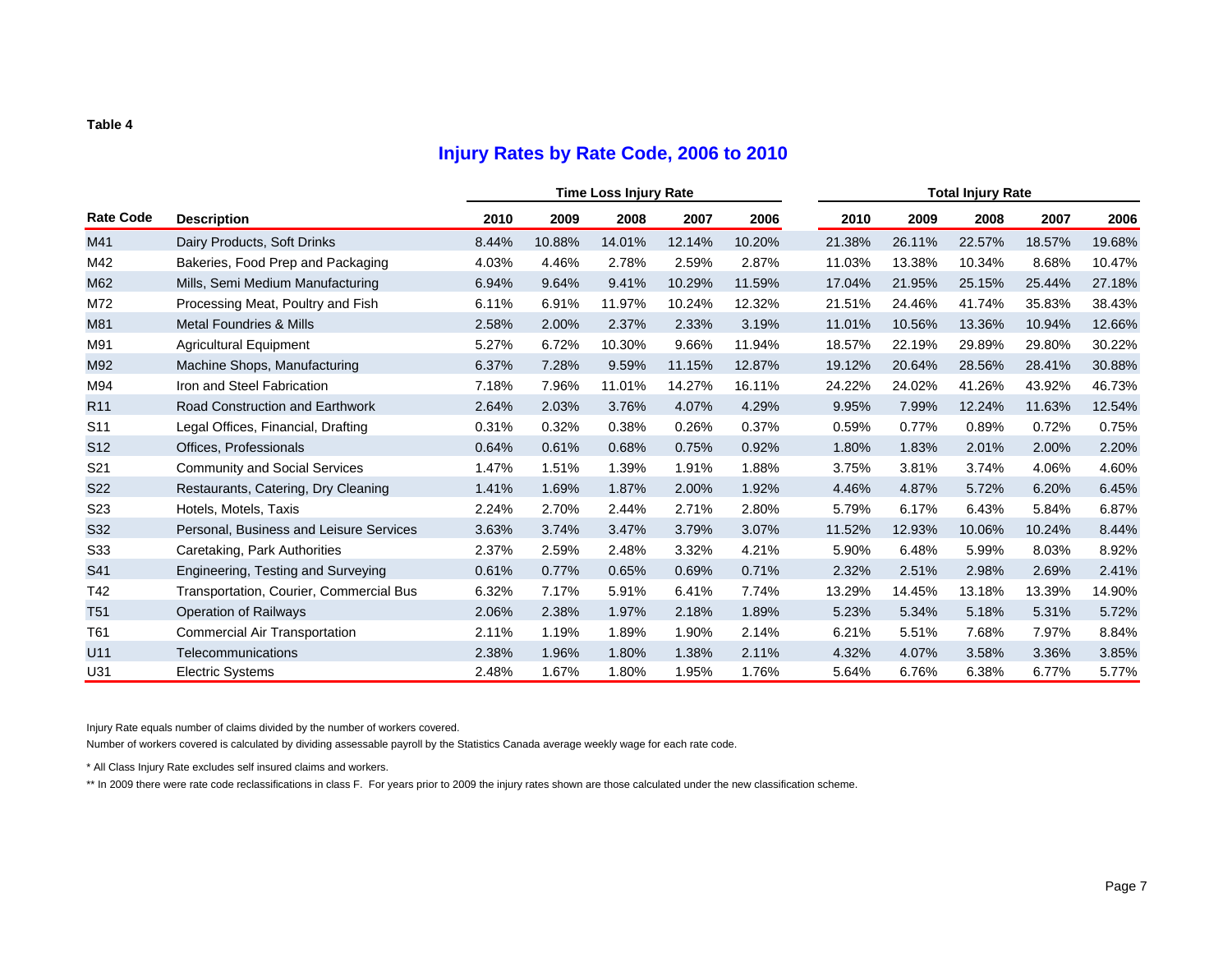**Table 4**

## Injury Rates by Rate Code, 2006 to 2010

| Rate Code | Description | Time Loss Injury Rate | | | | | Total Injury Rate | | | | |
|---|---|---|---|---|---|---|---|---|---|---|---|
| | | 2010 | 2009 | 2008 | 2007 | 2006 | 2010 | 2009 | 2008 | 2007 | 2006 |
| M41 | Dairy Products, Soft Drinks | 8.44% | 10.88% | 14.01% | 12.14% | 10.20% | 21.38% | 26.11% | 22.57% | 18.57% | 19.68% |
| M42 | Bakeries, Food Prep and Packaging | 4.03% | 4.46% | 2.78% | 2.59% | 2.87% | 11.03% | 13.38% | 10.34% | 8.68% | 10.47% |
| M62 | Mills, Semi Medium Manufacturing | 6.94% | 9.64% | 9.41% | 10.29% | 11.59% | 17.04% | 21.95% | 25.15% | 25.44% | 27.18% |
| M72 | Processing Meat, Poultry and Fish | 6.11% | 6.91% | 11.97% | 10.24% | 12.32% | 21.51% | 24.46% | 41.74% | 35.83% | 38.43% |
| M81 | Metal Foundries & Mills | 2.58% | 2.00% | 2.37% | 2.33% | 3.19% | 11.01% | 10.56% | 13.36% | 10.94% | 12.66% |
| M91 | Agricultural Equipment | 5.27% | 6.72% | 10.30% | 9.66% | 11.94% | 18.57% | 22.19% | 29.89% | 29.80% | 30.22% |
| M92 | Machine Shops, Manufacturing | 6.37% | 7.28% | 9.59% | 11.15% | 12.87% | 19.12% | 20.64% | 28.56% | 28.41% | 30.88% |
| M94 | Iron and Steel Fabrication | 7.18% | 7.96% | 11.01% | 14.27% | 16.11% | 24.22% | 24.02% | 41.26% | 43.92% | 46.73% |
| R11 | Road Construction and Earthwork | 2.64% | 2.03% | 3.76% | 4.07% | 4.29% | 9.95% | 7.99% | 12.24% | 11.63% | 12.54% |
| S11 | Legal Offices, Financial, Drafting | 0.31% | 0.32% | 0.38% | 0.26% | 0.37% | 0.59% | 0.77% | 0.89% | 0.72% | 0.75% |
| S12 | Offices, Professionals | 0.64% | 0.61% | 0.68% | 0.75% | 0.92% | 1.80% | 1.83% | 2.01% | 2.00% | 2.20% |
| S21 | Community and Social Services | 1.47% | 1.51% | 1.39% | 1.91% | 1.88% | 3.75% | 3.81% | 3.74% | 4.06% | 4.60% |
| S22 | Restaurants, Catering, Dry Cleaning | 1.41% | 1.69% | 1.87% | 2.00% | 1.92% | 4.46% | 4.87% | 5.72% | 6.20% | 6.45% |
| S23 | Hotels, Motels, Taxis | 2.24% | 2.70% | 2.44% | 2.71% | 2.80% | 5.79% | 6.17% | 6.43% | 5.84% | 6.87% |
| S32 | Personal, Business and Leisure Services | 3.63% | 3.74% | 3.47% | 3.79% | 3.07% | 11.52% | 12.93% | 10.06% | 10.24% | 8.44% |
| S33 | Caretaking, Park Authorities | 2.37% | 2.59% | 2.48% | 3.32% | 4.21% | 5.90% | 6.48% | 5.99% | 8.03% | 8.92% |
| S41 | Engineering, Testing and Surveying | 0.61% | 0.77% | 0.65% | 0.69% | 0.71% | 2.32% | 2.51% | 2.98% | 2.69% | 2.41% |
| T42 | Transportation, Courier, Commercial Bus | 6.32% | 7.17% | 5.91% | 6.41% | 7.74% | 13.29% | 14.45% | 13.18% | 13.39% | 14.90% |
| T51 | Operation of Railways | 2.06% | 2.38% | 1.97% | 2.18% | 1.89% | 5.23% | 5.34% | 5.18% | 5.31% | 5.72% |
| T61 | Commercial Air Transportation | 2.11% | 1.19% | 1.89% | 1.90% | 2.14% | 6.21% | 5.51% | 7.68% | 7.97% | 8.84% |
| U11 | Telecommunications | 2.38% | 1.96% | 1.80% | 1.38% | 2.11% | 4.32% | 4.07% | 3.58% | 3.36% | 3.85% |
| U31 | Electric Systems | 2.48% | 1.67% | 1.80% | 1.95% | 1.76% | 5.64% | 6.76% | 6.38% | 6.77% | 5.77% |

Injury Rate equals number of claims divided by the number of workers covered.

Number of workers covered is calculated by dividing assessable payroll by the Statistics Canada average weekly wage for each rate code.

* All Class Injury Rate excludes self insured claims and workers.

** In 2009 there were rate code reclassifications in class F. For years prior to 2009 the injury rates shown are those calculated under the new classification scheme.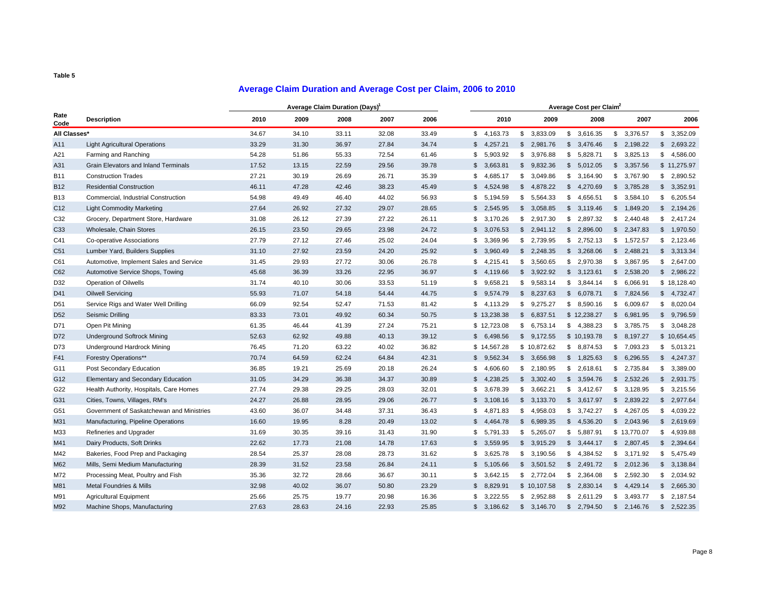**Table 5**

## Average Claim Duration and Average Cost per Claim, 2006 to 2010

| Rate Code | Description | Average Claim Duration (Days)[1] | | | | | Average Cost per Claim[2] | | | | |
|---|---|---|---|---|---|---|---|---|---|---|---|
| | | 2010 | 2009 | 2008 | 2007 | 2006 | 2010 | 2009 | 2008 | 2007 | 2006 |
| **All Classes*** | | 34.67 | 34.10 | 33.11 | 32.08 | 33.49 | $ 4,163.73 | $ 3,833.09 | $ 3,616.35 | $ 3,376.57 | $ 3,352.09 |
| A11 | Light Agricultural Operations | 33.29 | 31.30 | 36.97 | 27.84 | 34.74 | $ 4,257.21 | $ 2,981.76 | $ 3,476.46 | $ 2,198.22 | $ 2,693.22 |
| A21 | Farming and Ranching | 54.28 | 51.86 | 55.33 | 72.54 | 61.46 | $ 5,903.92 | $ 3,976.88 | $ 5,828.71 | $ 3,825.13 | $ 4,586.00 |
| A31 | Grain Elevators and Inland Terminals | 17.52 | 13.15 | 22.59 | 29.56 | 39.78 | $ 3,663.81 | $ 9,832.36 | $ 5,012.05 | $ 3,357.56 | $ 11,275.97 |
| B11 | Construction Trades | 27.21 | 30.19 | 26.69 | 26.71 | 35.39 | $ 4,685.17 | $ 3,049.86 | $ 3,164.90 | $ 3,767.90 | $ 2,890.52 |
| B12 | Residential Construction | 46.11 | 47.28 | 42.46 | 38.23 | 45.49 | $ 4,524.98 | $ 4,878.22 | $ 4,270.69 | $ 3,785.28 | $ 3,352.91 |
| B13 | Commercial, Industrial Construction | 54.98 | 49.49 | 46.40 | 44.02 | 56.93 | $ 5,194.59 | $ 5,564.33 | $ 4,656.51 | $ 3,584.10 | $ 6,205.54 |
| C12 | Light Commodity Marketing | 27.64 | 26.92 | 27.32 | 29.07 | 28.65 | $ 2,545.95 | $ 3,058.85 | $ 3,119.46 | $ 1,849.20 | $ 2,194.26 |
| C32 | Grocery, Department Store, Hardware | 31.08 | 26.12 | 27.39 | 27.22 | 26.11 | $ 3,170.26 | $ 2,917.30 | $ 2,897.32 | $ 2,440.48 | $ 2,417.24 |
| C33 | Wholesale, Chain Stores | 26.15 | 23.50 | 29.65 | 23.98 | 24.72 | $ 3,076.53 | $ 2,941.12 | $ 2,896.00 | $ 2,347.83 | $ 1,970.50 |
| C41 | Co-operative Associations | 27.79 | 27.12 | 27.46 | 25.02 | 24.04 | $ 3,369.96 | $ 2,739.95 | $ 2,752.13 | $ 1,572.57 | $ 2,123.46 |
| C51 | Lumber Yard, Builders Supplies | 31.10 | 27.92 | 23.59 | 24.20 | 25.92 | $ 3,960.49 | $ 2,248.35 | $ 3,268.06 | $ 2,488.21 | $ 3,313.34 |
| C61 | Automotive, Implement Sales and Service | 31.45 | 29.93 | 27.72 | 30.06 | 26.78 | $ 4,215.41 | $ 3,560.65 | $ 2,970.38 | $ 3,867.95 | $ 2,647.00 |
| C62 | Automotive Service Shops, Towing | 45.68 | 36.39 | 33.26 | 22.95 | 36.97 | $ 4,119.66 | $ 3,922.92 | $ 3,123.61 | $ 2,538.20 | $ 2,986.22 |
| D32 | Operation of Oilwells | 31.74 | 40.10 | 30.06 | 33.53 | 51.19 | $ 9,658.21 | $ 9,583.14 | $ 3,844.14 | $ 6,066.91 | $ 18,128.40 |
| D41 | Oilwell Servicing | 55.93 | 71.07 | 54.18 | 54.44 | 44.75 | $ 9,574.79 | $ 8,237.63 | $ 6,078.71 | $ 7,824.56 | $ 4,732.47 |
| D51 | Service Rigs and Water Well Drilling | 66.09 | 92.54 | 52.47 | 71.53 | 81.42 | $ 4,113.29 | $ 9,275.27 | $ 8,590.16 | $ 6,009.67 | $ 8,020.04 |
| D52 | Seismic Drilling | 83.33 | 73.01 | 49.92 | 60.34 | 50.75 | $ 13,238.38 | $ 6,837.51 | $ 12,238.27 | $ 6,981.95 | $ 9,796.59 |
| D71 | Open Pit Mining | 61.35 | 46.44 | 41.39 | 27.24 | 75.21 | $ 12,723.08 | $ 6,753.14 | $ 4,388.23 | $ 3,785.75 | $ 3,048.28 |
| D72 | Underground Softrock Mining | 52.63 | 62.92 | 49.88 | 40.13 | 39.12 | $ 6,498.56 | $ 9,172.55 | $ 10,193.78 | $ 8,197.27 | $ 10,654.45 |
| D73 | Underground Hardrock Mining | 76.45 | 71.20 | 63.22 | 40.02 | 36.82 | $ 14,567.28 | $ 10,872.62 | $ 8,874.53 | $ 7,093.23 | $ 5,013.21 |
| F41 | Forestry Operations** | 70.74 | 64.59 | 62.24 | 64.84 | 42.31 | $ 9,562.34 | $ 3,656.98 | $ 1,825.63 | $ 6,296.55 | $ 4,247.37 |
| G11 | Post Secondary Education | 36.85 | 19.21 | 25.69 | 20.18 | 26.24 | $ 4,606.60 | $ 2,180.95 | $ 2,618.61 | $ 2,735.84 | $ 3,389.00 |
| G12 | Elementary and Secondary Education | 31.05 | 34.29 | 36.38 | 34.37 | 30.89 | $ 4,238.25 | $ 3,302.40 | $ 3,594.76 | $ 2,532.26 | $ 2,931.75 |
| G22 | Health Authority, Hospitals, Care Homes | 27.74 | 29.38 | 29.25 | 28.03 | 32.01 | $ 3,678.39 | $ 3,662.21 | $ 3,412.67 | $ 3,128.95 | $ 3,215.56 |
| G31 | Cities, Towns, Villages, RM's | 24.27 | 26.88 | 28.95 | 29.06 | 26.77 | $ 3,108.16 | $ 3,133.70 | $ 3,617.97 | $ 2,839.22 | $ 2,977.64 |
| G51 | Government of Saskatchewan and Ministries | 43.60 | 36.07 | 34.48 | 37.31 | 36.43 | $ 4,871.83 | $ 4,958.03 | $ 3,742.27 | $ 4,267.05 | $ 4,039.22 |
| M31 | Manufacturing, Pipeline Operations | 16.60 | 19.95 | 8.28 | 20.49 | 13.02 | $ 4,464.78 | $ 6,989.35 | $ 4,536.20 | $ 2,043.96 | $ 2,619.69 |
| M33 | Refineries and Upgrader | 31.69 | 30.35 | 39.16 | 31.43 | 31.90 | $ 5,791.33 | $ 5,265.07 | $ 5,887.91 | $ 13,770.07 | $ 4,939.88 |
| M41 | Dairy Products, Soft Drinks | 22.62 | 17.73 | 21.08 | 14.78 | 17.63 | $ 3,559.95 | $ 3,915.29 | $ 3,444.17 | $ 2,807.45 | $ 2,394.64 |
| M42 | Bakeries, Food Prep and Packaging | 28.54 | 25.37 | 28.08 | 28.73 | 31.62 | $ 3,625.78 | $ 3,190.56 | $ 4,384.52 | $ 3,171.92 | $ 5,475.49 |
| M62 | Mills, Semi Medium Manufacturing | 28.39 | 31.52 | 23.58 | 26.84 | 24.11 | $ 5,105.66 | $ 3,501.52 | $ 2,491.72 | $ 2,012.36 | $ 3,138.84 |
| M72 | Processing Meat, Poultry and Fish | 35.36 | 32.72 | 28.66 | 36.67 | 30.11 | $ 3,642.15 | $ 2,772.04 | $ 2,364.08 | $ 2,592.30 | $ 2,034.92 |
| M81 | Metal Foundries & Mills | 32.98 | 40.02 | 36.07 | 50.80 | 23.29 | $ 8,829.91 | $ 10,107.58 | $ 2,830.14 | $ 4,429.14 | $ 2,665.30 |
| M91 | Agricultural Equipment | 25.66 | 25.75 | 19.77 | 20.98 | 16.36 | $ 3,222.55 | $ 2,952.88 | $ 2,611.29 | $ 3,493.77 | $ 2,187.54 |
| M92 | Machine Shops, Manufacturing | 27.63 | 28.63 | 24.16 | 22.93 | 25.85 | $ 3,186.62 | $ 3,146.70 | $ 2,794.50 | $ 2,146.76 | $ 2,522.35 |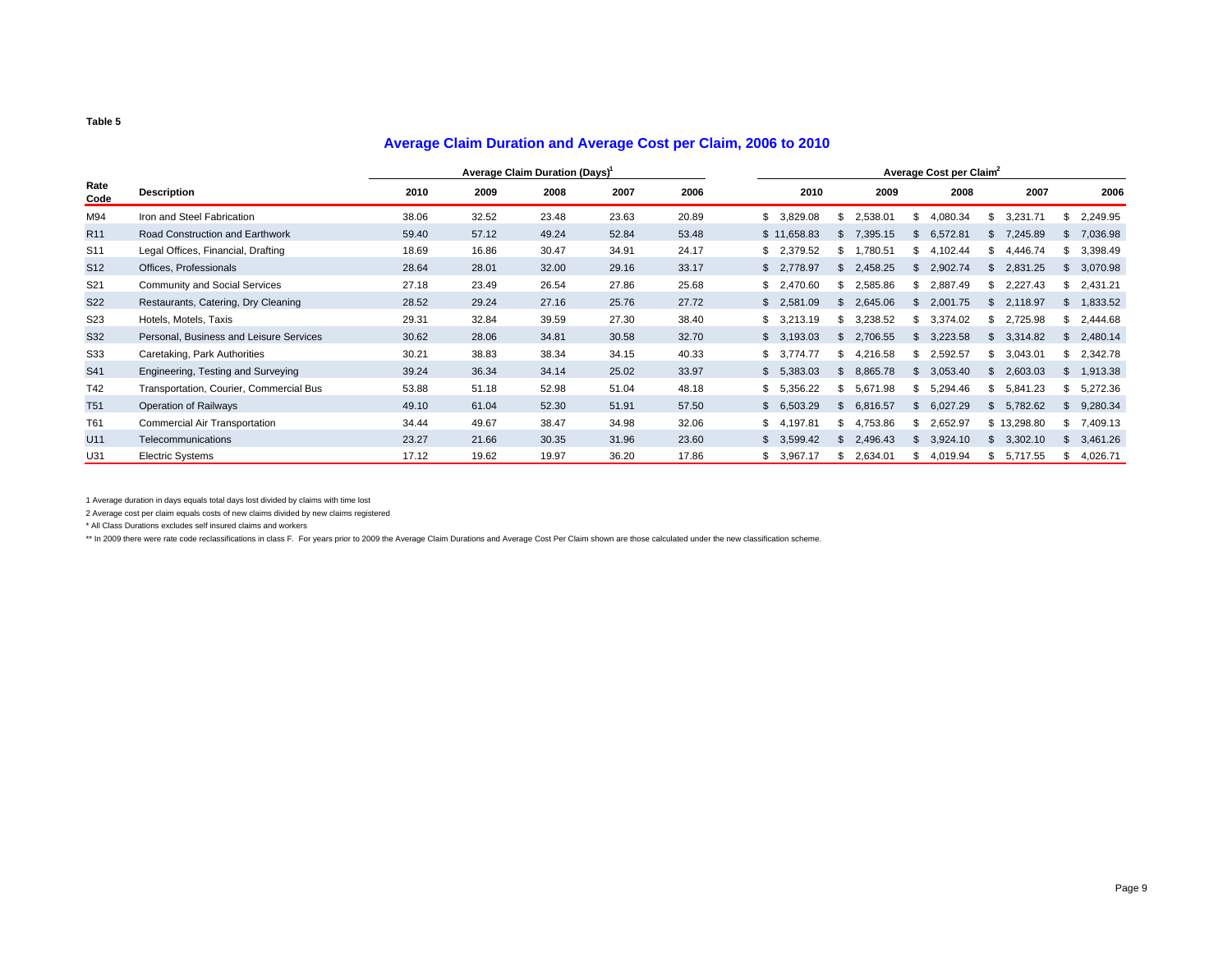**Table 5**

## Average Claim Duration and Average Cost per Claim, 2006 to 2010

| Rate Code | Description | Average Claim Duration (Days)[1] | | | | | Average Cost per Claim[2] | | | | |
|---|---|---|---|---|---|---|---|---|---|---|---|
| | | 2010 | 2009 | 2008 | 2007 | 2006 | 2010 | 2009 | 2008 | 2007 | 2006 |
| M94 | Iron and Steel Fabrication | 38.06 | 32.52 | 23.48 | 23.63 | 20.89 | $ 3,829.08 | $ 2,538.01 | $ 4,080.34 | $ 3,231.71 | $ 2,249.95 |
| R11 | Road Construction and Earthwork | 59.40 | 57.12 | 49.24 | 52.84 | 53.48 | $ 11,658.83 | $ 7,395.15 | $ 6,572.81 | $ 7,245.89 | $ 7,036.98 |
| S11 | Legal Offices, Financial, Drafting | 18.69 | 16.86 | 30.47 | 34.91 | 24.17 | $ 2,379.52 | $ 1,780.51 | $ 4,102.44 | $ 4,446.74 | $ 3,398.49 |
| S12 | Offices, Professionals | 28.64 | 28.01 | 32.00 | 29.16 | 33.17 | $ 2,778.97 | $ 2,458.25 | $ 2,902.74 | $ 2,831.25 | $ 3,070.98 |
| S21 | Community and Social Services | 27.18 | 23.49 | 26.54 | 27.86 | 25.68 | $ 2,470.60 | $ 2,585.86 | $ 2,887.49 | $ 2,227.43 | $ 2,431.21 |
| S22 | Restaurants, Catering, Dry Cleaning | 28.52 | 29.24 | 27.16 | 25.76 | 27.72 | $ 2,581.09 | $ 2,645.06 | $ 2,001.75 | $ 2,118.97 | $ 1,833.52 |
| S23 | Hotels, Motels, Taxis | 29.31 | 32.84 | 39.59 | 27.30 | 38.40 | $ 3,213.19 | $ 3,238.52 | $ 3,374.02 | $ 2,725.98 | $ 2,444.68 |
| S32 | Personal, Business and Leisure Services | 30.62 | 28.06 | 34.81 | 30.58 | 32.70 | $ 3,193.03 | $ 2,706.55 | $ 3,223.58 | $ 3,314.82 | $ 2,480.14 |
| S33 | Caretaking, Park Authorities | 30.21 | 38.83 | 38.34 | 34.15 | 40.33 | $ 3,774.77 | $ 4,216.58 | $ 2,592.57 | $ 3,043.01 | $ 2,342.78 |
| S41 | Engineering, Testing and Surveying | 39.24 | 36.34 | 34.14 | 25.02 | 33.97 | $ 5,383.03 | $ 8,865.78 | $ 3,053.40 | $ 2,603.03 | $ 1,913.38 |
| T42 | Transportation, Courier, Commercial Bus | 53.88 | 51.18 | 52.98 | 51.04 | 48.18 | $ 5,356.22 | $ 5,671.98 | $ 5,294.46 | $ 5,841.23 | $ 5,272.36 |
| T51 | Operation of Railways | 49.10 | 61.04 | 52.30 | 51.91 | 57.50 | $ 6,503.29 | $ 6,816.57 | $ 6,027.29 | $ 5,782.62 | $ 9,280.34 |
| T61 | Commercial Air Transportation | 34.44 | 49.67 | 38.47 | 34.98 | 32.06 | $ 4,197.81 | $ 4,753.86 | $ 2,652.97 | $ 13,298.80 | $ 7,409.13 |
| U11 | Telecommunications | 23.27 | 21.66 | 30.35 | 31.96 | 23.60 | $ 3,599.42 | $ 2,496.43 | $ 3,924.10 | $ 3,302.10 | $ 3,461.26 |
| U31 | Electric Systems | 17.12 | 19.62 | 19.97 | 36.20 | 17.86 | $ 3,967.17 | $ 2,634.01 | $ 4,019.94 | $ 5,717.55 | $ 4,026.71 |

1 Average duration in days equals total days lost divided by claims with time lost

2 Average cost per claim equals costs of new claims divided by new claims registered

* All Class Durations excludes self insured claims and workers

** In 2009 there were rate code reclassifications in class F. For years prior to 2009 the Average Claim Durations and Average Cost Per Claim shown are those calculated under the new classification scheme.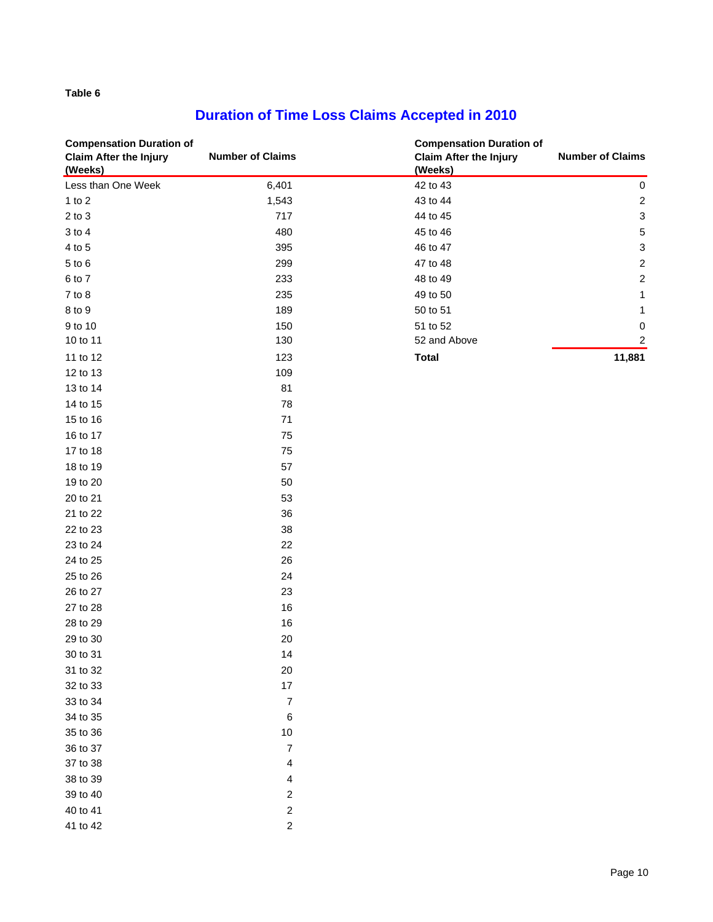Table 6

## Duration of Time Loss Claims Accepted in 2010

| Compensation Duration of Claim After the Injury (Weeks) | Number of Claims |
|---|---|
| Less than One Week | 6,401 |
| 1 to 2 | 1,543 |
| 2 to 3 | 717 |
| 3 to 4 | 480 |
| 4 to 5 | 395 |
| 5 to 6 | 299 |
| 6 to 7 | 233 |
| 7 to 8 | 235 |
| 8 to 9 | 189 |
| 9 to 10 | 150 |
| 10 to 11 | 130 |
| 11 to 12 | 123 |
| 12 to 13 | 109 |
| 13 to 14 | 81 |
| 14 to 15 | 78 |
| 15 to 16 | 71 |
| 16 to 17 | 75 |
| 17 to 18 | 75 |
| 18 to 19 | 57 |
| 19 to 20 | 50 |
| 20 to 21 | 53 |
| 21 to 22 | 36 |
| 22 to 23 | 38 |
| 23 to 24 | 22 |
| 24 to 25 | 26 |
| 25 to 26 | 24 |
| 26 to 27 | 23 |
| 27 to 28 | 16 |
| 28 to 29 | 16 |
| 29 to 30 | 20 |
| 30 to 31 | 14 |
| 31 to 32 | 20 |
| 32 to 33 | 17 |
| 33 to 34 | 7 |
| 34 to 35 | 6 |
| 35 to 36 | 10 |
| 36 to 37 | 7 |
| 37 to 38 | 4 |
| 38 to 39 | 4 |
| 39 to 40 | 2 |
| 40 to 41 | 2 |
| 41 to 42 | 2 |
| 42 to 43 | 0 |
| 43 to 44 | 2 |
| 44 to 45 | 3 |
| 45 to 46 | 5 |
| 46 to 47 | 3 |
| 47 to 48 | 2 |
| 48 to 49 | 2 |
| 49 to 50 | 1 |
| 50 to 51 | 1 |
| 51 to 52 | 0 |
| 52 and Above | 2 |
| **Total** | **11,881** |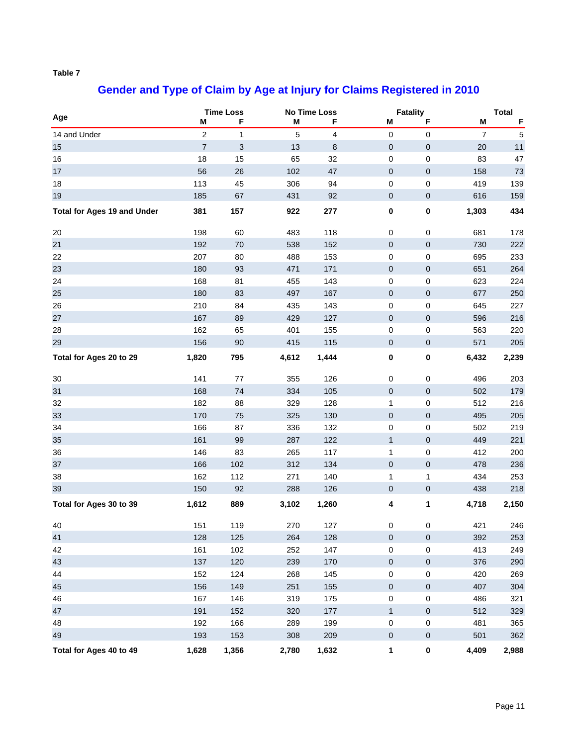**Table 7**

## Gender and Type of Claim by Age at Injury for Claims Registered in 2010

| Age | Time Loss | | No Time Loss | | Fatality | | Total | |
|---|---|---|---|---|---|---|---|---|
| | M | F | M | F | M | F | M | F |
| 14 and Under | 2 | 1 | 5 | 4 | 0 | 0 | 7 | 5 |
| 15 | 7 | 3 | 13 | 8 | 0 | 0 | 20 | 11 |
| 16 | 18 | 15 | 65 | 32 | 0 | 0 | 83 | 47 |
| 17 | 56 | 26 | 102 | 47 | 0 | 0 | 158 | 73 |
| 18 | 113 | 45 | 306 | 94 | 0 | 0 | 419 | 139 |
| 19 | 185 | 67 | 431 | 92 | 0 | 0 | 616 | 159 |
| **Total for Ages 19 and Under** | **381** | **157** | **922** | **277** | **0** | **0** | **1,303** | **434** |
| 20 | 198 | 60 | 483 | 118 | 0 | 0 | 681 | 178 |
| 21 | 192 | 70 | 538 | 152 | 0 | 0 | 730 | 222 |
| 22 | 207 | 80 | 488 | 153 | 0 | 0 | 695 | 233 |
| 23 | 180 | 93 | 471 | 171 | 0 | 0 | 651 | 264 |
| 24 | 168 | 81 | 455 | 143 | 0 | 0 | 623 | 224 |
| 25 | 180 | 83 | 497 | 167 | 0 | 0 | 677 | 250 |
| 26 | 210 | 84 | 435 | 143 | 0 | 0 | 645 | 227 |
| 27 | 167 | 89 | 429 | 127 | 0 | 0 | 596 | 216 |
| 28 | 162 | 65 | 401 | 155 | 0 | 0 | 563 | 220 |
| 29 | 156 | 90 | 415 | 115 | 0 | 0 | 571 | 205 |
| **Total for Ages 20 to 29** | **1,820** | **795** | **4,612** | **1,444** | **0** | **0** | **6,432** | **2,239** |
| 30 | 141 | 77 | 355 | 126 | 0 | 0 | 496 | 203 |
| 31 | 168 | 74 | 334 | 105 | 0 | 0 | 502 | 179 |
| 32 | 182 | 88 | 329 | 128 | 1 | 0 | 512 | 216 |
| 33 | 170 | 75 | 325 | 130 | 0 | 0 | 495 | 205 |
| 34 | 166 | 87 | 336 | 132 | 0 | 0 | 502 | 219 |
| 35 | 161 | 99 | 287 | 122 | 1 | 0 | 449 | 221 |
| 36 | 146 | 83 | 265 | 117 | 1 | 0 | 412 | 200 |
| 37 | 166 | 102 | 312 | 134 | 0 | 0 | 478 | 236 |
| 38 | 162 | 112 | 271 | 140 | 1 | 1 | 434 | 253 |
| 39 | 150 | 92 | 288 | 126 | 0 | 0 | 438 | 218 |
| **Total for Ages 30 to 39** | **1,612** | **889** | **3,102** | **1,260** | **4** | **1** | **4,718** | **2,150** |
| 40 | 151 | 119 | 270 | 127 | 0 | 0 | 421 | 246 |
| 41 | 128 | 125 | 264 | 128 | 0 | 0 | 392 | 253 |
| 42 | 161 | 102 | 252 | 147 | 0 | 0 | 413 | 249 |
| 43 | 137 | 120 | 239 | 170 | 0 | 0 | 376 | 290 |
| 44 | 152 | 124 | 268 | 145 | 0 | 0 | 420 | 269 |
| 45 | 156 | 149 | 251 | 155 | 0 | 0 | 407 | 304 |
| 46 | 167 | 146 | 319 | 175 | 0 | 0 | 486 | 321 |
| 47 | 191 | 152 | 320 | 177 | 1 | 0 | 512 | 329 |
| 48 | 192 | 166 | 289 | 199 | 0 | 0 | 481 | 365 |
| 49 | 193 | 153 | 308 | 209 | 0 | 0 | 501 | 362 |
| **Total for Ages 40 to 49** | **1,628** | **1,356** | **2,780** | **1,632** | **1** | **0** | **4,409** | **2,988** |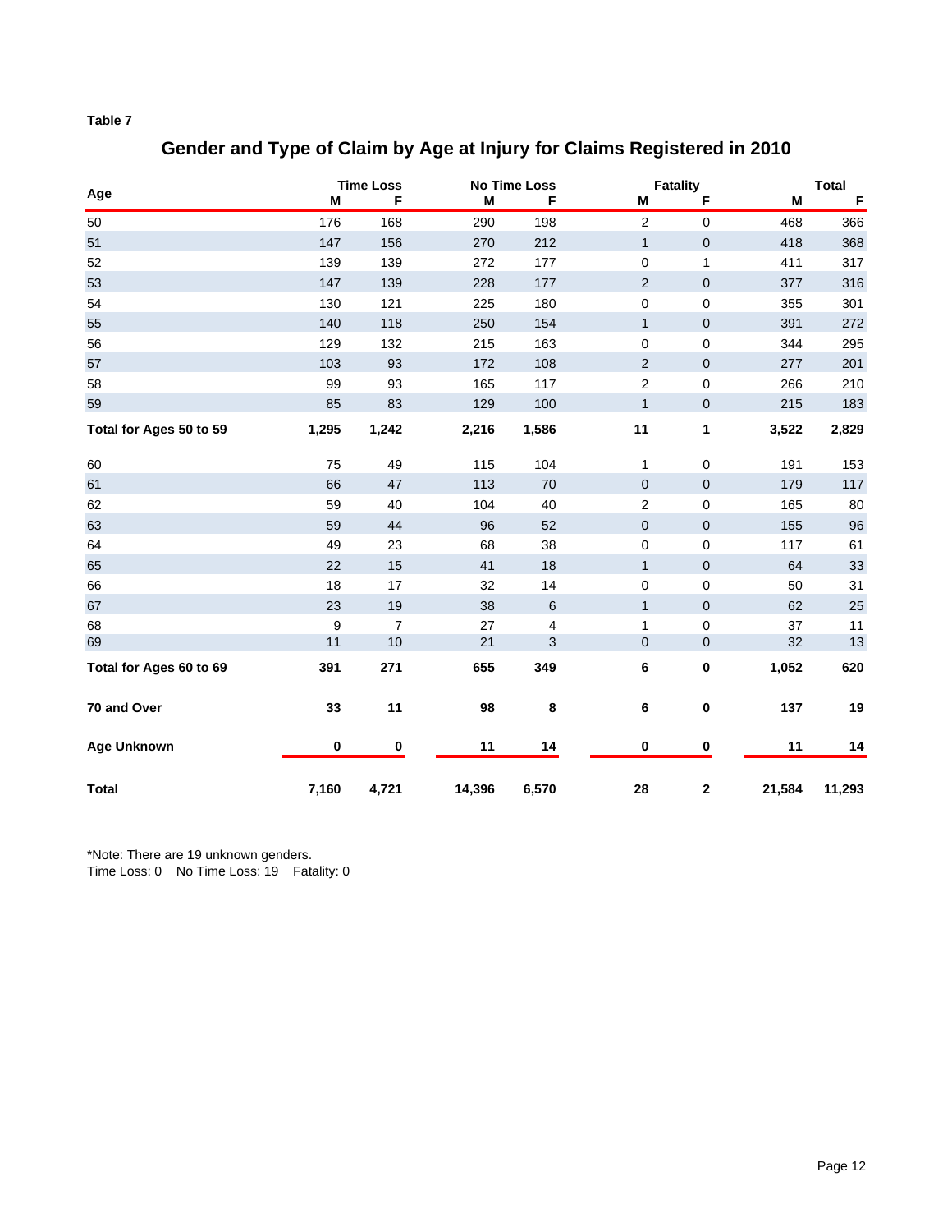**Table 7**

## Gender and Type of Claim by Age at Injury for Claims Registered in 2010

| Age | Time Loss | | No Time Loss | | Fatality | | Total | |
|---|---|---|---|---|---|---|---|---|
| | M | F | M | F | M | F | M | F |
| 50 | 176 | 168 | 290 | 198 | 2 | 0 | 468 | 366 |
| 51 | 147 | 156 | 270 | 212 | 1 | 0 | 418 | 368 |
| 52 | 139 | 139 | 272 | 177 | 0 | 1 | 411 | 317 |
| 53 | 147 | 139 | 228 | 177 | 2 | 0 | 377 | 316 |
| 54 | 130 | 121 | 225 | 180 | 0 | 0 | 355 | 301 |
| 55 | 140 | 118 | 250 | 154 | 1 | 0 | 391 | 272 |
| 56 | 129 | 132 | 215 | 163 | 0 | 0 | 344 | 295 |
| 57 | 103 | 93 | 172 | 108 | 2 | 0 | 277 | 201 |
| 58 | 99 | 93 | 165 | 117 | 2 | 0 | 266 | 210 |
| 59 | 85 | 83 | 129 | 100 | 1 | 0 | 215 | 183 |
| **Total for Ages 50 to 59** | **1,295** | **1,242** | **2,216** | **1,586** | **11** | **1** | **3,522** | **2,829** |
| 60 | 75 | 49 | 115 | 104 | 1 | 0 | 191 | 153 |
| 61 | 66 | 47 | 113 | 70 | 0 | 0 | 179 | 117 |
| 62 | 59 | 40 | 104 | 40 | 2 | 0 | 165 | 80 |
| 63 | 59 | 44 | 96 | 52 | 0 | 0 | 155 | 96 |
| 64 | 49 | 23 | 68 | 38 | 0 | 0 | 117 | 61 |
| 65 | 22 | 15 | 41 | 18 | 1 | 0 | 64 | 33 |
| 66 | 18 | 17 | 32 | 14 | 0 | 0 | 50 | 31 |
| 67 | 23 | 19 | 38 | 6 | 1 | 0 | 62 | 25 |
| 68 | 9 | 7 | 27 | 4 | 1 | 0 | 37 | 11 |
| 69 | 11 | 10 | 21 | 3 | 0 | 0 | 32 | 13 |
| **Total for Ages 60 to 69** | **391** | **271** | **655** | **349** | **6** | **0** | **1,052** | **620** |
| **70 and Over** | **33** | **11** | **98** | **8** | **6** | **0** | **137** | **19** |
| **Age Unknown** | **0** | **0** | **11** | **14** | **0** | **0** | **11** | **14** |
| **Total** | **7,160** | **4,721** | **14,396** | **6,570** | **28** | **2** | **21,584** | **11,293** |

*Note: There are 19 unknown genders.
Time Loss: 0 No Time Loss: 19 Fatality: 0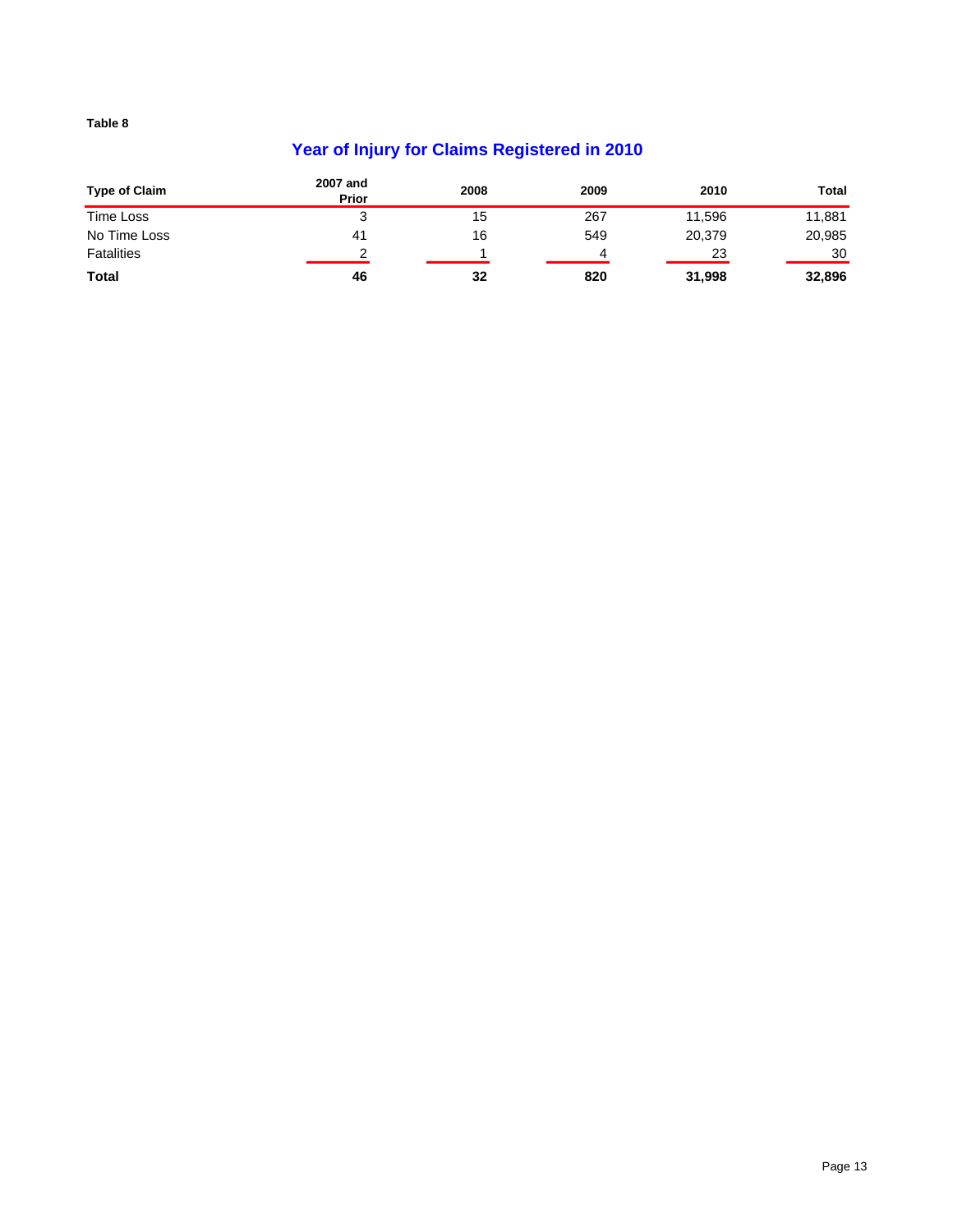**Table 8**

## Year of Injury for Claims Registered in 2010

| Type of Claim | 2007 and Prior | 2008 | 2009 | 2010 | Total |
|---|---|---|---|---|---|
| Time Loss | 3 | 15 | 267 | 11,596 | 11,881 |
| No Time Loss | 41 | 16 | 549 | 20,379 | 20,985 |
| Fatalities | 2 | 1 | 4 | 23 | 30 |
| **Total** | **46** | **32** | **820** | **31,998** | **32,896** |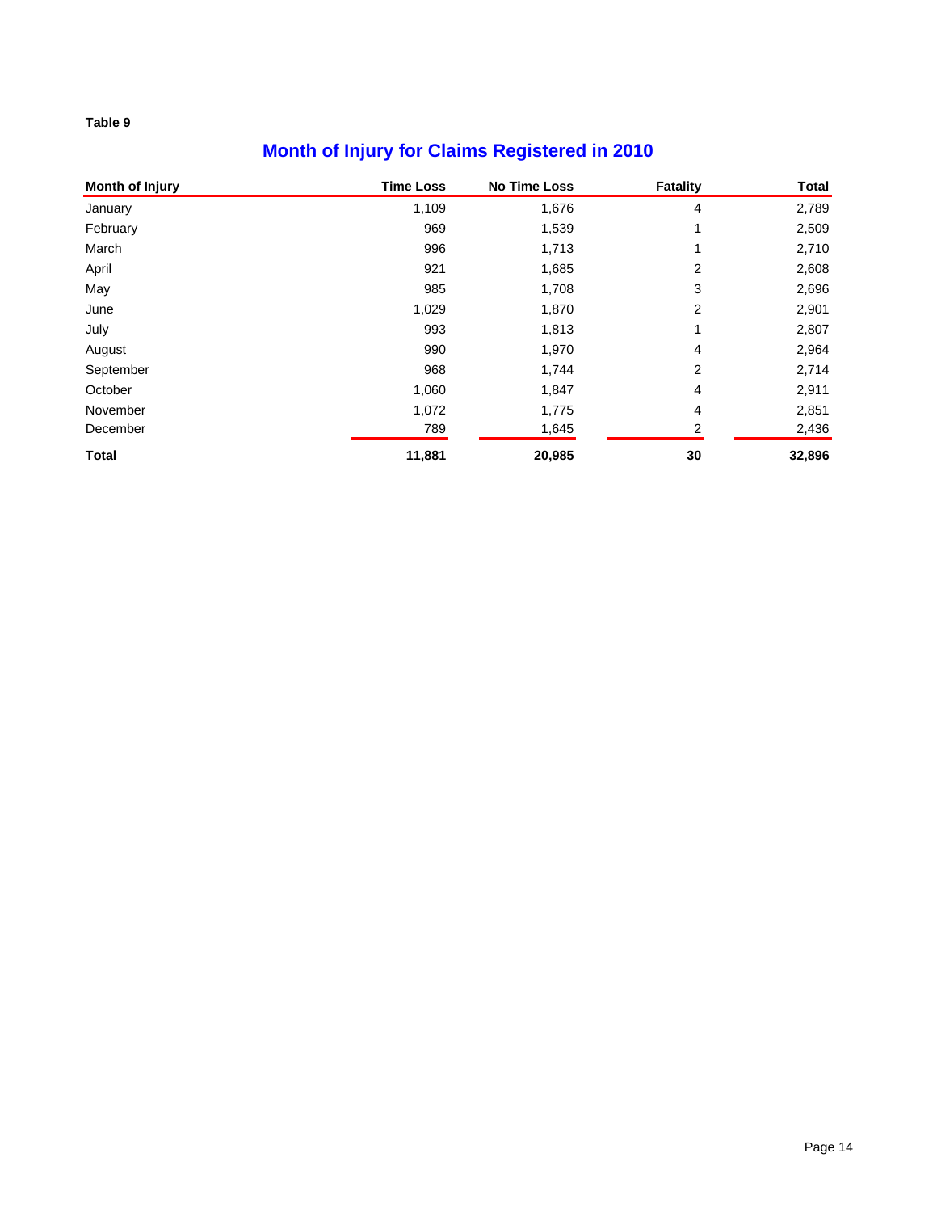**Table 9**

## Month of Injury for Claims Registered in 2010

| Month of Injury | Time Loss | No Time Loss | Fatality | Total |
|---|---|---|---|---|
| January | 1,109 | 1,676 | 4 | 2,789 |
| February | 969 | 1,539 | 1 | 2,509 |
| March | 996 | 1,713 | 1 | 2,710 |
| April | 921 | 1,685 | 2 | 2,608 |
| May | 985 | 1,708 | 3 | 2,696 |
| June | 1,029 | 1,870 | 2 | 2,901 |
| July | 993 | 1,813 | 1 | 2,807 |
| August | 990 | 1,970 | 4 | 2,964 |
| September | 968 | 1,744 | 2 | 2,714 |
| October | 1,060 | 1,847 | 4 | 2,911 |
| November | 1,072 | 1,775 | 4 | 2,851 |
| December | 789 | 1,645 | 2 | 2,436 |
| **Total** | **11,881** | **20,985** | **30** | **32,896** |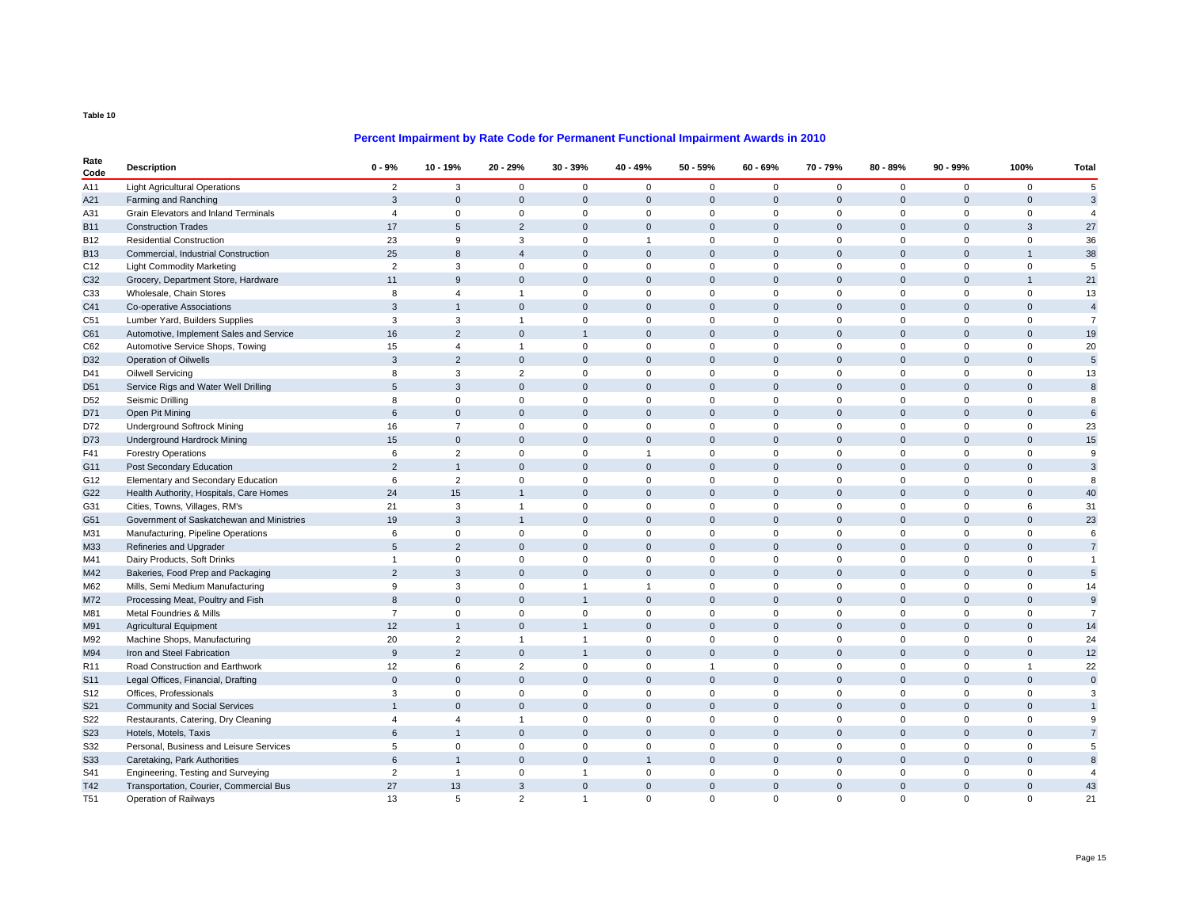Table 10

## Percent Impairment by Rate Code for Permanent Functional Impairment Awards in 2010

| Rate Code | Description | 0 - 9% | 10 - 19% | 20 - 29% | 30 - 39% | 40 - 49% | 50 - 59% | 60 - 69% | 70 - 79% | 80 - 89% | 90 - 99% | 100% | Total |
|---|---|---|---|---|---|---|---|---|---|---|---|---|---|
| A11 | Light Agricultural Operations | 2 | 3 | 0 | 0 | 0 | 0 | 0 | 0 | 0 | 0 | 0 | 5 |
| A21 | Farming and Ranching | 3 | 0 | 0 | 0 | 0 | 0 | 0 | 0 | 0 | 0 | 0 | 3 |
| A31 | Grain Elevators and Inland Terminals | 4 | 0 | 0 | 0 | 0 | 0 | 0 | 0 | 0 | 0 | 0 | 4 |
| B11 | Construction Trades | 17 | 5 | 2 | 0 | 0 | 0 | 0 | 0 | 0 | 0 | 3 | 27 |
| B12 | Residential Construction | 23 | 9 | 3 | 0 | 1 | 0 | 0 | 0 | 0 | 0 | 0 | 36 |
| B13 | Commercial, Industrial Construction | 25 | 8 | 4 | 0 | 0 | 0 | 0 | 0 | 0 | 0 | 1 | 38 |
| C12 | Light Commodity Marketing | 2 | 3 | 0 | 0 | 0 | 0 | 0 | 0 | 0 | 0 | 0 | 5 |
| C32 | Grocery, Department Store, Hardware | 11 | 9 | 0 | 0 | 0 | 0 | 0 | 0 | 0 | 0 | 1 | 21 |
| C33 | Wholesale, Chain Stores | 8 | 4 | 1 | 0 | 0 | 0 | 0 | 0 | 0 | 0 | 0 | 13 |
| C41 | Co-operative Associations | 3 | 1 | 0 | 0 | 0 | 0 | 0 | 0 | 0 | 0 | 0 | 4 |
| C51 | Lumber Yard, Builders Supplies | 3 | 3 | 1 | 0 | 0 | 0 | 0 | 0 | 0 | 0 | 0 | 7 |
| C61 | Automotive, Implement Sales and Service | 16 | 2 | 0 | 1 | 0 | 0 | 0 | 0 | 0 | 0 | 0 | 19 |
| C62 | Automotive Service Shops, Towing | 15 | 4 | 1 | 0 | 0 | 0 | 0 | 0 | 0 | 0 | 0 | 20 |
| D32 | Operation of Oilwells | 3 | 2 | 0 | 0 | 0 | 0 | 0 | 0 | 0 | 0 | 0 | 5 |
| D41 | Oilwell Servicing | 8 | 3 | 2 | 0 | 0 | 0 | 0 | 0 | 0 | 0 | 0 | 13 |
| D51 | Service Rigs and Water Well Drilling | 5 | 3 | 0 | 0 | 0 | 0 | 0 | 0 | 0 | 0 | 0 | 8 |
| D52 | Seismic Drilling | 8 | 0 | 0 | 0 | 0 | 0 | 0 | 0 | 0 | 0 | 0 | 8 |
| D71 | Open Pit Mining | 6 | 0 | 0 | 0 | 0 | 0 | 0 | 0 | 0 | 0 | 0 | 6 |
| D72 | Underground Softrock Mining | 16 | 7 | 0 | 0 | 0 | 0 | 0 | 0 | 0 | 0 | 0 | 23 |
| D73 | Underground Hardrock Mining | 15 | 0 | 0 | 0 | 0 | 0 | 0 | 0 | 0 | 0 | 0 | 15 |
| F41 | Forestry Operations | 6 | 2 | 0 | 0 | 1 | 0 | 0 | 0 | 0 | 0 | 0 | 9 |
| G11 | Post Secondary Education | 2 | 1 | 0 | 0 | 0 | 0 | 0 | 0 | 0 | 0 | 0 | 3 |
| G12 | Elementary and Secondary Education | 6 | 2 | 0 | 0 | 0 | 0 | 0 | 0 | 0 | 0 | 0 | 8 |
| G22 | Health Authority, Hospitals, Care Homes | 24 | 15 | 1 | 0 | 0 | 0 | 0 | 0 | 0 | 0 | 0 | 40 |
| G31 | Cities, Towns, Villages, RM's | 21 | 3 | 1 | 0 | 0 | 0 | 0 | 0 | 0 | 0 | 6 | 31 |
| G51 | Government of Saskatchewan and Ministries | 19 | 3 | 1 | 0 | 0 | 0 | 0 | 0 | 0 | 0 | 0 | 23 |
| M31 | Manufacturing, Pipeline Operations | 6 | 0 | 0 | 0 | 0 | 0 | 0 | 0 | 0 | 0 | 0 | 6 |
| M33 | Refineries and Upgrader | 5 | 2 | 0 | 0 | 0 | 0 | 0 | 0 | 0 | 0 | 0 | 7 |
| M41 | Dairy Products, Soft Drinks | 1 | 0 | 0 | 0 | 0 | 0 | 0 | 0 | 0 | 0 | 0 | 1 |
| M42 | Bakeries, Food Prep and Packaging | 2 | 3 | 0 | 0 | 0 | 0 | 0 | 0 | 0 | 0 | 0 | 5 |
| M62 | Mills, Semi Medium Manufacturing | 9 | 3 | 0 | 1 | 1 | 0 | 0 | 0 | 0 | 0 | 0 | 14 |
| M72 | Processing Meat, Poultry and Fish | 8 | 0 | 0 | 1 | 0 | 0 | 0 | 0 | 0 | 0 | 0 | 9 |
| M81 | Metal Foundries & Mills | 7 | 0 | 0 | 0 | 0 | 0 | 0 | 0 | 0 | 0 | 0 | 7 |
| M91 | Agricultural Equipment | 12 | 1 | 0 | 1 | 0 | 0 | 0 | 0 | 0 | 0 | 0 | 14 |
| M92 | Machine Shops, Manufacturing | 20 | 2 | 1 | 1 | 0 | 0 | 0 | 0 | 0 | 0 | 0 | 24 |
| M94 | Iron and Steel Fabrication | 9 | 2 | 0 | 1 | 0 | 0 | 0 | 0 | 0 | 0 | 0 | 12 |
| R11 | Road Construction and Earthwork | 12 | 6 | 2 | 0 | 0 | 1 | 0 | 0 | 0 | 0 | 1 | 22 |
| S11 | Legal Offices, Financial, Drafting | 0 | 0 | 0 | 0 | 0 | 0 | 0 | 0 | 0 | 0 | 0 | 0 |
| S12 | Offices, Professionals | 3 | 0 | 0 | 0 | 0 | 0 | 0 | 0 | 0 | 0 | 0 | 3 |
| S21 | Community and Social Services | 1 | 0 | 0 | 0 | 0 | 0 | 0 | 0 | 0 | 0 | 0 | 1 |
| S22 | Restaurants, Catering, Dry Cleaning | 4 | 4 | 1 | 0 | 0 | 0 | 0 | 0 | 0 | 0 | 0 | 9 |
| S23 | Hotels, Motels, Taxis | 6 | 1 | 0 | 0 | 0 | 0 | 0 | 0 | 0 | 0 | 0 | 7 |
| S32 | Personal, Business and Leisure Services | 5 | 0 | 0 | 0 | 0 | 0 | 0 | 0 | 0 | 0 | 0 | 5 |
| S33 | Caretaking, Park Authorities | 6 | 1 | 0 | 0 | 1 | 0 | 0 | 0 | 0 | 0 | 0 | 8 |
| S41 | Engineering, Testing and Surveying | 2 | 1 | 0 | 1 | 0 | 0 | 0 | 0 | 0 | 0 | 0 | 4 |
| T42 | Transportation, Courier, Commercial Bus | 27 | 13 | 3 | 0 | 0 | 0 | 0 | 0 | 0 | 0 | 0 | 43 |
| T51 | Operation of Railways | 13 | 5 | 2 | 1 | 0 | 0 | 0 | 0 | 0 | 0 | 0 | 21 |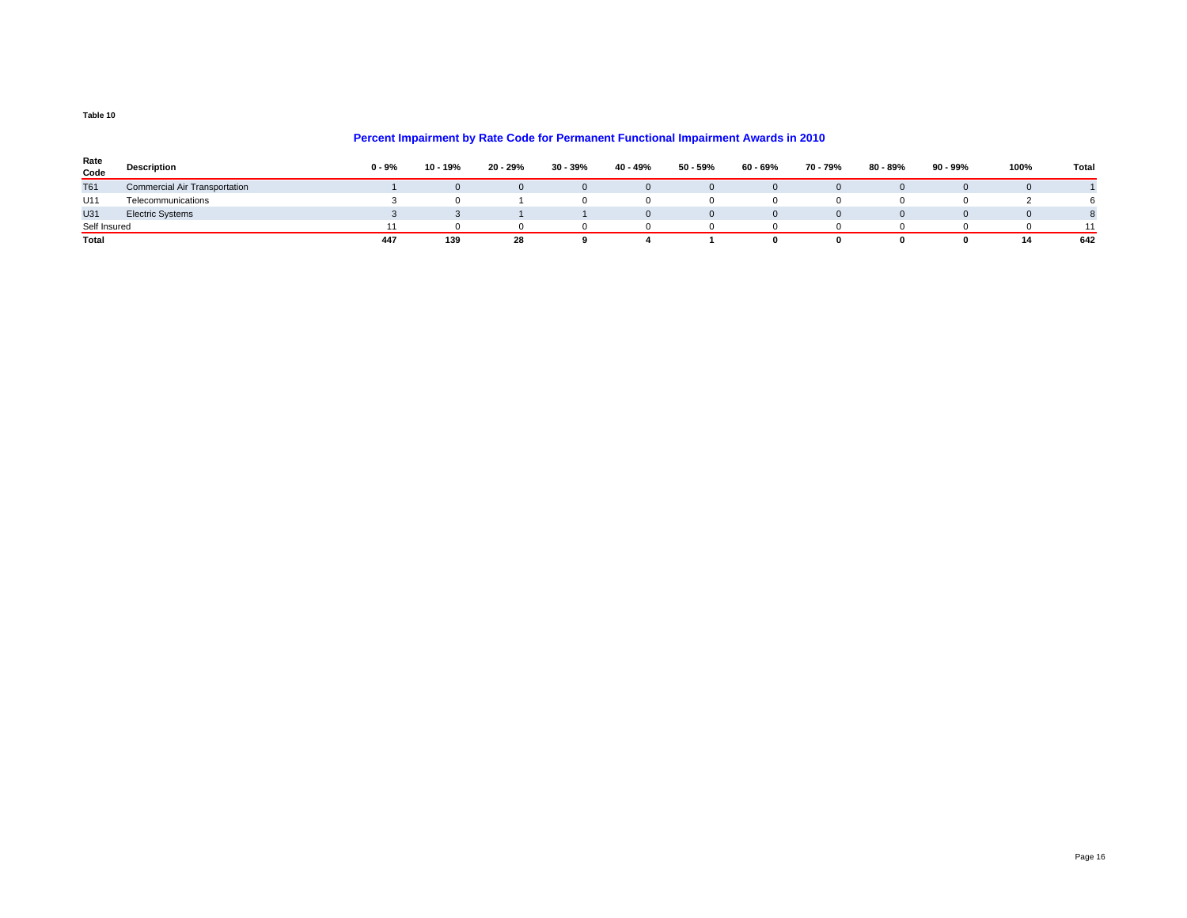Table 10

## Percent Impairment by Rate Code for Permanent Functional Impairment Awards in 2010

| Rate Code | Description | 0 - 9% | 10 - 19% | 20 - 29% | 30 - 39% | 40 - 49% | 50 - 59% | 60 - 69% | 70 - 79% | 80 - 89% | 90 - 99% | 100% | Total |
|---|---|---|---|---|---|---|---|---|---|---|---|---|---|
| T61 | Commercial Air Transportation | 1 | 0 | 0 | 0 | 0 | 0 | 0 | 0 | 0 | 0 | 0 | 1 |
| U11 | Telecommunications | 3 | 0 | 1 | 0 | 0 | 0 | 0 | 0 | 0 | 0 | 2 | 6 |
| U31 | Electric Systems | 3 | 3 | 1 | 1 | 0 | 0 | 0 | 0 | 0 | 0 | 0 | 8 |
| Self Insured | | 11 | 0 | 0 | 0 | 0 | 0 | 0 | 0 | 0 | 0 | 0 | 11 |
| **Total** | | **447** | **139** | **28** | **9** | **4** | **1** | **0** | **0** | **0** | **0** | **14** | **642** |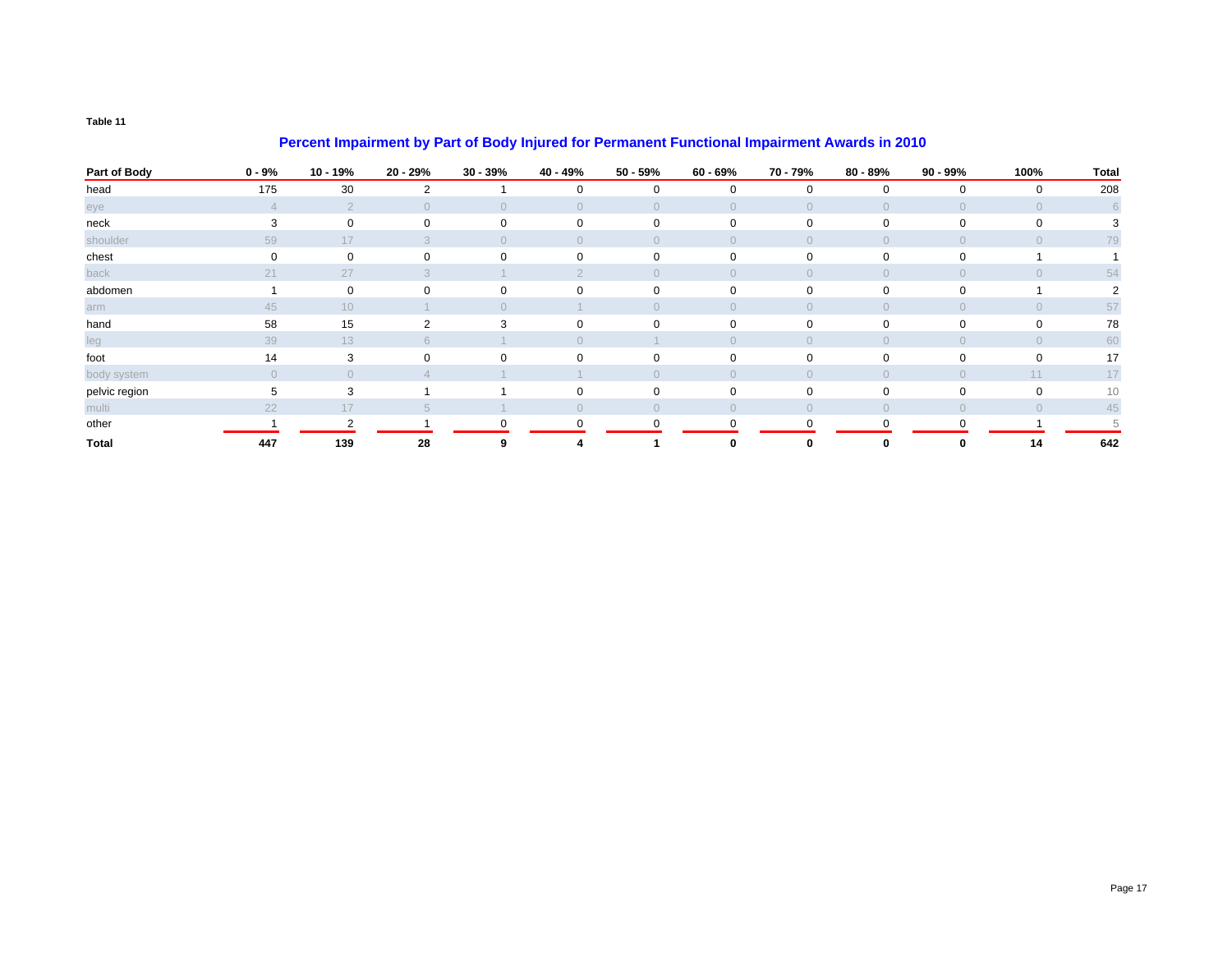**Table 11**

## Percent Impairment by Part of Body Injured for Permanent Functional Impairment Awards in 2010

| Part of Body | 0 - 9% | 10 - 19% | 20 - 29% | 30 - 39% | 40 - 49% | 50 - 59% | 60 - 69% | 70 - 79% | 80 - 89% | 90 - 99% | 100% | Total |
|---|---|---|---|---|---|---|---|---|---|---|---|---|
| head | 175 | 30 | 2 | 1 | 0 | 0 | 0 | 0 | 0 | 0 | 0 | 208 |
| eye | 4 | 2 | 0 | 0 | 0 | 0 | 0 | 0 | 0 | 0 | 0 | 6 |
| neck | 3 | 0 | 0 | 0 | 0 | 0 | 0 | 0 | 0 | 0 | 0 | 3 |
| shoulder | 59 | 17 | 3 | 0 | 0 | 0 | 0 | 0 | 0 | 0 | 0 | 79 |
| chest | 0 | 0 | 0 | 0 | 0 | 0 | 0 | 0 | 0 | 0 | 1 | 1 |
| back | 21 | 27 | 3 | 1 | 2 | 0 | 0 | 0 | 0 | 0 | 0 | 54 |
| abdomen | 1 | 0 | 0 | 0 | 0 | 0 | 0 | 0 | 0 | 0 | 1 | 2 |
| arm | 45 | 10 | 1 | 0 | 1 | 0 | 0 | 0 | 0 | 0 | 0 | 57 |
| hand | 58 | 15 | 2 | 3 | 0 | 0 | 0 | 0 | 0 | 0 | 0 | 78 |
| leg | 39 | 13 | 6 | 1 | 0 | 1 | 0 | 0 | 0 | 0 | 0 | 60 |
| foot | 14 | 3 | 0 | 0 | 0 | 0 | 0 | 0 | 0 | 0 | 0 | 17 |
| body system | 0 | 0 | 4 | 1 | 1 | 0 | 0 | 0 | 0 | 0 | 11 | 17 |
| pelvic region | 5 | 3 | 1 | 1 | 0 | 0 | 0 | 0 | 0 | 0 | 0 | 10 |
| multi | 22 | 17 | 5 | 1 | 0 | 0 | 0 | 0 | 0 | 0 | 0 | 45 |
| other | 1 | 2 | 1 | 0 | 0 | 0 | 0 | 0 | 0 | 0 | 1 | 5 |
| **Total** | **447** | **139** | **28** | **9** | **4** | **1** | **0** | **0** | **0** | **0** | **14** | **642** |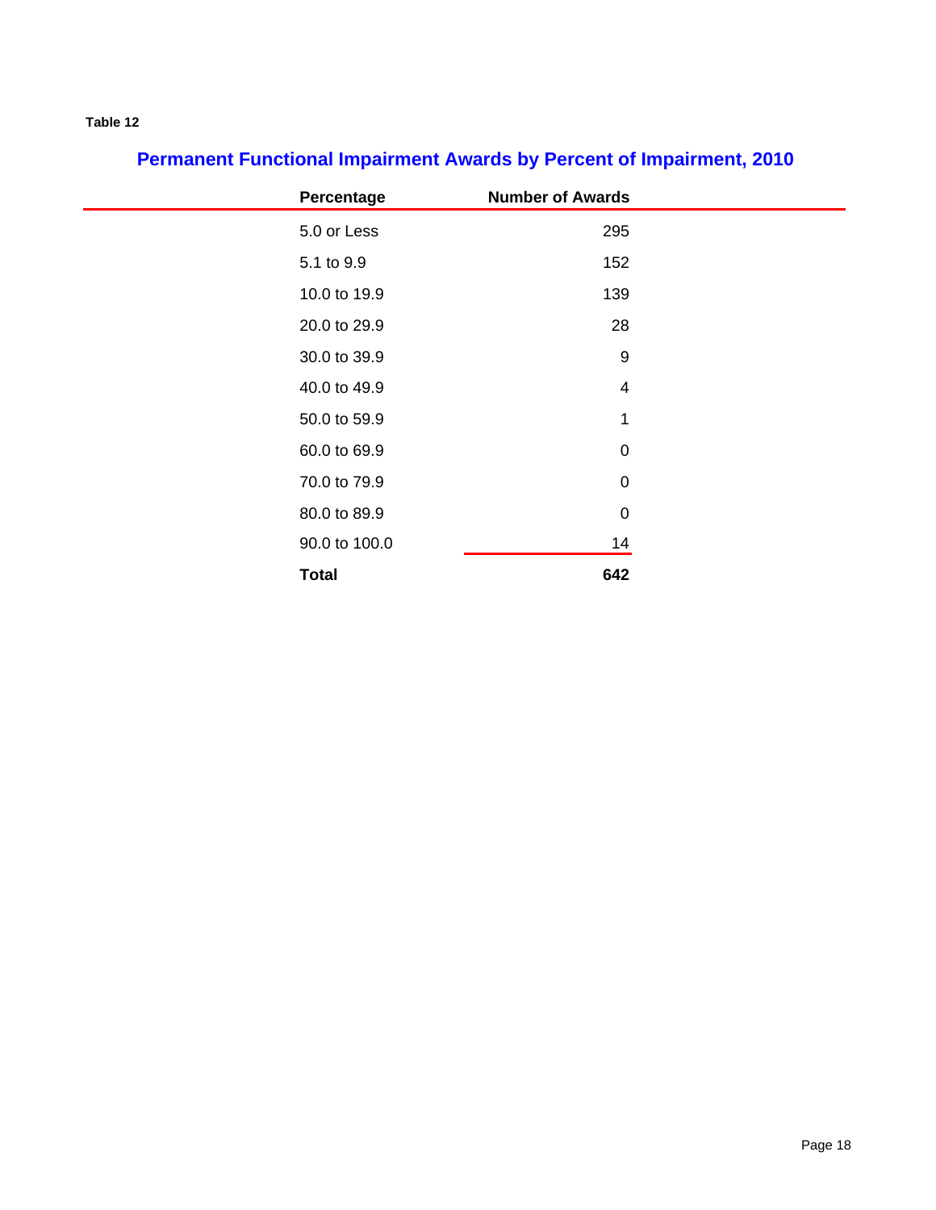Table 12

## Permanent Functional Impairment Awards by Percent of Impairment, 2010

| Percentage | Number of Awards |
|---|---|
| 5.0 or Less | 295 |
| 5.1 to 9.9 | 152 |
| 10.0 to 19.9 | 139 |
| 20.0 to 29.9 | 28 |
| 30.0 to 39.9 | 9 |
| 40.0 to 49.9 | 4 |
| 50.0 to 59.9 | 1 |
| 60.0 to 69.9 | 0 |
| 70.0 to 79.9 | 0 |
| 80.0 to 89.9 | 0 |
| 90.0 to 100.0 | 14 |
| **Total** | **642** |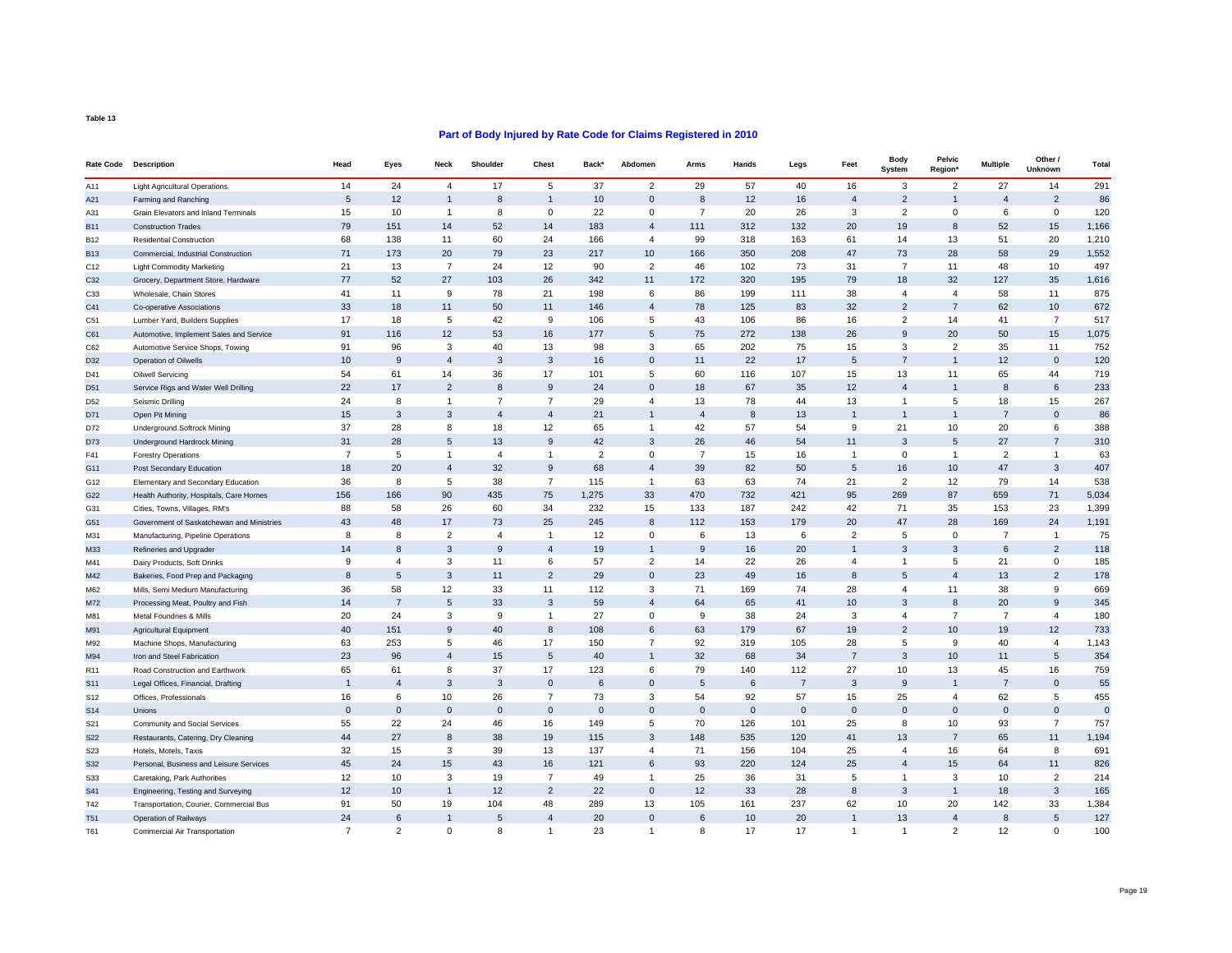Table 13

## Part of Body Injured by Rate Code for Claims Registered in 2010

| Rate Code | Description | Head | Eyes | Neck | Shoulder | Chest | Back* | Abdomen | Arms | Hands | Legs | Feet | Body System | Pelvic Region* | Multiple | Other / Unknown | Total |
|---|---|---|---|---|---|---|---|---|---|---|---|---|---|---|---|---|---|
| A11 | Light Agricultural Operations | 14 | 24 | 4 | 17 | 5 | 37 | 2 | 29 | 57 | 40 | 16 | 3 | 2 | 27 | 14 | 291 |
| A21 | Farming and Ranching | 5 | 12 | 1 | 8 | 1 | 10 | 0 | 8 | 12 | 16 | 4 | 2 | 1 | 4 | 2 | 86 |
| A31 | Grain Elevators and Inland Terminals | 15 | 10 | 1 | 8 | 0 | 22 | 0 | 7 | 20 | 26 | 3 | 2 | 0 | 6 | 0 | 120 |
| B11 | Construction Trades | 79 | 151 | 14 | 52 | 14 | 183 | 4 | 111 | 312 | 132 | 20 | 19 | 8 | 52 | 15 | 1,166 |
| B12 | Residential Construction | 68 | 138 | 11 | 60 | 24 | 166 | 4 | 99 | 318 | 163 | 61 | 14 | 13 | 51 | 20 | 1,210 |
| B13 | Commercial, Industrial Construction | 71 | 173 | 20 | 79 | 23 | 217 | 10 | 166 | 350 | 208 | 47 | 73 | 28 | 58 | 29 | 1,552 |
| C12 | Light Commodity Marketing | 21 | 13 | 7 | 24 | 12 | 90 | 2 | 46 | 102 | 73 | 31 | 7 | 11 | 48 | 10 | 497 |
| C32 | Grocery, Department Store, Hardware | 77 | 52 | 27 | 103 | 26 | 342 | 11 | 172 | 320 | 195 | 79 | 18 | 32 | 127 | 35 | 1,616 |
| C33 | Wholesale, Chain Stores | 41 | 11 | 9 | 78 | 21 | 198 | 6 | 86 | 199 | 111 | 38 | 4 | 4 | 58 | 11 | 875 |
| C41 | Co-operative Associations | 33 | 18 | 11 | 50 | 11 | 146 | 4 | 78 | 125 | 83 | 32 | 2 | 7 | 62 | 10 | 672 |
| C51 | Lumber Yard, Builders Supplies | 17 | 18 | 5 | 42 | 9 | 106 | 5 | 43 | 106 | 86 | 16 | 2 | 14 | 41 | 7 | 517 |
| C61 | Automotive, Implement Sales and Service | 91 | 116 | 12 | 53 | 16 | 177 | 5 | 75 | 272 | 138 | 26 | 9 | 20 | 50 | 15 | 1,075 |
| C62 | Automotive Service Shops, Towing | 91 | 96 | 3 | 40 | 13 | 98 | 3 | 65 | 202 | 75 | 15 | 3 | 2 | 35 | 11 | 752 |
| D32 | Operation of Oilwells | 10 | 9 | 4 | 3 | 3 | 16 | 0 | 11 | 22 | 17 | 5 | 7 | 1 | 12 | 0 | 120 |
| D41 | Oilwell Servicing | 54 | 61 | 14 | 36 | 17 | 101 | 5 | 60 | 116 | 107 | 15 | 13 | 11 | 65 | 44 | 719 |
| D51 | Service Rigs and Water Well Drilling | 22 | 17 | 2 | 8 | 9 | 24 | 0 | 18 | 67 | 35 | 12 | 4 | 1 | 8 | 6 | 233 |
| D52 | Seismic Drilling | 24 | 8 | 1 | 7 | 7 | 29 | 4 | 13 | 78 | 44 | 13 | 1 | 5 | 18 | 15 | 267 |
| D71 | Open Pit Mining | 15 | 3 | 3 | 4 | 4 | 21 | 1 | 4 | 8 | 13 | 1 | 1 | 1 | 7 | 0 | 86 |
| D72 | Underground Softrock Mining | 37 | 28 | 8 | 18 | 12 | 65 | 1 | 42 | 57 | 54 | 9 | 21 | 10 | 20 | 6 | 388 |
| D73 | Underground Hardrock Mining | 31 | 28 | 5 | 13 | 9 | 42 | 3 | 26 | 46 | 54 | 11 | 3 | 5 | 27 | 7 | 310 |
| F41 | Forestry Operations | 7 | 5 | 1 | 4 | 1 | 2 | 0 | 7 | 15 | 16 | 1 | 0 | 1 | 2 | 1 | 63 |
| G11 | Post Secondary Education | 18 | 20 | 4 | 32 | 9 | 68 | 4 | 39 | 82 | 50 | 5 | 16 | 10 | 47 | 3 | 407 |
| G12 | Elementary and Secondary Education | 36 | 8 | 5 | 38 | 7 | 115 | 1 | 63 | 63 | 74 | 21 | 2 | 12 | 79 | 14 | 538 |
| G22 | Health Authority, Hospitals, Care Homes | 156 | 166 | 90 | 435 | 75 | 1,275 | 33 | 470 | 732 | 421 | 95 | 269 | 87 | 659 | 71 | 5,034 |
| G31 | Cities, Towns, Villages, RM's | 88 | 58 | 26 | 60 | 34 | 232 | 15 | 133 | 187 | 242 | 42 | 71 | 35 | 153 | 23 | 1,399 |
| G51 | Government of Saskatchewan and Ministries | 43 | 48 | 17 | 73 | 25 | 245 | 8 | 112 | 153 | 179 | 20 | 47 | 28 | 169 | 24 | 1,191 |
| M31 | Manufacturing, Pipeline Operations | 8 | 8 | 2 | 4 | 1 | 12 | 0 | 6 | 13 | 6 | 2 | 5 | 0 | 7 | 1 | 75 |
| M33 | Refineries and Upgrader | 14 | 8 | 3 | 9 | 4 | 19 | 1 | 9 | 16 | 20 | 1 | 3 | 3 | 6 | 2 | 118 |
| M41 | Dairy Products, Soft Drinks | 9 | 4 | 3 | 11 | 6 | 57 | 2 | 14 | 22 | 26 | 4 | 1 | 5 | 21 | 0 | 185 |
| M42 | Bakeries, Food Prep and Packaging | 8 | 5 | 3 | 11 | 2 | 29 | 0 | 23 | 49 | 16 | 8 | 5 | 4 | 13 | 2 | 178 |
| M62 | Mills, Semi Medium Manufacturing | 36 | 58 | 12 | 33 | 11 | 112 | 3 | 71 | 169 | 74 | 28 | 4 | 11 | 38 | 9 | 669 |
| M72 | Processing Meat, Poultry and Fish | 14 | 7 | 5 | 33 | 3 | 59 | 4 | 64 | 65 | 41 | 10 | 3 | 8 | 20 | 9 | 345 |
| M81 | Metal Foundries & Mills | 20 | 24 | 3 | 9 | 1 | 27 | 0 | 9 | 38 | 24 | 3 | 4 | 7 | 7 | 4 | 180 |
| M91 | Agricultural Equipment | 40 | 151 | 9 | 40 | 8 | 108 | 6 | 63 | 179 | 67 | 19 | 2 | 10 | 19 | 12 | 733 |
| M92 | Machine Shops, Manufacturing | 63 | 253 | 5 | 46 | 17 | 150 | 7 | 92 | 319 | 105 | 28 | 5 | 9 | 40 | 4 | 1,143 |
| M94 | Iron and Steel Fabrication | 23 | 96 | 4 | 15 | 5 | 40 | 1 | 32 | 68 | 34 | 7 | 3 | 10 | 11 | 5 | 354 |
| R11 | Road Construction and Earthwork | 65 | 61 | 8 | 37 | 17 | 123 | 6 | 79 | 140 | 112 | 27 | 10 | 13 | 45 | 16 | 759 |
| S11 | Legal Offices, Financial, Drafting | 1 | 4 | 3 | 3 | 0 | 6 | 0 | 5 | 6 | 7 | 3 | 9 | 1 | 7 | 0 | 55 |
| S12 | Offices, Professionals | 16 | 6 | 10 | 26 | 7 | 73 | 3 | 54 | 92 | 57 | 15 | 25 | 4 | 62 | 5 | 455 |
| S14 | Unions | 0 | 0 | 0 | 0 | 0 | 0 | 0 | 0 | 0 | 0 | 0 | 0 | 0 | 0 | 0 | 0 |
| S21 | Community and Social Services | 55 | 22 | 24 | 46 | 16 | 149 | 5 | 70 | 126 | 101 | 25 | 8 | 10 | 93 | 7 | 757 |
| S22 | Restaurants, Catering, Dry Cleaning | 44 | 27 | 8 | 38 | 19 | 115 | 3 | 148 | 535 | 120 | 41 | 13 | 7 | 65 | 11 | 1,194 |
| S23 | Hotels, Motels, Taxis | 32 | 15 | 3 | 39 | 13 | 137 | 4 | 71 | 156 | 104 | 25 | 4 | 16 | 64 | 8 | 691 |
| S32 | Personal, Business and Leisure Services | 45 | 24 | 15 | 43 | 16 | 121 | 6 | 93 | 220 | 124 | 25 | 4 | 15 | 64 | 11 | 826 |
| S33 | Caretaking, Park Authorities | 12 | 10 | 3 | 19 | 7 | 49 | 1 | 25 | 36 | 31 | 5 | 1 | 3 | 10 | 2 | 214 |
| S41 | Engineering, Testing and Surveying | 12 | 10 | 1 | 12 | 2 | 22 | 0 | 12 | 33 | 28 | 8 | 3 | 1 | 18 | 3 | 165 |
| T42 | Transportation, Courier, Commercial Bus | 91 | 50 | 19 | 104 | 48 | 289 | 13 | 105 | 161 | 237 | 62 | 10 | 20 | 142 | 33 | 1,384 |
| T51 | Operation of Railways | 24 | 6 | 1 | 5 | 4 | 20 | 0 | 6 | 10 | 20 | 1 | 13 | 4 | 8 | 5 | 127 |
| T61 | Commercial Air Transportation | 7 | 2 | 0 | 8 | 1 | 23 | 1 | 8 | 17 | 17 | 1 | 1 | 2 | 12 | 0 | 100 |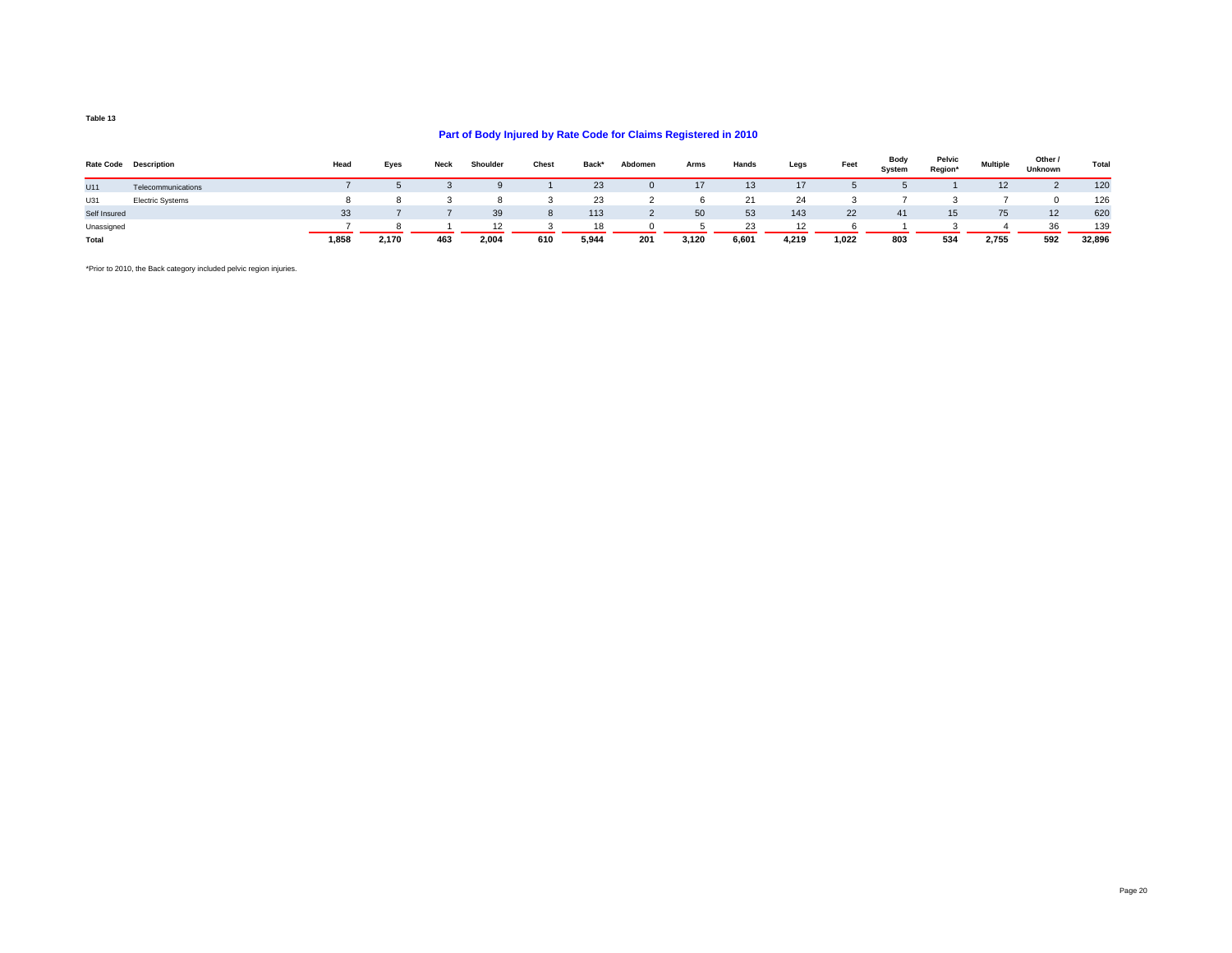Table 13

## Part of Body Injured by Rate Code for Claims Registered in 2010

| Rate Code | Description | Head | Eyes | Neck | Shoulder | Chest | Back* | Abdomen | Arms | Hands | Legs | Feet | Body System | Pelvic Region* | Multiple | Other / Unknown | Total |
|---|---|---|---|---|---|---|---|---|---|---|---|---|---|---|---|---|---|
| U11 | Telecommunications | 7 | 5 | 3 | 9 | 1 | 23 | 0 | 17 | 13 | 17 | 5 | 5 | 1 | 12 | 2 | 120 |
| U31 | Electric Systems | 8 | 8 | 3 | 8 | 3 | 23 | 2 | 6 | 21 | 24 | 3 | 7 | 3 | 7 | 0 | 126 |
| Self Insured | | 33 | 7 | 7 | 39 | 8 | 113 | 2 | 50 | 53 | 143 | 22 | 41 | 15 | 75 | 12 | 620 |
| Unassigned | | 7 | 8 | 1 | 12 | 3 | 18 | 0 | 5 | 23 | 12 | 6 | 1 | 3 | 4 | 36 | 139 |
| **Total** | | **1,858** | **2,170** | **463** | **2,004** | **610** | **5,944** | **201** | **3,120** | **6,601** | **4,219** | **1,022** | **803** | **534** | **2,755** | **592** | **32,896** |

*Prior to 2010, the Back category included pelvic region injuries.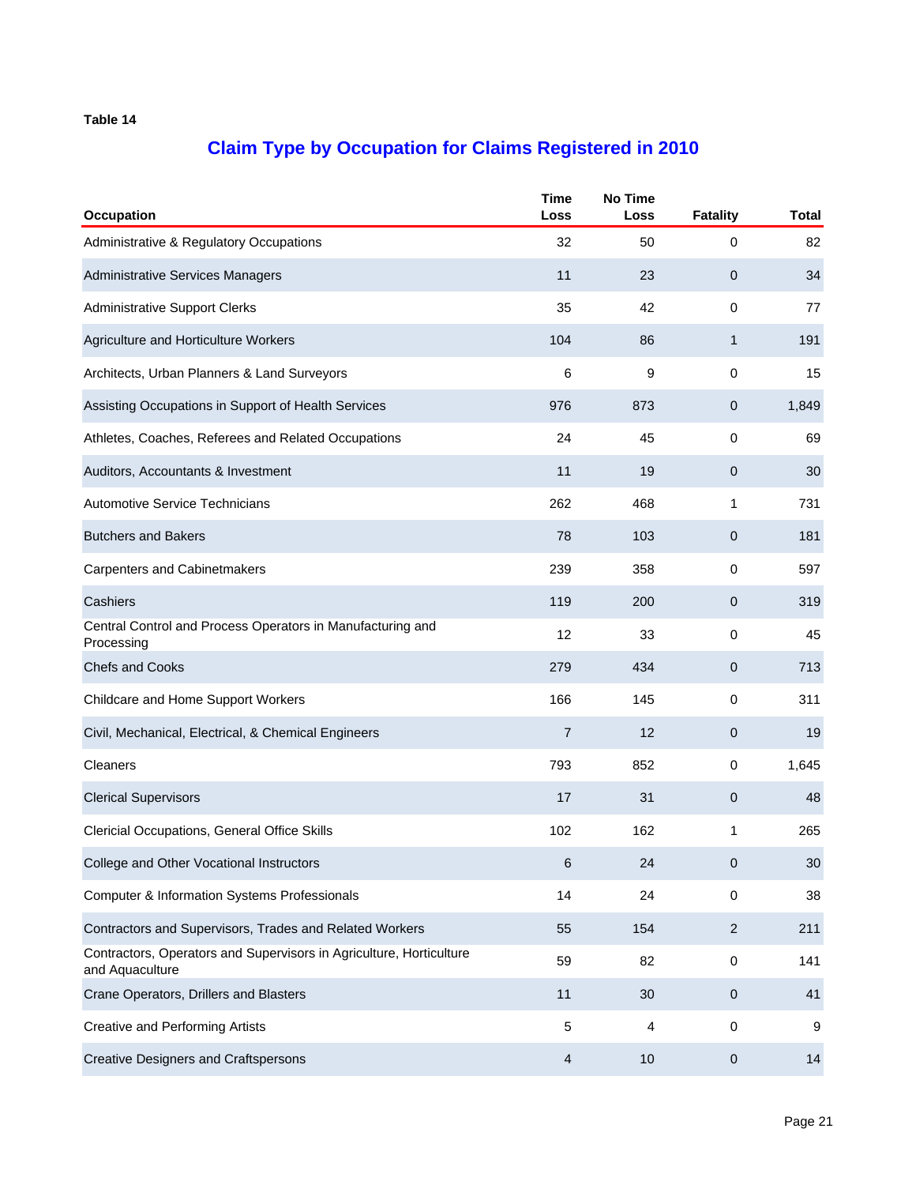**Table 14**

## Claim Type by Occupation for Claims Registered in 2010

| Occupation | Time Loss | No Time Loss | Fatality | Total |
|---|---|---|---|---|
| Administrative & Regulatory Occupations | 32 | 50 | 0 | 82 |
| Administrative Services Managers | 11 | 23 | 0 | 34 |
| Administrative Support Clerks | 35 | 42 | 0 | 77 |
| Agriculture and Horticulture Workers | 104 | 86 | 1 | 191 |
| Architects, Urban Planners & Land Surveyors | 6 | 9 | 0 | 15 |
| Assisting Occupations in Support of Health Services | 976 | 873 | 0 | 1,849 |
| Athletes, Coaches, Referees and Related Occupations | 24 | 45 | 0 | 69 |
| Auditors, Accountants & Investment | 11 | 19 | 0 | 30 |
| Automotive Service Technicians | 262 | 468 | 1 | 731 |
| Butchers and Bakers | 78 | 103 | 0 | 181 |
| Carpenters and Cabinetmakers | 239 | 358 | 0 | 597 |
| Cashiers | 119 | 200 | 0 | 319 |
| Central Control and Process Operators in Manufacturing and Processing | 12 | 33 | 0 | 45 |
| Chefs and Cooks | 279 | 434 | 0 | 713 |
| Childcare and Home Support Workers | 166 | 145 | 0 | 311 |
| Civil, Mechanical, Electrical, & Chemical Engineers | 7 | 12 | 0 | 19 |
| Cleaners | 793 | 852 | 0 | 1,645 |
| Clerical Supervisors | 17 | 31 | 0 | 48 |
| Clericial Occupations, General Office Skills | 102 | 162 | 1 | 265 |
| College and Other Vocational Instructors | 6 | 24 | 0 | 30 |
| Computer & Information Systems Professionals | 14 | 24 | 0 | 38 |
| Contractors and Supervisors, Trades and Related Workers | 55 | 154 | 2 | 211 |
| Contractors, Operators and Supervisors in Agriculture, Horticulture and Aquaculture | 59 | 82 | 0 | 141 |
| Crane Operators, Drillers and Blasters | 11 | 30 | 0 | 41 |
| Creative and Performing Artists | 5 | 4 | 0 | 9 |
| Creative Designers and Craftspersons | 4 | 10 | 0 | 14 |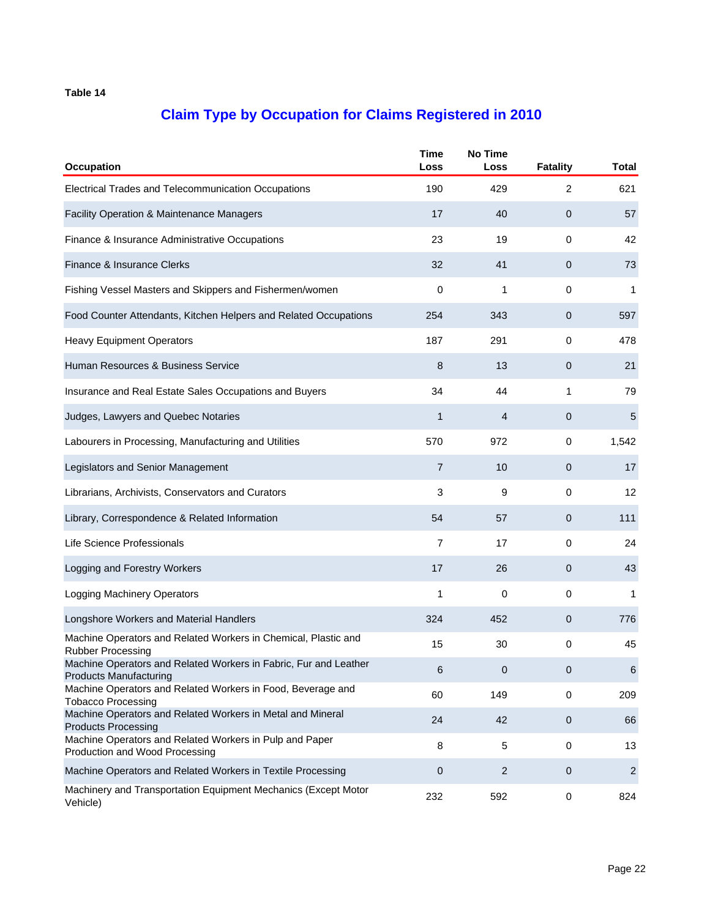**Table 14**

## Claim Type by Occupation for Claims Registered in 2010

| Occupation | Time Loss | No Time Loss | Fatality | Total |
|---|---|---|---|---|
| Electrical Trades and Telecommunication Occupations | 190 | 429 | 2 | 621 |
| Facility Operation & Maintenance Managers | 17 | 40 | 0 | 57 |
| Finance & Insurance Administrative Occupations | 23 | 19 | 0 | 42 |
| Finance & Insurance Clerks | 32 | 41 | 0 | 73 |
| Fishing Vessel Masters and Skippers and Fishermen/women | 0 | 1 | 0 | 1 |
| Food Counter Attendants, Kitchen Helpers and Related Occupations | 254 | 343 | 0 | 597 |
| Heavy Equipment Operators | 187 | 291 | 0 | 478 |
| Human Resources & Business Service | 8 | 13 | 0 | 21 |
| Insurance and Real Estate Sales Occupations and Buyers | 34 | 44 | 1 | 79 |
| Judges, Lawyers and Quebec Notaries | 1 | 4 | 0 | 5 |
| Labourers in Processing, Manufacturing and Utilities | 570 | 972 | 0 | 1,542 |
| Legislators and Senior Management | 7 | 10 | 0 | 17 |
| Librarians, Archivists, Conservators and Curators | 3 | 9 | 0 | 12 |
| Library, Correspondence & Related Information | 54 | 57 | 0 | 111 |
| Life Science Professionals | 7 | 17 | 0 | 24 |
| Logging and Forestry Workers | 17 | 26 | 0 | 43 |
| Logging Machinery Operators | 1 | 0 | 0 | 1 |
| Longshore Workers and Material Handlers | 324 | 452 | 0 | 776 |
| Machine Operators and Related Workers in Chemical, Plastic and Rubber Processing | 15 | 30 | 0 | 45 |
| Machine Operators and Related Workers in Fabric, Fur and Leather Products Manufacturing | 6 | 0 | 0 | 6 |
| Machine Operators and Related Workers in Food, Beverage and Tobacco Processing | 60 | 149 | 0 | 209 |
| Machine Operators and Related Workers in Metal and Mineral Products Processing | 24 | 42 | 0 | 66 |
| Machine Operators and Related Workers in Pulp and Paper Production and Wood Processing | 8 | 5 | 0 | 13 |
| Machine Operators and Related Workers in Textile Processing | 0 | 2 | 0 | 2 |
| Machinery and Transportation Equipment Mechanics (Except Motor Vehicle) | 232 | 592 | 0 | 824 |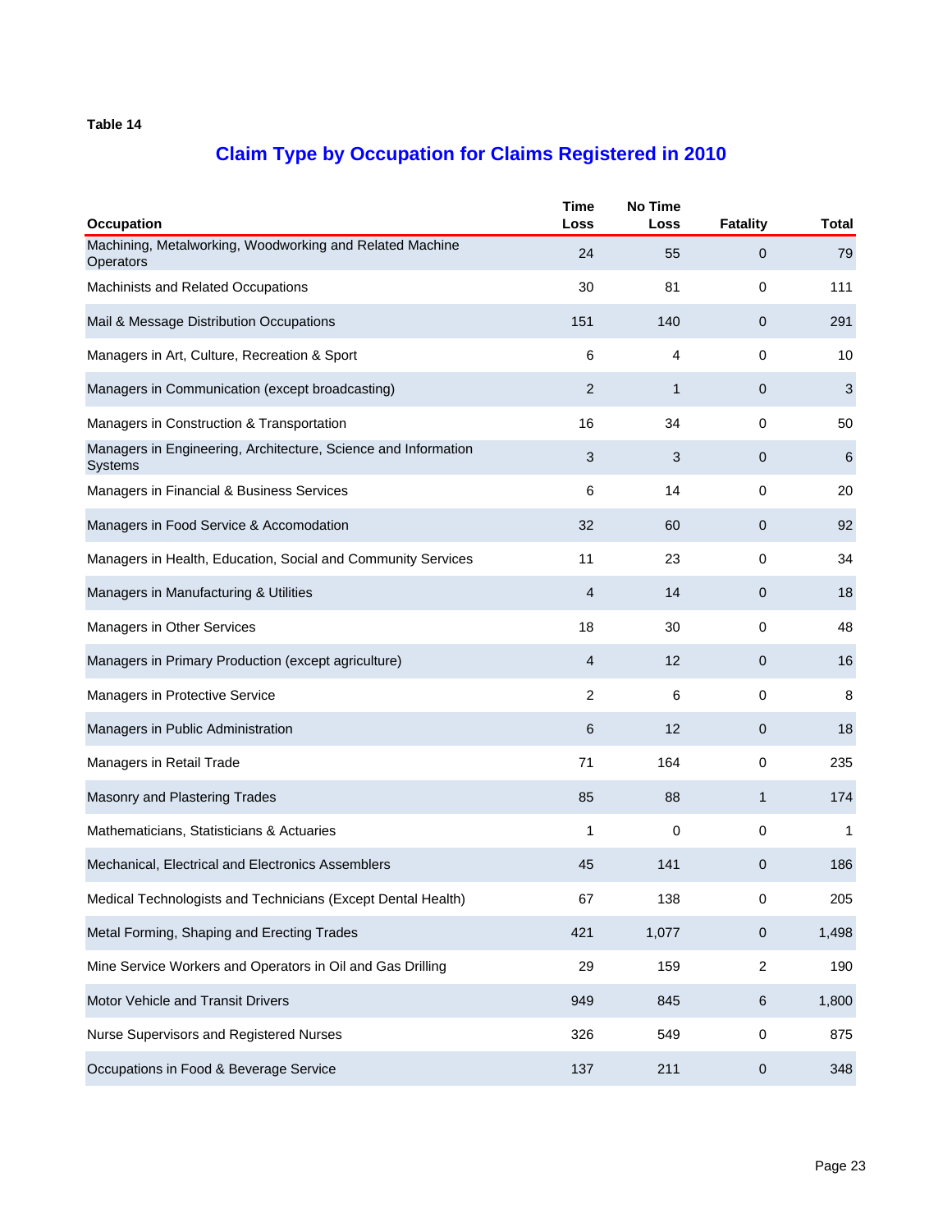**Table 14**

## Claim Type by Occupation for Claims Registered in 2010

| Occupation | Time Loss | No Time Loss | Fatality | Total |
|---|---|---|---|---|
| Machining, Metalworking, Woodworking and Related Machine Operators | 24 | 55 | 0 | 79 |
| Machinists and Related Occupations | 30 | 81 | 0 | 111 |
| Mail & Message Distribution Occupations | 151 | 140 | 0 | 291 |
| Managers in Art, Culture, Recreation & Sport | 6 | 4 | 0 | 10 |
| Managers in Communication (except broadcasting) | 2 | 1 | 0 | 3 |
| Managers in Construction & Transportation | 16 | 34 | 0 | 50 |
| Managers in Engineering, Architecture, Science and Information Systems | 3 | 3 | 0 | 6 |
| Managers in Financial & Business Services | 6 | 14 | 0 | 20 |
| Managers in Food Service & Accomodation | 32 | 60 | 0 | 92 |
| Managers in Health, Education, Social and Community Services | 11 | 23 | 0 | 34 |
| Managers in Manufacturing & Utilities | 4 | 14 | 0 | 18 |
| Managers in Other Services | 18 | 30 | 0 | 48 |
| Managers in Primary Production (except agriculture) | 4 | 12 | 0 | 16 |
| Managers in Protective Service | 2 | 6 | 0 | 8 |
| Managers in Public Administration | 6 | 12 | 0 | 18 |
| Managers in Retail Trade | 71 | 164 | 0 | 235 |
| Masonry and Plastering Trades | 85 | 88 | 1 | 174 |
| Mathematicians, Statisticians & Actuaries | 1 | 0 | 0 | 1 |
| Mechanical, Electrical and Electronics Assemblers | 45 | 141 | 0 | 186 |
| Medical Technologists and Technicians (Except Dental Health) | 67 | 138 | 0 | 205 |
| Metal Forming, Shaping and Erecting Trades | 421 | 1,077 | 0 | 1,498 |
| Mine Service Workers and Operators in Oil and Gas Drilling | 29 | 159 | 2 | 190 |
| Motor Vehicle and Transit Drivers | 949 | 845 | 6 | 1,800 |
| Nurse Supervisors and Registered Nurses | 326 | 549 | 0 | 875 |
| Occupations in Food & Beverage Service | 137 | 211 | 0 | 348 |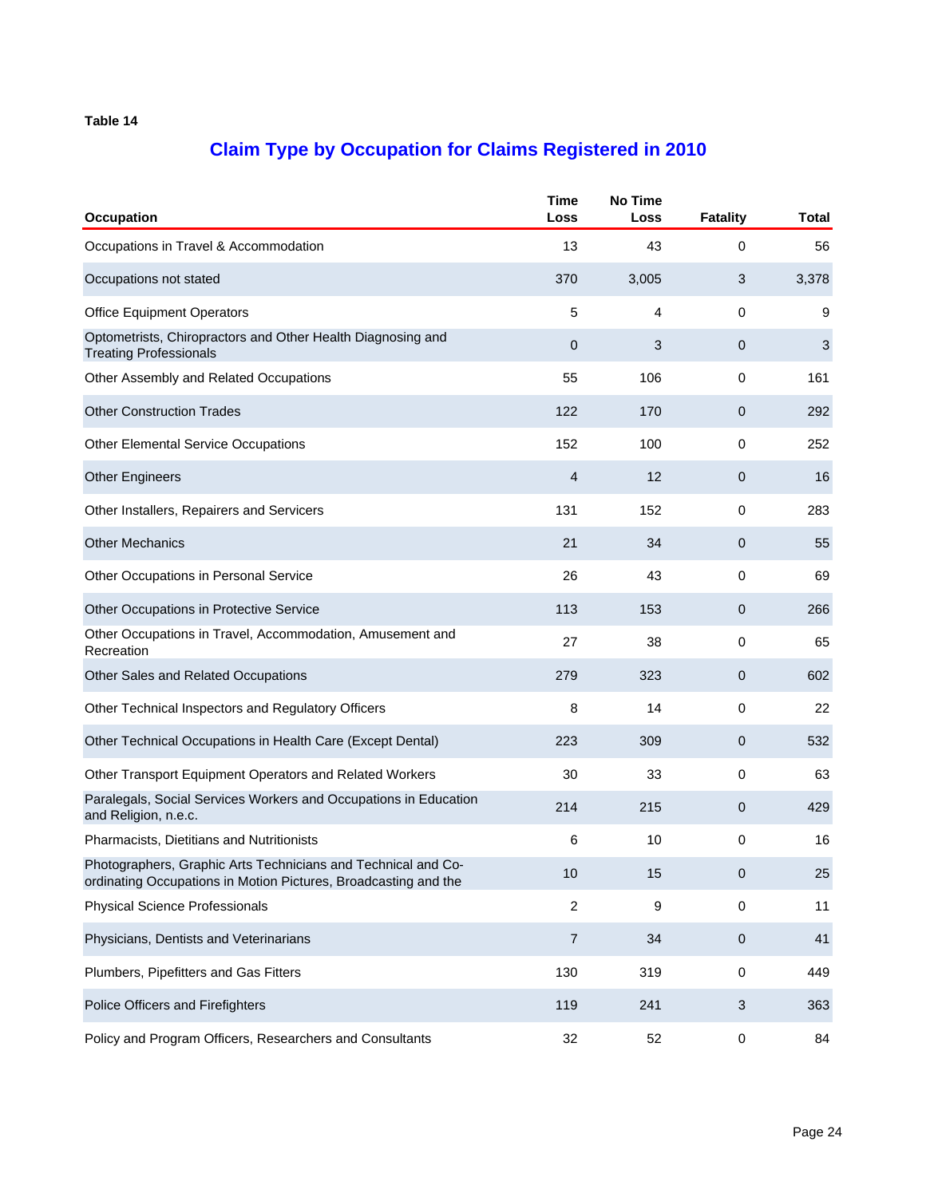Table 14

## Claim Type by Occupation for Claims Registered in 2010

| Occupation | Time Loss | No Time Loss | Fatality | Total |
|---|---|---|---|---|
| Occupations in Travel & Accommodation | 13 | 43 | 0 | 56 |
| Occupations not stated | 370 | 3,005 | 3 | 3,378 |
| Office Equipment Operators | 5 | 4 | 0 | 9 |
| Optometrists, Chiropractors and Other Health Diagnosing and Treating Professionals | 0 | 3 | 0 | 3 |
| Other Assembly and Related Occupations | 55 | 106 | 0 | 161 |
| Other Construction Trades | 122 | 170 | 0 | 292 |
| Other Elemental Service Occupations | 152 | 100 | 0 | 252 |
| Other Engineers | 4 | 12 | 0 | 16 |
| Other Installers, Repairers and Servicers | 131 | 152 | 0 | 283 |
| Other Mechanics | 21 | 34 | 0 | 55 |
| Other Occupations in Personal Service | 26 | 43 | 0 | 69 |
| Other Occupations in Protective Service | 113 | 153 | 0 | 266 |
| Other Occupations in Travel, Accommodation, Amusement and Recreation | 27 | 38 | 0 | 65 |
| Other Sales and Related Occupations | 279 | 323 | 0 | 602 |
| Other Technical Inspectors and Regulatory Officers | 8 | 14 | 0 | 22 |
| Other Technical Occupations in Health Care (Except Dental) | 223 | 309 | 0 | 532 |
| Other Transport Equipment Operators and Related Workers | 30 | 33 | 0 | 63 |
| Paralegals, Social Services Workers and Occupations in Education and Religion, n.e.c. | 214 | 215 | 0 | 429 |
| Pharmacists, Dietitians and Nutritionists | 6 | 10 | 0 | 16 |
| Photographers, Graphic Arts Technicians and Technical and Co-ordinating Occupations in Motion Pictures, Broadcasting and the | 10 | 15 | 0 | 25 |
| Physical Science Professionals | 2 | 9 | 0 | 11 |
| Physicians, Dentists and Veterinarians | 7 | 34 | 0 | 41 |
| Plumbers, Pipefitters and Gas Fitters | 130 | 319 | 0 | 449 |
| Police Officers and Firefighters | 119 | 241 | 3 | 363 |
| Policy and Program Officers, Researchers and Consultants | 32 | 52 | 0 | 84 |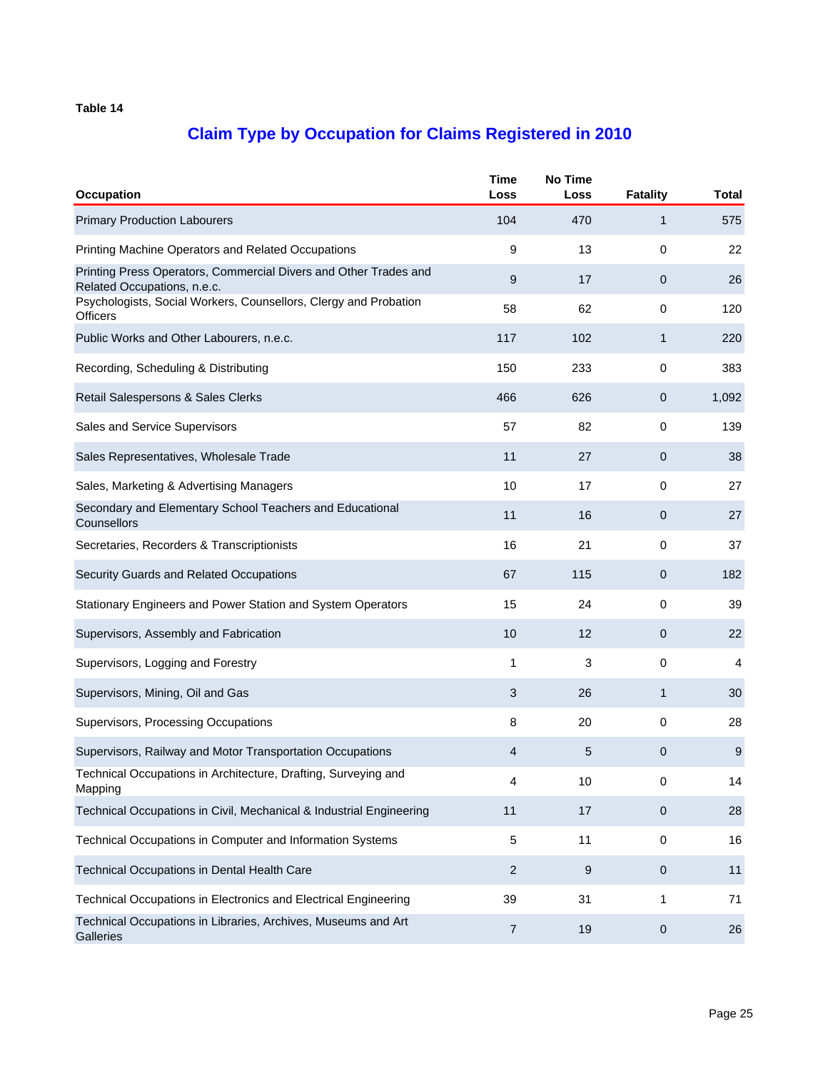Table 14

## Claim Type by Occupation for Claims Registered in 2010

| Occupation | Time Loss | No Time Loss | Fatality | Total |
|---|---|---|---|---|
| Primary Production Labourers | 104 | 470 | 1 | 575 |
| Printing Machine Operators and Related Occupations | 9 | 13 | 0 | 22 |
| Printing Press Operators, Commercial Divers and Other Trades and Related Occupations, n.e.c. | 9 | 17 | 0 | 26 |
| Psychologists, Social Workers, Counsellors, Clergy and Probation Officers | 58 | 62 | 0 | 120 |
| Public Works and Other Labourers, n.e.c. | 117 | 102 | 1 | 220 |
| Recording, Scheduling & Distributing | 150 | 233 | 0 | 383 |
| Retail Salespersons & Sales Clerks | 466 | 626 | 0 | 1,092 |
| Sales and Service Supervisors | 57 | 82 | 0 | 139 |
| Sales Representatives, Wholesale Trade | 11 | 27 | 0 | 38 |
| Sales, Marketing & Advertising Managers | 10 | 17 | 0 | 27 |
| Secondary and Elementary School Teachers and Educational Counsellors | 11 | 16 | 0 | 27 |
| Secretaries, Recorders & Transcriptionists | 16 | 21 | 0 | 37 |
| Security Guards and Related Occupations | 67 | 115 | 0 | 182 |
| Stationary Engineers and Power Station and System Operators | 15 | 24 | 0 | 39 |
| Supervisors, Assembly and Fabrication | 10 | 12 | 0 | 22 |
| Supervisors, Logging and Forestry | 1 | 3 | 0 | 4 |
| Supervisors, Mining, Oil and Gas | 3 | 26 | 1 | 30 |
| Supervisors, Processing Occupations | 8 | 20 | 0 | 28 |
| Supervisors, Railway and Motor Transportation Occupations | 4 | 5 | 0 | 9 |
| Technical Occupations in Architecture, Drafting, Surveying and Mapping | 4 | 10 | 0 | 14 |
| Technical Occupations in Civil, Mechanical & Industrial Engineering | 11 | 17 | 0 | 28 |
| Technical Occupations in Computer and Information Systems | 5 | 11 | 0 | 16 |
| Technical Occupations in Dental Health Care | 2 | 9 | 0 | 11 |
| Technical Occupations in Electronics and Electrical Engineering | 39 | 31 | 1 | 71 |
| Technical Occupations in Libraries, Archives, Museums and Art Galleries | 7 | 19 | 0 | 26 |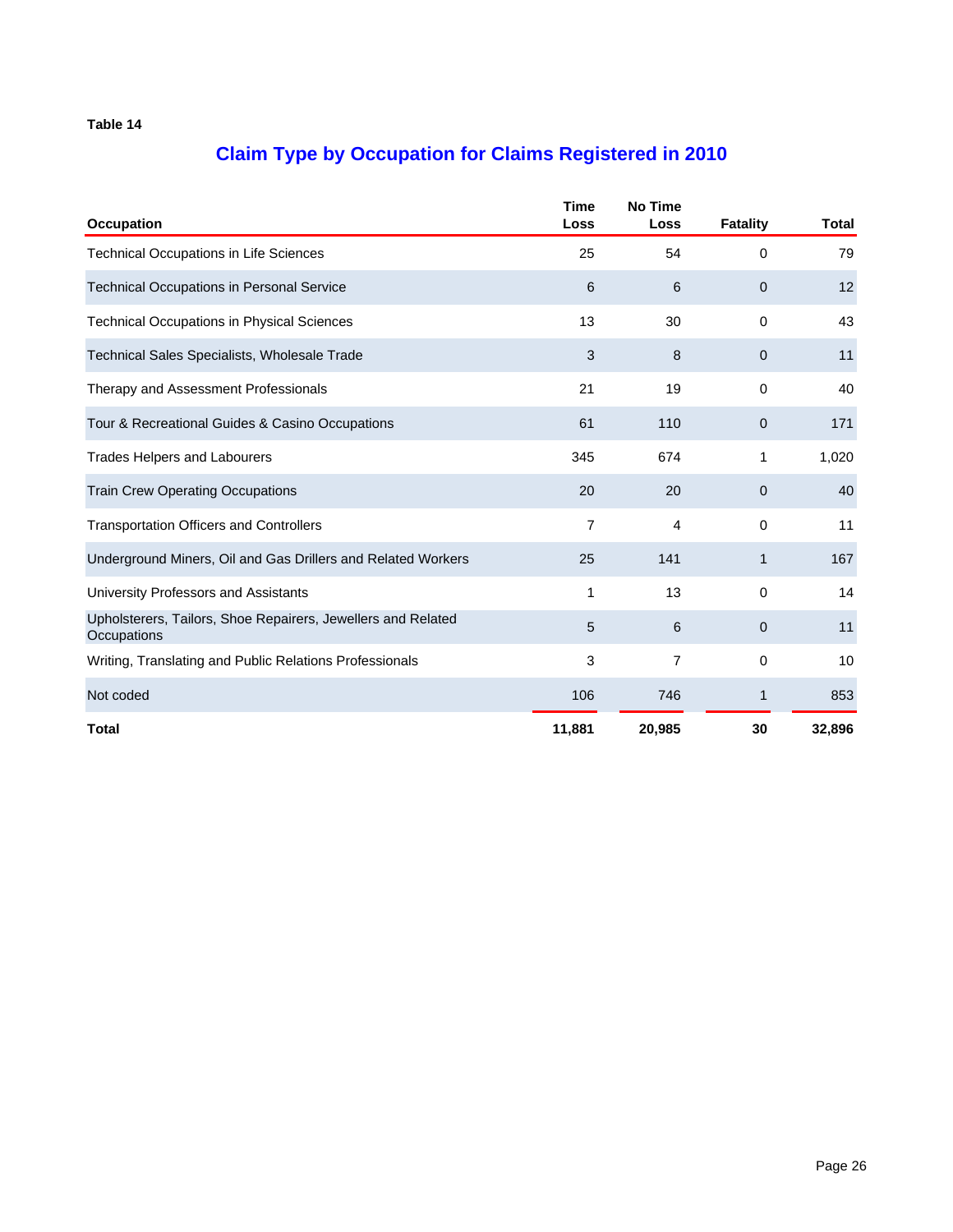Table 14

## Claim Type by Occupation for Claims Registered in 2010

| Occupation | Time Loss | No Time Loss | Fatality | Total |
|---|---|---|---|---|
| Technical Occupations in Life Sciences | 25 | 54 | 0 | 79 |
| Technical Occupations in Personal Service | 6 | 6 | 0 | 12 |
| Technical Occupations in Physical Sciences | 13 | 30 | 0 | 43 |
| Technical Sales Specialists, Wholesale Trade | 3 | 8 | 0 | 11 |
| Therapy and Assessment Professionals | 21 | 19 | 0 | 40 |
| Tour & Recreational Guides & Casino Occupations | 61 | 110 | 0 | 171 |
| Trades Helpers and Labourers | 345 | 674 | 1 | 1,020 |
| Train Crew Operating Occupations | 20 | 20 | 0 | 40 |
| Transportation Officers and Controllers | 7 | 4 | 0 | 11 |
| Underground Miners, Oil and Gas Drillers and Related Workers | 25 | 141 | 1 | 167 |
| University Professors and Assistants | 1 | 13 | 0 | 14 |
| Upholsterers, Tailors, Shoe Repairers, Jewellers and Related Occupations | 5 | 6 | 0 | 11 |
| Writing, Translating and Public Relations Professionals | 3 | 7 | 0 | 10 |
| Not coded | 106 | 746 | 1 | 853 |
| **Total** | **11,881** | **20,985** | **30** | **32,896** |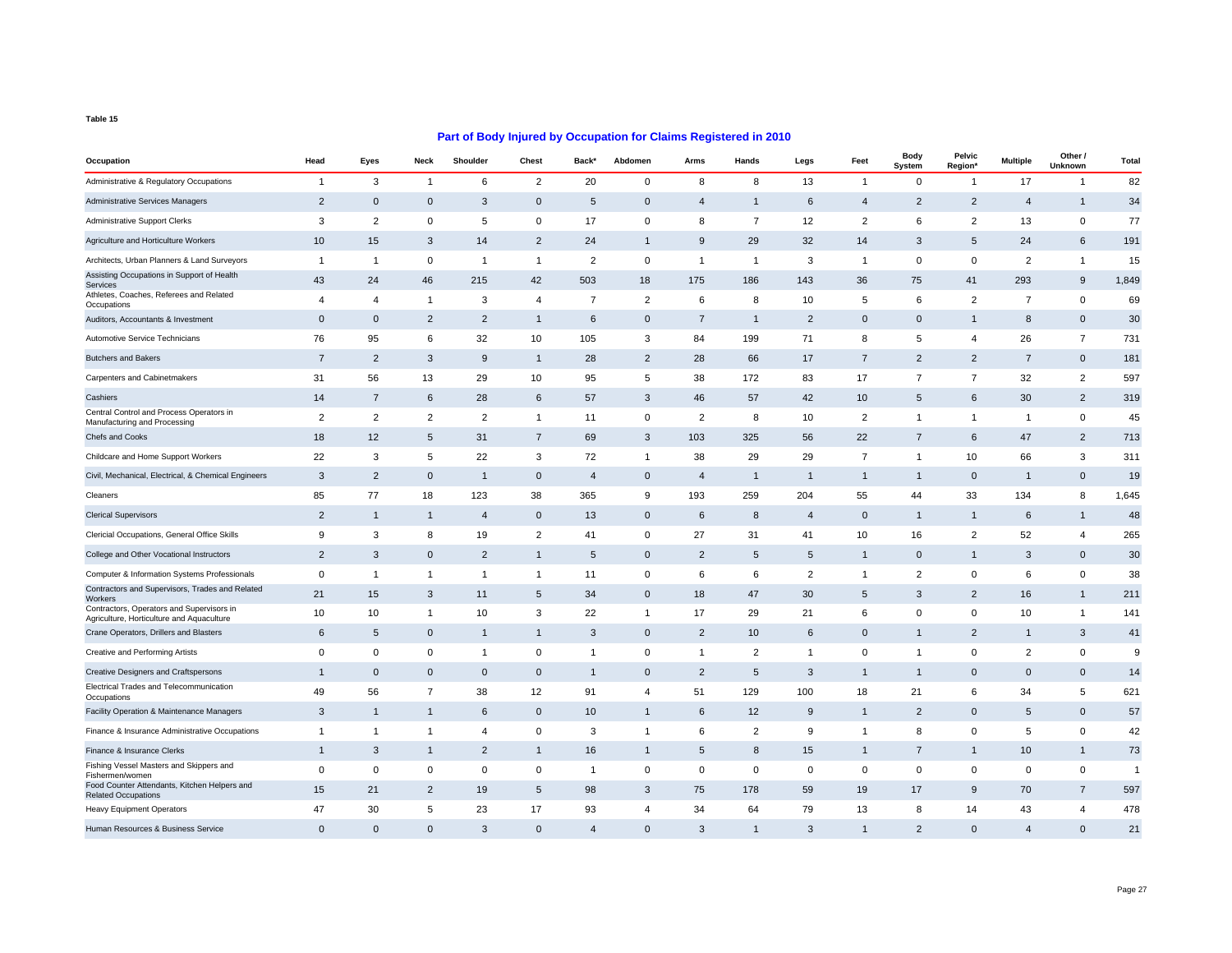Table 15

## Part of Body Injured by Occupation for Claims Registered in 2010

| Occupation | Head | Eyes | Neck | Shoulder | Chest | Back* | Abdomen | Arms | Hands | Legs | Feet | Body System | Pelvic Region* | Multiple | Other / Unknown | Total |
|---|---|---|---|---|---|---|---|---|---|---|---|---|---|---|---|---|
| Administrative & Regulatory Occupations | 1 | 3 | 1 | 6 | 2 | 20 | 0 | 8 | 8 | 13 | 1 | 0 | 1 | 17 | 1 | 82 |
| Administrative Services Managers | 2 | 0 | 0 | 3 | 0 | 5 | 0 | 4 | 1 | 6 | 4 | 2 | 2 | 4 | 1 | 34 |
| Administrative Support Clerks | 3 | 2 | 0 | 5 | 0 | 17 | 0 | 8 | 7 | 12 | 2 | 6 | 2 | 13 | 0 | 77 |
| Agriculture and Horticulture Workers | 10 | 15 | 3 | 14 | 2 | 24 | 1 | 9 | 29 | 32 | 14 | 3 | 5 | 24 | 6 | 191 |
| Architects, Urban Planners & Land Surveyors | 1 | 1 | 0 | 1 | 1 | 2 | 0 | 1 | 1 | 3 | 1 | 0 | 0 | 2 | 1 | 15 |
| Assisting Occupations in Support of Health Services | 43 | 24 | 46 | 215 | 42 | 503 | 18 | 175 | 186 | 143 | 36 | 75 | 41 | 293 | 9 | 1,849 |
| Athletes, Coaches, Referees and Related Occupations | 4 | 4 | 1 | 3 | 4 | 7 | 2 | 6 | 8 | 10 | 5 | 6 | 2 | 7 | 0 | 69 |
| Auditors, Accountants & Investment | 0 | 0 | 2 | 2 | 1 | 6 | 0 | 7 | 1 | 2 | 0 | 0 | 1 | 8 | 0 | 30 |
| Automotive Service Technicians | 76 | 95 | 6 | 32 | 10 | 105 | 3 | 84 | 199 | 71 | 8 | 5 | 4 | 26 | 7 | 731 |
| Butchers and Bakers | 7 | 2 | 3 | 9 | 1 | 28 | 2 | 28 | 66 | 17 | 7 | 2 | 2 | 7 | 0 | 181 |
| Carpenters and Cabinetmakers | 31 | 56 | 13 | 29 | 10 | 95 | 5 | 38 | 172 | 83 | 17 | 7 | 7 | 32 | 2 | 597 |
| Cashiers | 14 | 7 | 6 | 28 | 6 | 57 | 3 | 46 | 57 | 42 | 10 | 5 | 6 | 30 | 2 | 319 |
| Central Control and Process Operators in Manufacturing and Processing | 2 | 2 | 2 | 2 | 1 | 11 | 0 | 2 | 8 | 10 | 2 | 1 | 1 | 1 | 0 | 45 |
| Chefs and Cooks | 18 | 12 | 5 | 31 | 7 | 69 | 3 | 103 | 325 | 56 | 22 | 7 | 6 | 47 | 2 | 713 |
| Childcare and Home Support Workers | 22 | 3 | 5 | 22 | 3 | 72 | 1 | 38 | 29 | 29 | 7 | 1 | 10 | 66 | 3 | 311 |
| Civil, Mechanical, Electrical, & Chemical Engineers | 3 | 2 | 0 | 1 | 0 | 4 | 0 | 4 | 1 | 1 | 1 | 1 | 0 | 1 | 0 | 19 |
| Cleaners | 85 | 77 | 18 | 123 | 38 | 365 | 9 | 193 | 259 | 204 | 55 | 44 | 33 | 134 | 8 | 1,645 |
| Clerical Supervisors | 2 | 1 | 1 | 4 | 0 | 13 | 0 | 6 | 8 | 4 | 0 | 1 | 1 | 6 | 1 | 48 |
| Clericial Occupations, General Office Skills | 9 | 3 | 8 | 19 | 2 | 41 | 0 | 27 | 31 | 41 | 10 | 16 | 2 | 52 | 4 | 265 |
| College and Other Vocational Instructors | 2 | 3 | 0 | 2 | 1 | 5 | 0 | 2 | 5 | 5 | 1 | 0 | 1 | 3 | 0 | 30 |
| Computer & Information Systems Professionals | 0 | 1 | 1 | 1 | 1 | 11 | 0 | 6 | 6 | 2 | 1 | 2 | 0 | 6 | 0 | 38 |
| Contractors and Supervisors, Trades and Related Workers | 21 | 15 | 3 | 11 | 5 | 34 | 0 | 18 | 47 | 30 | 5 | 3 | 2 | 16 | 1 | 211 |
| Contractors, Operators and Supervisors in Agriculture, Horticulture and Aquaculture | 10 | 10 | 1 | 10 | 3 | 22 | 1 | 17 | 29 | 21 | 6 | 0 | 0 | 10 | 1 | 141 |
| Crane Operators, Drillers and Blasters | 6 | 5 | 0 | 1 | 1 | 3 | 0 | 2 | 10 | 6 | 0 | 1 | 2 | 1 | 3 | 41 |
| Creative and Performing Artists | 0 | 0 | 0 | 1 | 0 | 1 | 0 | 1 | 2 | 1 | 0 | 1 | 0 | 2 | 0 | 9 |
| Creative Designers and Craftspersons | 1 | 0 | 0 | 0 | 0 | 1 | 0 | 2 | 5 | 3 | 1 | 1 | 0 | 0 | 0 | 14 |
| Electrical Trades and Telecommunication Occupations | 49 | 56 | 7 | 38 | 12 | 91 | 4 | 51 | 129 | 100 | 18 | 21 | 6 | 34 | 5 | 621 |
| Facility Operation & Maintenance Managers | 3 | 1 | 1 | 6 | 0 | 10 | 1 | 6 | 12 | 9 | 1 | 2 | 0 | 5 | 0 | 57 |
| Finance & Insurance Administrative Occupations | 1 | 1 | 1 | 4 | 0 | 3 | 1 | 6 | 2 | 9 | 1 | 8 | 0 | 5 | 0 | 42 |
| Finance & Insurance Clerks | 1 | 3 | 1 | 2 | 1 | 16 | 1 | 5 | 8 | 15 | 1 | 7 | 1 | 10 | 1 | 73 |
| Fishing Vessel Masters and Skippers and Fishermen/women | 0 | 0 | 0 | 0 | 0 | 1 | 0 | 0 | 0 | 0 | 0 | 0 | 0 | 0 | 0 | 1 |
| Food Counter Attendants, Kitchen Helpers and Related Occupations | 15 | 21 | 2 | 19 | 5 | 98 | 3 | 75 | 178 | 59 | 19 | 17 | 9 | 70 | 7 | 597 |
| Heavy Equipment Operators | 47 | 30 | 5 | 23 | 17 | 93 | 4 | 34 | 64 | 79 | 13 | 8 | 14 | 43 | 4 | 478 |
| Human Resources & Business Service | 0 | 0 | 0 | 3 | 0 | 4 | 0 | 3 | 1 | 3 | 1 | 2 | 0 | 4 | 0 | 21 |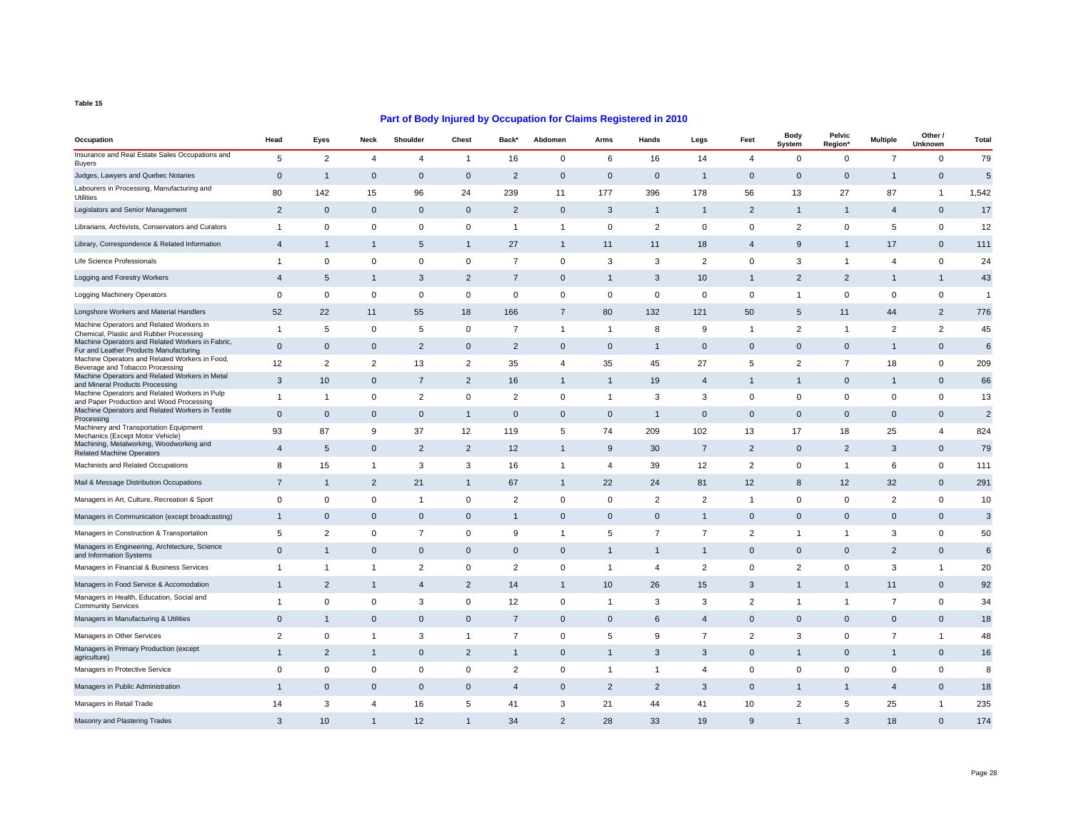Table 15

## Part of Body Injured by Occupation for Claims Registered in 2010

| Occupation | Head | Eyes | Neck | Shoulder | Chest | Back* | Abdomen | Arms | Hands | Legs | Feet | Body System | Pelvic Region* | Multiple | Other / Unknown | Total |
|---|---|---|---|---|---|---|---|---|---|---|---|---|---|---|---|---|
| Insurance and Real Estate Sales Occupations and Buyers | 5 | 2 | 4 | 4 | 1 | 16 | 0 | 6 | 16 | 14 | 4 | 0 | 0 | 7 | 0 | 79 |
| Judges, Lawyers and Quebec Notaries | 0 | 1 | 0 | 0 | 0 | 2 | 0 | 0 | 0 | 1 | 0 | 0 | 0 | 1 | 0 | 5 |
| Labourers in Processing, Manufacturing and Utilities | 80 | 142 | 15 | 96 | 24 | 239 | 11 | 177 | 396 | 178 | 56 | 13 | 27 | 87 | 1 | 1,542 |
| Legislators and Senior Management | 2 | 0 | 0 | 0 | 0 | 2 | 0 | 3 | 1 | 1 | 2 | 1 | 1 | 4 | 0 | 17 |
| Librarians, Archivists, Conservators and Curators | 1 | 0 | 0 | 0 | 0 | 1 | 1 | 0 | 2 | 0 | 0 | 2 | 0 | 5 | 0 | 12 |
| Library, Correspondence & Related Information | 4 | 1 | 1 | 5 | 1 | 27 | 1 | 11 | 11 | 18 | 4 | 9 | 1 | 17 | 0 | 111 |
| Life Science Professionals | 1 | 0 | 0 | 0 | 0 | 7 | 0 | 3 | 3 | 2 | 0 | 3 | 1 | 4 | 0 | 24 |
| Logging and Forestry Workers | 4 | 5 | 1 | 3 | 2 | 7 | 0 | 1 | 3 | 10 | 1 | 2 | 2 | 1 | 1 | 43 |
| Logging Machinery Operators | 0 | 0 | 0 | 0 | 0 | 0 | 0 | 0 | 0 | 0 | 0 | 1 | 0 | 0 | 0 | 1 |
| Longshore Workers and Material Handlers | 52 | 22 | 11 | 55 | 18 | 166 | 7 | 80 | 132 | 121 | 50 | 5 | 11 | 44 | 2 | 776 |
| Machine Operators and Related Workers in Chemical, Plastic and Rubber Processing | 1 | 5 | 0 | 5 | 0 | 7 | 1 | 1 | 8 | 9 | 1 | 2 | 1 | 2 | 2 | 45 |
| Machine Operators and Related Workers in Fabric, Fur and Leather Products Manufacturing | 0 | 0 | 0 | 2 | 0 | 2 | 0 | 0 | 1 | 0 | 0 | 0 | 0 | 1 | 0 | 6 |
| Machine Operators and Related Workers in Food, Beverage and Tobacco Processing | 12 | 2 | 2 | 13 | 2 | 35 | 4 | 35 | 45 | 27 | 5 | 2 | 7 | 18 | 0 | 209 |
| Machine Operators and Related Workers in Metal and Mineral Products Processing | 3 | 10 | 0 | 7 | 2 | 16 | 1 | 1 | 19 | 4 | 1 | 1 | 0 | 1 | 0 | 66 |
| Machine Operators and Related Workers in Pulp and Paper Production and Wood Processing | 1 | 1 | 0 | 2 | 0 | 2 | 0 | 1 | 3 | 3 | 0 | 0 | 0 | 0 | 0 | 13 |
| Machine Operators and Related Workers in Textile Processing | 0 | 0 | 0 | 0 | 1 | 0 | 0 | 0 | 1 | 0 | 0 | 0 | 0 | 0 | 0 | 2 |
| Machinery and Transportation Equipment Mechanics (Except Motor Vehicle) | 93 | 87 | 9 | 37 | 12 | 119 | 5 | 74 | 209 | 102 | 13 | 17 | 18 | 25 | 4 | 824 |
| Machining, Metalworking, Woodworking and Related Machine Operators | 4 | 5 | 0 | 2 | 2 | 12 | 1 | 9 | 30 | 7 | 2 | 0 | 2 | 3 | 0 | 79 |
| Machinists and Related Occupations | 8 | 15 | 1 | 3 | 3 | 16 | 1 | 4 | 39 | 12 | 2 | 0 | 1 | 6 | 0 | 111 |
| Mail & Message Distribution Occupations | 7 | 1 | 2 | 21 | 1 | 67 | 1 | 22 | 24 | 81 | 12 | 8 | 12 | 32 | 0 | 291 |
| Managers in Art, Culture, Recreation & Sport | 0 | 0 | 0 | 1 | 0 | 2 | 0 | 0 | 2 | 2 | 1 | 0 | 0 | 2 | 0 | 10 |
| Managers in Communication (except broadcasting) | 1 | 0 | 0 | 0 | 0 | 1 | 0 | 0 | 0 | 1 | 0 | 0 | 0 | 0 | 0 | 3 |
| Managers in Construction & Transportation | 5 | 2 | 0 | 7 | 0 | 9 | 1 | 5 | 7 | 7 | 2 | 1 | 1 | 3 | 0 | 50 |
| Managers in Engineering, Architecture, Science and Information Systems | 0 | 1 | 0 | 0 | 0 | 0 | 0 | 1 | 1 | 1 | 0 | 0 | 0 | 2 | 0 | 6 |
| Managers in Financial & Business Services | 1 | 1 | 1 | 2 | 0 | 2 | 0 | 1 | 4 | 2 | 0 | 2 | 0 | 3 | 1 | 20 |
| Managers in Food Service & Accomodation | 1 | 2 | 1 | 4 | 2 | 14 | 1 | 10 | 26 | 15 | 3 | 1 | 1 | 11 | 0 | 92 |
| Managers in Health, Education, Social and Community Services | 1 | 0 | 0 | 3 | 0 | 12 | 0 | 1 | 3 | 3 | 2 | 1 | 1 | 7 | 0 | 34 |
| Managers in Manufacturing & Utilities | 0 | 1 | 0 | 0 | 0 | 7 | 0 | 0 | 6 | 4 | 0 | 0 | 0 | 0 | 0 | 18 |
| Managers in Other Services | 2 | 0 | 1 | 3 | 1 | 7 | 0 | 5 | 9 | 7 | 2 | 3 | 0 | 7 | 1 | 48 |
| Managers in Primary Production (except agriculture) | 1 | 2 | 1 | 0 | 2 | 1 | 0 | 1 | 3 | 3 | 0 | 1 | 0 | 1 | 0 | 16 |
| Managers in Protective Service | 0 | 0 | 0 | 0 | 0 | 2 | 0 | 1 | 1 | 4 | 0 | 0 | 0 | 0 | 0 | 8 |
| Managers in Public Administration | 1 | 0 | 0 | 0 | 0 | 4 | 0 | 2 | 2 | 3 | 0 | 1 | 1 | 4 | 0 | 18 |
| Managers in Retail Trade | 14 | 3 | 4 | 16 | 5 | 41 | 3 | 21 | 44 | 41 | 10 | 2 | 5 | 25 | 1 | 235 |
| Masonry and Plastering Trades | 3 | 10 | 1 | 12 | 1 | 34 | 2 | 28 | 33 | 19 | 9 | 1 | 3 | 18 | 0 | 174 |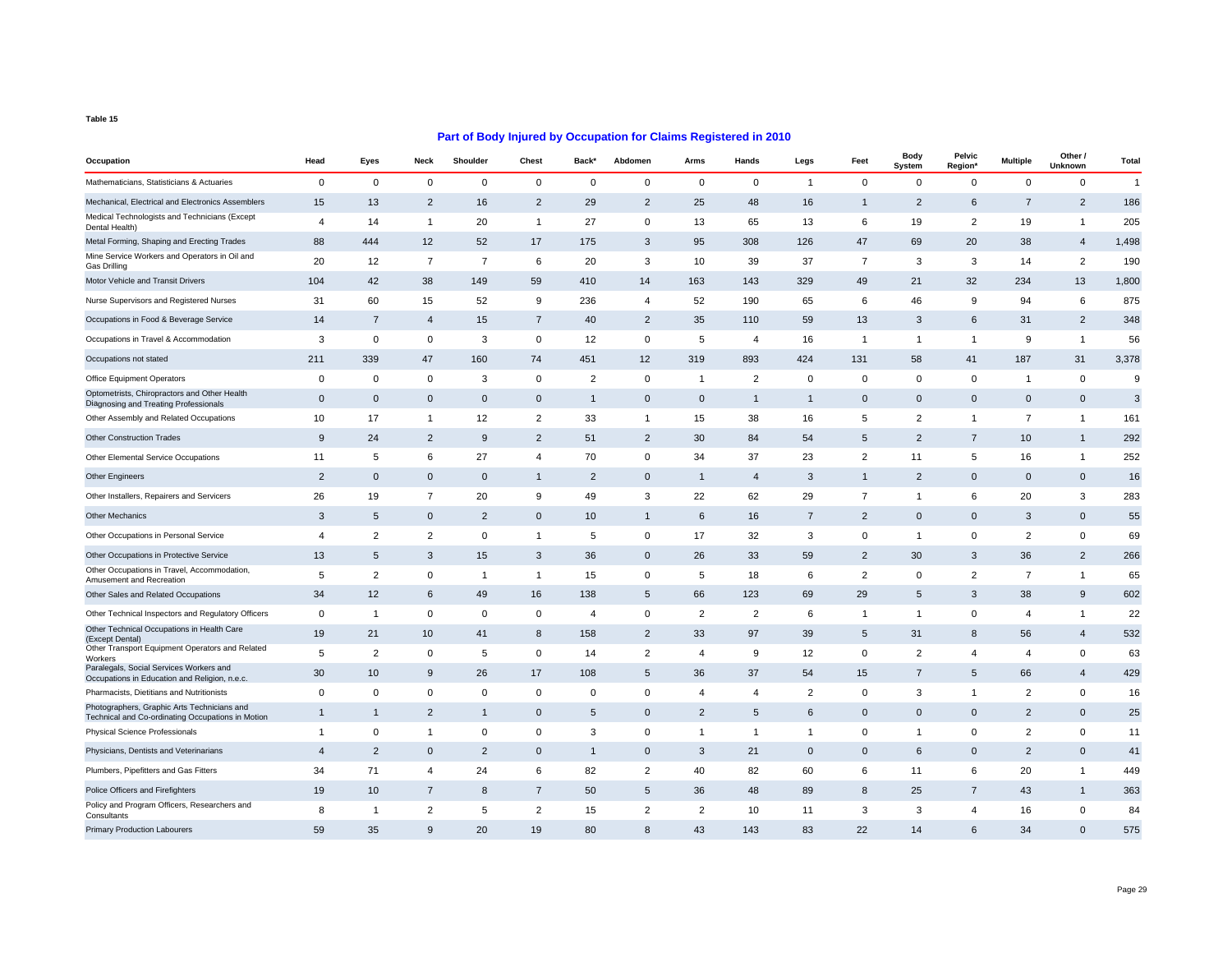Table 15

## Part of Body Injured by Occupation for Claims Registered in 2010

| Occupation | Head | Eyes | Neck | Shoulder | Chest | Back* | Abdomen | Arms | Hands | Legs | Feet | Body System | Pelvic Region* | Multiple | Other / Unknown | Total |
|---|---|---|---|---|---|---|---|---|---|---|---|---|---|---|---|---|
| Mathematicians, Statisticians & Actuaries | 0 | 0 | 0 | 0 | 0 | 0 | 0 | 0 | 0 | 1 | 0 | 0 | 0 | 0 | 0 | 1 |
| Mechanical, Electrical and Electronics Assemblers | 15 | 13 | 2 | 16 | 2 | 29 | 2 | 25 | 48 | 16 | 1 | 2 | 6 | 7 | 2 | 186 |
| Medical Technologists and Technicians (Except Dental Health) | 4 | 14 | 1 | 20 | 1 | 27 | 0 | 13 | 65 | 13 | 6 | 19 | 2 | 19 | 1 | 205 |
| Metal Forming, Shaping and Erecting Trades | 88 | 444 | 12 | 52 | 17 | 175 | 3 | 95 | 308 | 126 | 47 | 69 | 20 | 38 | 4 | 1,498 |
| Mine Service Workers and Operators in Oil and Gas Drilling | 20 | 12 | 7 | 7 | 6 | 20 | 3 | 10 | 39 | 37 | 7 | 3 | 3 | 14 | 2 | 190 |
| Motor Vehicle and Transit Drivers | 104 | 42 | 38 | 149 | 59 | 410 | 14 | 163 | 143 | 329 | 49 | 21 | 32 | 234 | 13 | 1,800 |
| Nurse Supervisors and Registered Nurses | 31 | 60 | 15 | 52 | 9 | 236 | 4 | 52 | 190 | 65 | 6 | 46 | 9 | 94 | 6 | 875 |
| Occupations in Food & Beverage Service | 14 | 7 | 4 | 15 | 7 | 40 | 2 | 35 | 110 | 59 | 13 | 3 | 6 | 31 | 2 | 348 |
| Occupations in Travel & Accommodation | 3 | 0 | 0 | 3 | 0 | 12 | 0 | 5 | 4 | 16 | 1 | 1 | 1 | 9 | 1 | 56 |
| Occupations not stated | 211 | 339 | 47 | 160 | 74 | 451 | 12 | 319 | 893 | 424 | 131 | 58 | 41 | 187 | 31 | 3,378 |
| Office Equipment Operators | 0 | 0 | 0 | 3 | 0 | 2 | 0 | 1 | 2 | 0 | 0 | 0 | 0 | 1 | 0 | 9 |
| Optometrists, Chiropractors and Other Health Diagnosing and Treating Professionals | 0 | 0 | 0 | 0 | 0 | 1 | 0 | 0 | 1 | 1 | 0 | 0 | 0 | 0 | 0 | 3 |
| Other Assembly and Related Occupations | 10 | 17 | 1 | 12 | 2 | 33 | 1 | 15 | 38 | 16 | 5 | 2 | 1 | 7 | 1 | 161 |
| Other Construction Trades | 9 | 24 | 2 | 9 | 2 | 51 | 2 | 30 | 84 | 54 | 5 | 2 | 7 | 10 | 1 | 292 |
| Other Elemental Service Occupations | 11 | 5 | 6 | 27 | 4 | 70 | 0 | 34 | 37 | 23 | 2 | 11 | 5 | 16 | 1 | 252 |
| Other Engineers | 2 | 0 | 0 | 0 | 1 | 2 | 0 | 1 | 4 | 3 | 1 | 2 | 0 | 0 | 0 | 16 |
| Other Installers, Repairers and Servicers | 26 | 19 | 7 | 20 | 9 | 49 | 3 | 22 | 62 | 29 | 7 | 1 | 6 | 20 | 3 | 283 |
| Other Mechanics | 3 | 5 | 0 | 2 | 0 | 10 | 1 | 6 | 16 | 7 | 2 | 0 | 0 | 3 | 0 | 55 |
| Other Occupations in Personal Service | 4 | 2 | 2 | 0 | 1 | 5 | 0 | 17 | 32 | 3 | 0 | 1 | 0 | 2 | 0 | 69 |
| Other Occupations in Protective Service | 13 | 5 | 3 | 15 | 3 | 36 | 0 | 26 | 33 | 59 | 2 | 30 | 3 | 36 | 2 | 266 |
| Other Occupations in Travel, Accommodation, Amusement and Recreation | 5 | 2 | 0 | 1 | 1 | 15 | 0 | 5 | 18 | 6 | 2 | 0 | 2 | 7 | 1 | 65 |
| Other Sales and Related Occupations | 34 | 12 | 6 | 49 | 16 | 138 | 5 | 66 | 123 | 69 | 29 | 5 | 3 | 38 | 9 | 602 |
| Other Technical Inspectors and Regulatory Officers | 0 | 1 | 0 | 0 | 0 | 4 | 0 | 2 | 2 | 6 | 1 | 1 | 0 | 4 | 1 | 22 |
| Other Technical Occupations in Health Care (Except Dental) | 19 | 21 | 10 | 41 | 8 | 158 | 2 | 33 | 97 | 39 | 5 | 31 | 8 | 56 | 4 | 532 |
| Other Transport Equipment Operators and Related Workers | 5 | 2 | 0 | 5 | 0 | 14 | 2 | 4 | 9 | 12 | 0 | 2 | 4 | 4 | 0 | 63 |
| Paralegals, Social Services Workers and Occupations in Education and Religion, n.e.c. | 30 | 10 | 9 | 26 | 17 | 108 | 5 | 36 | 37 | 54 | 15 | 7 | 5 | 66 | 4 | 429 |
| Pharmacists, Dietitians and Nutritionists | 0 | 0 | 0 | 0 | 0 | 0 | 0 | 4 | 4 | 2 | 0 | 3 | 1 | 2 | 0 | 16 |
| Photographers, Graphic Arts Technicians and Technical and Co-ordinating Occupations in Motion | 1 | 1 | 2 | 1 | 0 | 5 | 0 | 2 | 5 | 6 | 0 | 0 | 0 | 2 | 0 | 25 |
| Physical Science Professionals | 1 | 0 | 1 | 0 | 0 | 3 | 0 | 1 | 1 | 1 | 0 | 1 | 0 | 2 | 0 | 11 |
| Physicians, Dentists and Veterinarians | 4 | 2 | 0 | 2 | 0 | 1 | 0 | 3 | 21 | 0 | 0 | 6 | 0 | 2 | 0 | 41 |
| Plumbers, Pipefitters and Gas Fitters | 34 | 71 | 4 | 24 | 6 | 82 | 2 | 40 | 82 | 60 | 6 | 11 | 6 | 20 | 1 | 449 |
| Police Officers and Firefighters | 19 | 10 | 7 | 8 | 7 | 50 | 5 | 36 | 48 | 89 | 8 | 25 | 7 | 43 | 1 | 363 |
| Policy and Program Officers, Researchers and Consultants | 8 | 1 | 2 | 5 | 2 | 15 | 2 | 2 | 10 | 11 | 3 | 3 | 4 | 16 | 0 | 84 |
| Primary Production Labourers | 59 | 35 | 9 | 20 | 19 | 80 | 8 | 43 | 143 | 83 | 22 | 14 | 6 | 34 | 0 | 575 |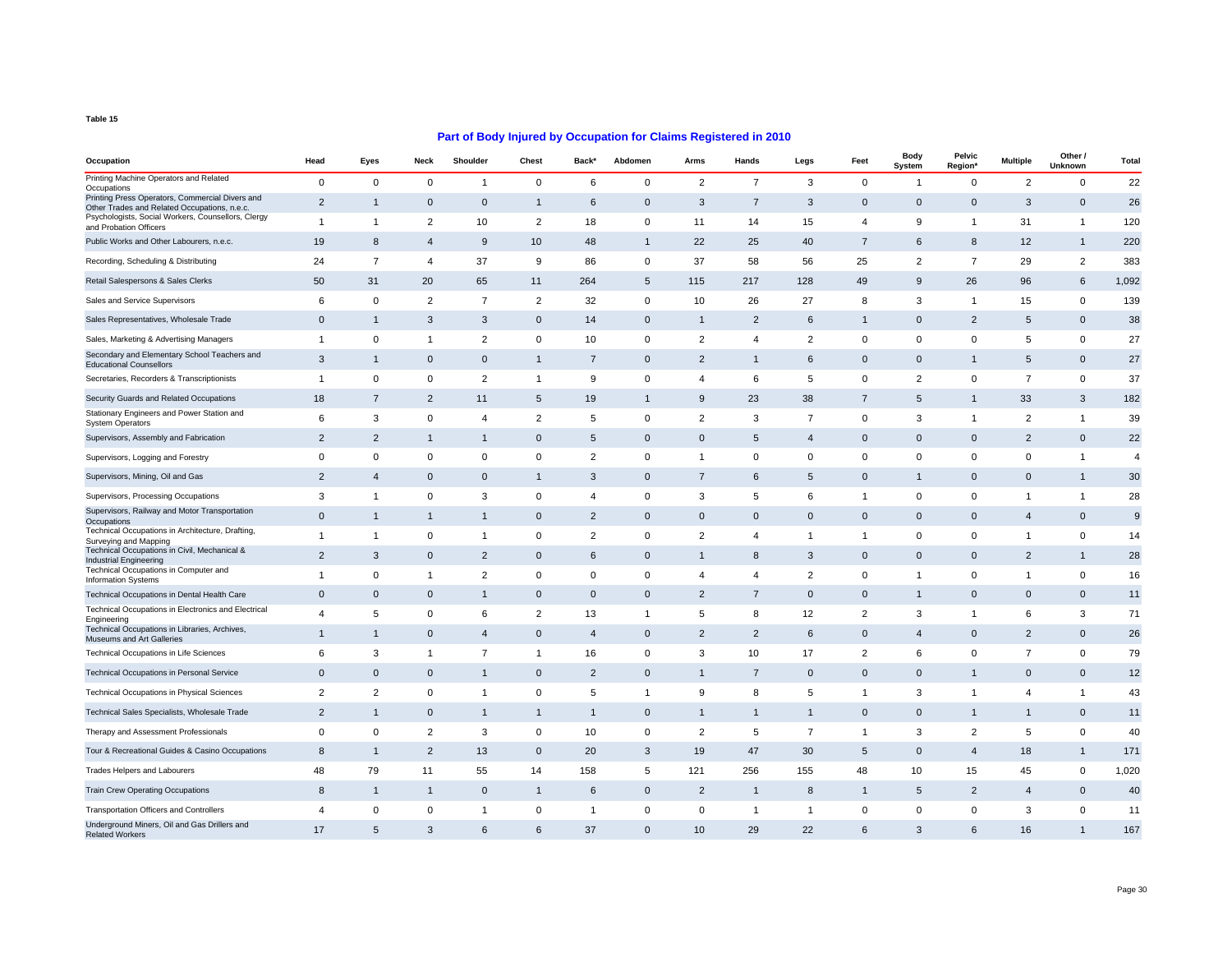Table 15

## Part of Body Injured by Occupation for Claims Registered in 2010

| Occupation | Head | Eyes | Neck | Shoulder | Chest | Back* | Abdomen | Arms | Hands | Legs | Feet | Body System | Pelvic Region* | Multiple | Other / Unknown | Total |
|---|---|---|---|---|---|---|---|---|---|---|---|---|---|---|---|---|
| Printing Machine Operators and Related Occupations | 0 | 0 | 0 | 1 | 0 | 6 | 0 | 2 | 7 | 3 | 0 | 1 | 0 | 2 | 0 | 22 |
| Printing Press Operators, Commercial Divers and Other Trades and Related Occupations, n.e.c. | 2 | 1 | 0 | 0 | 1 | 6 | 0 | 3 | 7 | 3 | 0 | 0 | 0 | 3 | 0 | 26 |
| Psychologists, Social Workers, Counsellors, Clergy and Probation Officers | 1 | 1 | 2 | 10 | 2 | 18 | 0 | 11 | 14 | 15 | 4 | 9 | 1 | 31 | 1 | 120 |
| Public Works and Other Labourers, n.e.c. | 19 | 8 | 4 | 9 | 10 | 48 | 1 | 22 | 25 | 40 | 7 | 6 | 8 | 12 | 1 | 220 |
| Recording, Scheduling & Distributing | 24 | 7 | 4 | 37 | 9 | 86 | 0 | 37 | 58 | 56 | 25 | 2 | 7 | 29 | 2 | 383 |
| Retail Salespersons & Sales Clerks | 50 | 31 | 20 | 65 | 11 | 264 | 5 | 115 | 217 | 128 | 49 | 9 | 26 | 96 | 6 | 1,092 |
| Sales and Service Supervisors | 6 | 0 | 2 | 7 | 2 | 32 | 0 | 10 | 26 | 27 | 8 | 3 | 1 | 15 | 0 | 139 |
| Sales Representatives, Wholesale Trade | 0 | 1 | 3 | 3 | 0 | 14 | 0 | 1 | 2 | 6 | 1 | 0 | 2 | 5 | 0 | 38 |
| Sales, Marketing & Advertising Managers | 1 | 0 | 1 | 2 | 0 | 10 | 0 | 2 | 4 | 2 | 0 | 0 | 0 | 5 | 0 | 27 |
| Secondary and Elementary School Teachers and Educational Counsellors | 3 | 1 | 0 | 0 | 1 | 7 | 0 | 2 | 1 | 6 | 0 | 0 | 1 | 5 | 0 | 27 |
| Secretaries, Recorders & Transcriptionists | 1 | 0 | 0 | 2 | 1 | 9 | 0 | 4 | 6 | 5 | 0 | 2 | 0 | 7 | 0 | 37 |
| Security Guards and Related Occupations | 18 | 7 | 2 | 11 | 5 | 19 | 1 | 9 | 23 | 38 | 7 | 5 | 1 | 33 | 3 | 182 |
| Stationary Engineers and Power Station and System Operators | 6 | 3 | 0 | 4 | 2 | 5 | 0 | 2 | 3 | 7 | 0 | 3 | 1 | 2 | 1 | 39 |
| Supervisors, Assembly and Fabrication | 2 | 2 | 1 | 1 | 0 | 5 | 0 | 0 | 5 | 4 | 0 | 0 | 0 | 2 | 0 | 22 |
| Supervisors, Logging and Forestry | 0 | 0 | 0 | 0 | 0 | 2 | 0 | 1 | 0 | 0 | 0 | 0 | 0 | 0 | 1 | 4 |
| Supervisors, Mining, Oil and Gas | 2 | 4 | 0 | 0 | 1 | 3 | 0 | 7 | 6 | 5 | 0 | 1 | 0 | 0 | 1 | 30 |
| Supervisors, Processing Occupations | 3 | 1 | 0 | 3 | 0 | 4 | 0 | 3 | 5 | 6 | 1 | 0 | 0 | 1 | 1 | 28 |
| Supervisors, Railway and Motor Transportation Occupations | 0 | 1 | 1 | 1 | 0 | 2 | 0 | 0 | 0 | 0 | 0 | 0 | 0 | 4 | 0 | 9 |
| Technical Occupations in Architecture, Drafting, Surveying and Mapping | 1 | 1 | 0 | 1 | 0 | 2 | 0 | 2 | 4 | 1 | 1 | 0 | 0 | 1 | 0 | 14 |
| Technical Occupations in Civil, Mechanical & Industrial Engineering | 2 | 3 | 0 | 2 | 0 | 6 | 0 | 1 | 8 | 3 | 0 | 0 | 0 | 2 | 1 | 28 |
| Technical Occupations in Computer and Information Systems | 1 | 0 | 1 | 2 | 0 | 0 | 0 | 4 | 4 | 2 | 0 | 1 | 0 | 1 | 0 | 16 |
| Technical Occupations in Dental Health Care | 0 | 0 | 0 | 1 | 0 | 0 | 0 | 2 | 7 | 0 | 0 | 1 | 0 | 0 | 0 | 11 |
| Technical Occupations in Electronics and Electrical Engineering | 4 | 5 | 0 | 6 | 2 | 13 | 1 | 5 | 8 | 12 | 2 | 3 | 1 | 6 | 3 | 71 |
| Technical Occupations in Libraries, Archives, Museums and Art Galleries | 1 | 1 | 0 | 4 | 0 | 4 | 0 | 2 | 2 | 6 | 0 | 4 | 0 | 2 | 0 | 26 |
| Technical Occupations in Life Sciences | 6 | 3 | 1 | 7 | 1 | 16 | 0 | 3 | 10 | 17 | 2 | 6 | 0 | 7 | 0 | 79 |
| Technical Occupations in Personal Service | 0 | 0 | 0 | 1 | 0 | 2 | 0 | 1 | 7 | 0 | 0 | 0 | 1 | 0 | 0 | 12 |
| Technical Occupations in Physical Sciences | 2 | 2 | 0 | 1 | 0 | 5 | 1 | 9 | 8 | 5 | 1 | 3 | 1 | 4 | 1 | 43 |
| Technical Sales Specialists, Wholesale Trade | 2 | 1 | 0 | 1 | 1 | 1 | 0 | 1 | 1 | 1 | 0 | 0 | 1 | 1 | 0 | 11 |
| Therapy and Assessment Professionals | 0 | 0 | 2 | 3 | 0 | 10 | 0 | 2 | 5 | 7 | 1 | 3 | 2 | 5 | 0 | 40 |
| Tour & Recreational Guides & Casino Occupations | 8 | 1 | 2 | 13 | 0 | 20 | 3 | 19 | 47 | 30 | 5 | 0 | 4 | 18 | 1 | 171 |
| Trades Helpers and Labourers | 48 | 79 | 11 | 55 | 14 | 158 | 5 | 121 | 256 | 155 | 48 | 10 | 15 | 45 | 0 | 1,020 |
| Train Crew Operating Occupations | 8 | 1 | 1 | 0 | 1 | 6 | 0 | 2 | 1 | 8 | 1 | 5 | 2 | 4 | 0 | 40 |
| Transportation Officers and Controllers | 4 | 0 | 0 | 1 | 0 | 1 | 0 | 0 | 1 | 1 | 0 | 0 | 0 | 3 | 0 | 11 |
| Underground Miners, Oil and Gas Drillers and Related Workers | 17 | 5 | 3 | 6 | 6 | 37 | 0 | 10 | 29 | 22 | 6 | 3 | 6 | 16 | 1 | 167 |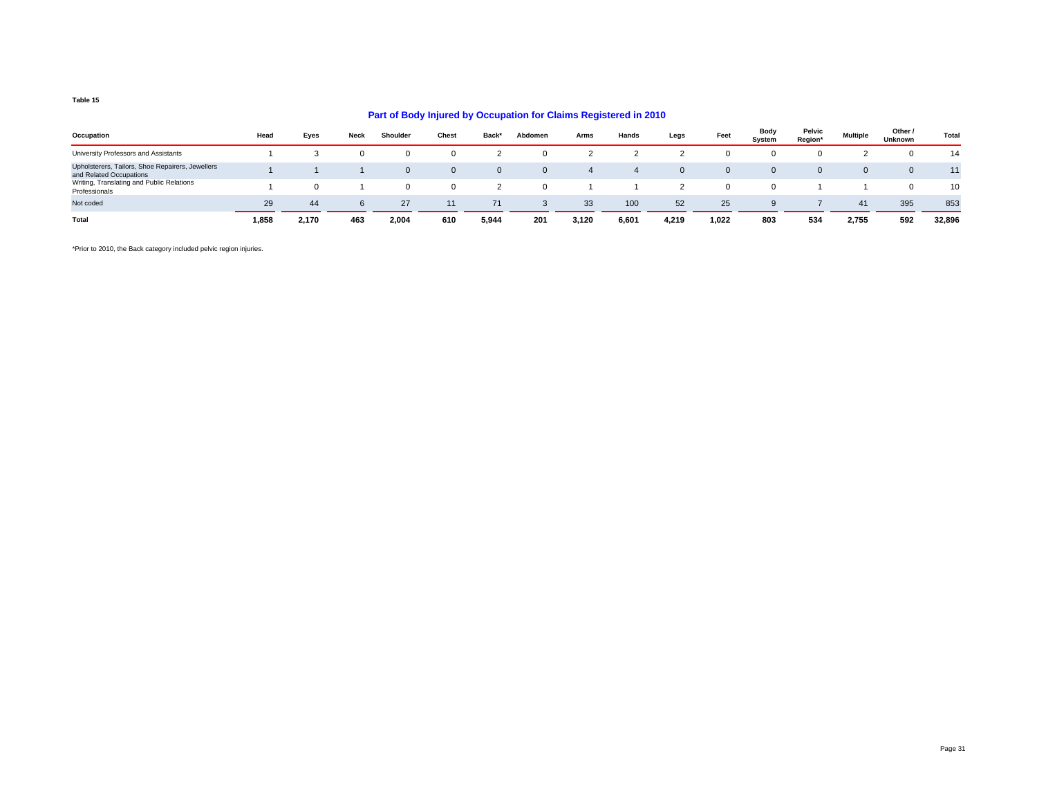Table 15

## Part of Body Injured by Occupation for Claims Registered in 2010

| Occupation | Head | Eyes | Neck | Shoulder | Chest | Back* | Abdomen | Arms | Hands | Legs | Feet | Body System | Pelvic Region* | Multiple | Other / Unknown | Total |
|---|---|---|---|---|---|---|---|---|---|---|---|---|---|---|---|---|
| University Professors and Assistants | 1 | 3 | 0 | 0 | 0 | 2 | 0 | 2 | 2 | 2 | 0 | 0 | 0 | 2 | 0 | 14 |
| Upholsterers, Tailors, Shoe Repairers, Jewellers and Related Occupations | 1 | 1 | 1 | 0 | 0 | 0 | 0 | 4 | 4 | 0 | 0 | 0 | 0 | 0 | 0 | 11 |
| Writing, Translating and Public Relations Professionals | 1 | 0 | 1 | 0 | 0 | 2 | 0 | 1 | 1 | 2 | 0 | 0 | 1 | 1 | 0 | 10 |
| Not coded | 29 | 44 | 6 | 27 | 11 | 71 | 3 | 33 | 100 | 52 | 25 | 9 | 7 | 41 | 395 | 853 |
| **Total** | **1,858** | **2,170** | **463** | **2,004** | **610** | **5,944** | **201** | **3,120** | **6,601** | **4,219** | **1,022** | **803** | **534** | **2,755** | **592** | **32,896** |

*Prior to 2010, the Back category included pelvic region injuries.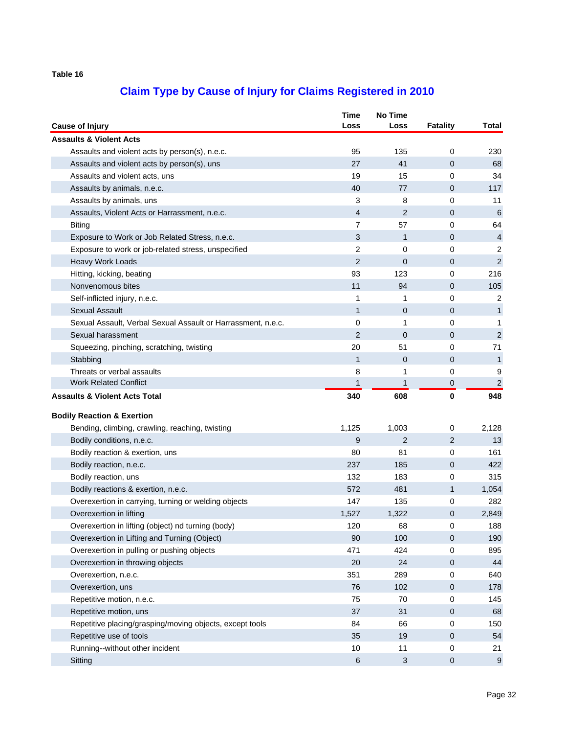Table 16

## Claim Type by Cause of Injury for Claims Registered in 2010

| Cause of Injury | Time Loss | No Time Loss | Fatality | Total |
|---|---|---|---|---|
| **Assaults & Violent Acts** | | | | |
| Assaults and violent acts by person(s), n.e.c. | 95 | 135 | 0 | 230 |
| Assaults and violent acts by person(s), uns | 27 | 41 | 0 | 68 |
| Assaults and violent acts, uns | 19 | 15 | 0 | 34 |
| Assaults by animals, n.e.c. | 40 | 77 | 0 | 117 |
| Assaults by animals, uns | 3 | 8 | 0 | 11 |
| Assaults, Violent Acts or Harrassment, n.e.c. | 4 | 2 | 0 | 6 |
| Biting | 7 | 57 | 0 | 64 |
| Exposure to Work or Job Related Stress, n.e.c. | 3 | 1 | 0 | 4 |
| Exposure to work or job-related stress, unspecified | 2 | 0 | 0 | 2 |
| Heavy Work Loads | 2 | 0 | 0 | 2 |
| Hitting, kicking, beating | 93 | 123 | 0 | 216 |
| Nonvenomous bites | 11 | 94 | 0 | 105 |
| Self-inflicted injury, n.e.c. | 1 | 1 | 0 | 2 |
| Sexual Assault | 1 | 0 | 0 | 1 |
| Sexual Assault, Verbal Sexual Assault or Harrassment, n.e.c. | 0 | 1 | 0 | 1 |
| Sexual harassment | 2 | 0 | 0 | 2 |
| Squeezing, pinching, scratching, twisting | 20 | 51 | 0 | 71 |
| Stabbing | 1 | 0 | 0 | 1 |
| Threats or verbal assaults | 8 | 1 | 0 | 9 |
| Work Related Conflict | 1 | 1 | 0 | 2 |
| **Assaults & Violent Acts Total** | **340** | **608** | **0** | **948** |
| **Bodily Reaction & Exertion** | | | | |
| Bending, climbing, crawling, reaching, twisting | 1,125 | 1,003 | 0 | 2,128 |
| Bodily conditions, n.e.c. | 9 | 2 | 2 | 13 |
| Bodily reaction & exertion, uns | 80 | 81 | 0 | 161 |
| Bodily reaction, n.e.c. | 237 | 185 | 0 | 422 |
| Bodily reaction, uns | 132 | 183 | 0 | 315 |
| Bodily reactions & exertion, n.e.c. | 572 | 481 | 1 | 1,054 |
| Overexertion in carrying, turning or welding objects | 147 | 135 | 0 | 282 |
| Overexertion in lifting | 1,527 | 1,322 | 0 | 2,849 |
| Overexertion in lifting (object) nd turning (body) | 120 | 68 | 0 | 188 |
| Overexertion in Lifting and Turning (Object) | 90 | 100 | 0 | 190 |
| Overexertion in pulling or pushing objects | 471 | 424 | 0 | 895 |
| Overexertion in throwing objects | 20 | 24 | 0 | 44 |
| Overexertion, n.e.c. | 351 | 289 | 0 | 640 |
| Overexertion, uns | 76 | 102 | 0 | 178 |
| Repetitive motion, n.e.c. | 75 | 70 | 0 | 145 |
| Repetitive motion, uns | 37 | 31 | 0 | 68 |
| Repetitive placing/grasping/moving objects, except tools | 84 | 66 | 0 | 150 |
| Repetitive use of tools | 35 | 19 | 0 | 54 |
| Running--without other incident | 10 | 11 | 0 | 21 |
| Sitting | 6 | 3 | 0 | 9 |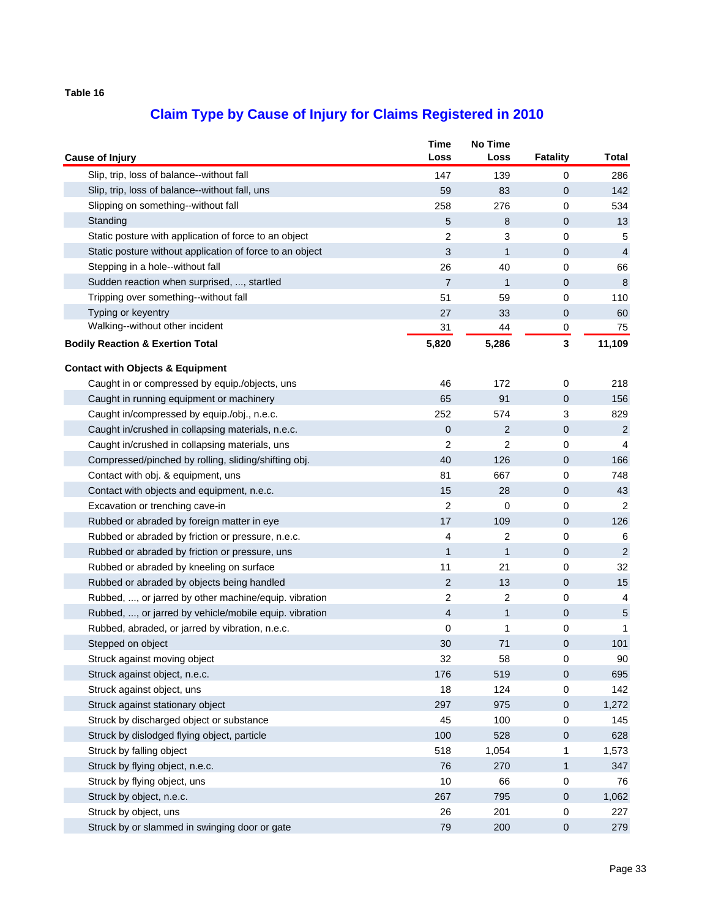Table 16

## Claim Type by Cause of Injury for Claims Registered in 2010

| Cause of Injury | Time Loss | No Time Loss | Fatality | Total |
|---|---|---|---|---|
| Slip, trip, loss of balance--without fall | 147 | 139 | 0 | 286 |
| Slip, trip, loss of balance--without fall, uns | 59 | 83 | 0 | 142 |
| Slipping on something--without fall | 258 | 276 | 0 | 534 |
| Standing | 5 | 8 | 0 | 13 |
| Static posture with application of force to an object | 2 | 3 | 0 | 5 |
| Static posture without application of force to an object | 3 | 1 | 0 | 4 |
| Stepping in a hole--without fall | 26 | 40 | 0 | 66 |
| Sudden reaction when surprised, ..., startled | 7 | 1 | 0 | 8 |
| Tripping over something--without fall | 51 | 59 | 0 | 110 |
| Typing or keyentry | 27 | 33 | 0 | 60 |
| Walking--without other incident | 31 | 44 | 0 | 75 |
| **Bodily Reaction & Exertion Total** | **5,820** | **5,286** | **3** | **11,109** |
| **Contact with Objects & Equipment** | | | | |
| Caught in or compressed by equip./objects, uns | 46 | 172 | 0 | 218 |
| Caught in running equipment or machinery | 65 | 91 | 0 | 156 |
| Caught in/compressed by equip./obj., n.e.c. | 252 | 574 | 3 | 829 |
| Caught in/crushed in collapsing materials, n.e.c. | 0 | 2 | 0 | 2 |
| Caught in/crushed in collapsing materials, uns | 2 | 2 | 0 | 4 |
| Compressed/pinched by rolling, sliding/shifting obj. | 40 | 126 | 0 | 166 |
| Contact with obj. & equipment, uns | 81 | 667 | 0 | 748 |
| Contact with objects and equipment, n.e.c. | 15 | 28 | 0 | 43 |
| Excavation or trenching cave-in | 2 | 0 | 0 | 2 |
| Rubbed or abraded by foreign matter in eye | 17 | 109 | 0 | 126 |
| Rubbed or abraded by friction or pressure, n.e.c. | 4 | 2 | 0 | 6 |
| Rubbed or abraded by friction or pressure, uns | 1 | 1 | 0 | 2 |
| Rubbed or abraded by kneeling on surface | 11 | 21 | 0 | 32 |
| Rubbed or abraded by objects being handled | 2 | 13 | 0 | 15 |
| Rubbed, ..., or jarred by other machine/equip. vibration | 2 | 2 | 0 | 4 |
| Rubbed, ..., or jarred by vehicle/mobile equip. vibration | 4 | 1 | 0 | 5 |
| Rubbed, abraded, or jarred by vibration, n.e.c. | 0 | 1 | 0 | 1 |
| Stepped on object | 30 | 71 | 0 | 101 |
| Struck against moving object | 32 | 58 | 0 | 90 |
| Struck against object, n.e.c. | 176 | 519 | 0 | 695 |
| Struck against object, uns | 18 | 124 | 0 | 142 |
| Struck against stationary object | 297 | 975 | 0 | 1,272 |
| Struck by discharged object or substance | 45 | 100 | 0 | 145 |
| Struck by dislodged flying object, particle | 100 | 528 | 0 | 628 |
| Struck by falling object | 518 | 1,054 | 1 | 1,573 |
| Struck by flying object, n.e.c. | 76 | 270 | 1 | 347 |
| Struck by flying object, uns | 10 | 66 | 0 | 76 |
| Struck by object, n.e.c. | 267 | 795 | 0 | 1,062 |
| Struck by object, uns | 26 | 201 | 0 | 227 |
| Struck by or slammed in swinging door or gate | 79 | 200 | 0 | 279 |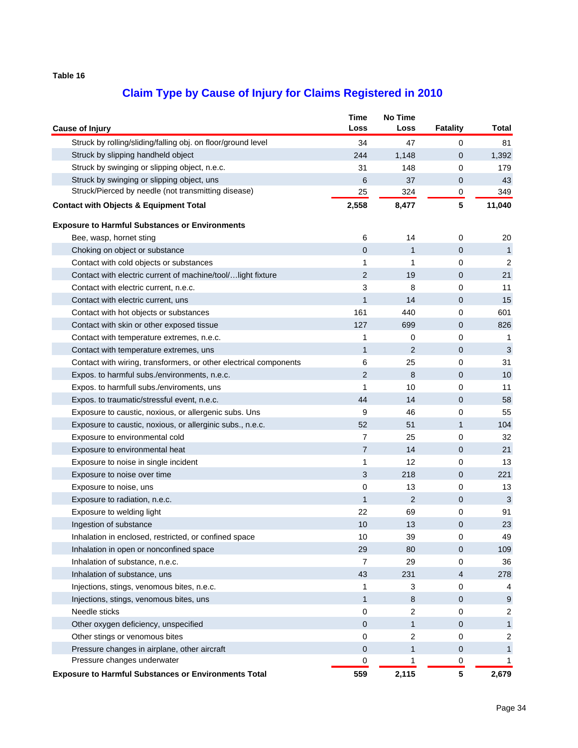Table 16

## Claim Type by Cause of Injury for Claims Registered in 2010

| Cause of Injury | Time Loss | No Time Loss | Fatality | Total |
|---|---|---|---|---|
| Struck by rolling/sliding/falling obj. on floor/ground level | 34 | 47 | 0 | 81 |
| Struck by slipping handheld object | 244 | 1,148 | 0 | 1,392 |
| Struck by swinging or slipping object, n.e.c. | 31 | 148 | 0 | 179 |
| Struck by swinging or slipping object, uns | 6 | 37 | 0 | 43 |
| Struck/Pierced by needle (not transmitting disease) | 25 | 324 | 0 | 349 |
| **Contact with Objects & Equipment Total** | **2,558** | **8,477** | **5** | **11,040** |
| **Exposure to Harmful Substances or Environments** | | | | |
| Bee, wasp, hornet sting | 6 | 14 | 0 | 20 |
| Choking on object or substance | 0 | 1 | 0 | 1 |
| Contact with cold objects or substances | 1 | 1 | 0 | 2 |
| Contact with electric current of machine/tool/…light fixture | 2 | 19 | 0 | 21 |
| Contact with electric current, n.e.c. | 3 | 8 | 0 | 11 |
| Contact with electric current, uns | 1 | 14 | 0 | 15 |
| Contact with hot objects or substances | 161 | 440 | 0 | 601 |
| Contact with skin or other exposed tissue | 127 | 699 | 0 | 826 |
| Contact with temperature extremes, n.e.c. | 1 | 0 | 0 | 1 |
| Contact with temperature extremes, uns | 1 | 2 | 0 | 3 |
| Contact with wiring, transformers, or other electrical components | 6 | 25 | 0 | 31 |
| Expos. to harmful subs./environments, n.e.c. | 2 | 8 | 0 | 10 |
| Expos. to harmfull subs./enviroments, uns | 1 | 10 | 0 | 11 |
| Expos. to traumatic/stressful event, n.e.c. | 44 | 14 | 0 | 58 |
| Exposure to caustic, noxious, or allergenic subs. Uns | 9 | 46 | 0 | 55 |
| Exposure to caustic, noxious, or allerginic subs., n.e.c. | 52 | 51 | 1 | 104 |
| Exposure to environmental cold | 7 | 25 | 0 | 32 |
| Exposure to environmental heat | 7 | 14 | 0 | 21 |
| Exposure to noise in single incident | 1 | 12 | 0 | 13 |
| Exposure to noise over time | 3 | 218 | 0 | 221 |
| Exposure to noise, uns | 0 | 13 | 0 | 13 |
| Exposure to radiation, n.e.c. | 1 | 2 | 0 | 3 |
| Exposure to welding light | 22 | 69 | 0 | 91 |
| Ingestion of substance | 10 | 13 | 0 | 23 |
| Inhalation in enclosed, restricted, or confined space | 10 | 39 | 0 | 49 |
| Inhalation in open or nonconfined space | 29 | 80 | 0 | 109 |
| Inhalation of substance, n.e.c. | 7 | 29 | 0 | 36 |
| Inhalation of substance, uns | 43 | 231 | 4 | 278 |
| Injections, stings, venomous bites, n.e.c. | 1 | 3 | 0 | 4 |
| Injections, stings, venomous bites, uns | 1 | 8 | 0 | 9 |
| Needle sticks | 0 | 2 | 0 | 2 |
| Other oxygen deficiency, unspecified | 0 | 1 | 0 | 1 |
| Other stings or venomous bites | 0 | 2 | 0 | 2 |
| Pressure changes in airplane, other aircraft | 0 | 1 | 0 | 1 |
| Pressure changes underwater | 0 | 1 | 0 | 1 |
| **Exposure to Harmful Substances or Environments Total** | **559** | **2,115** | **5** | **2,679** |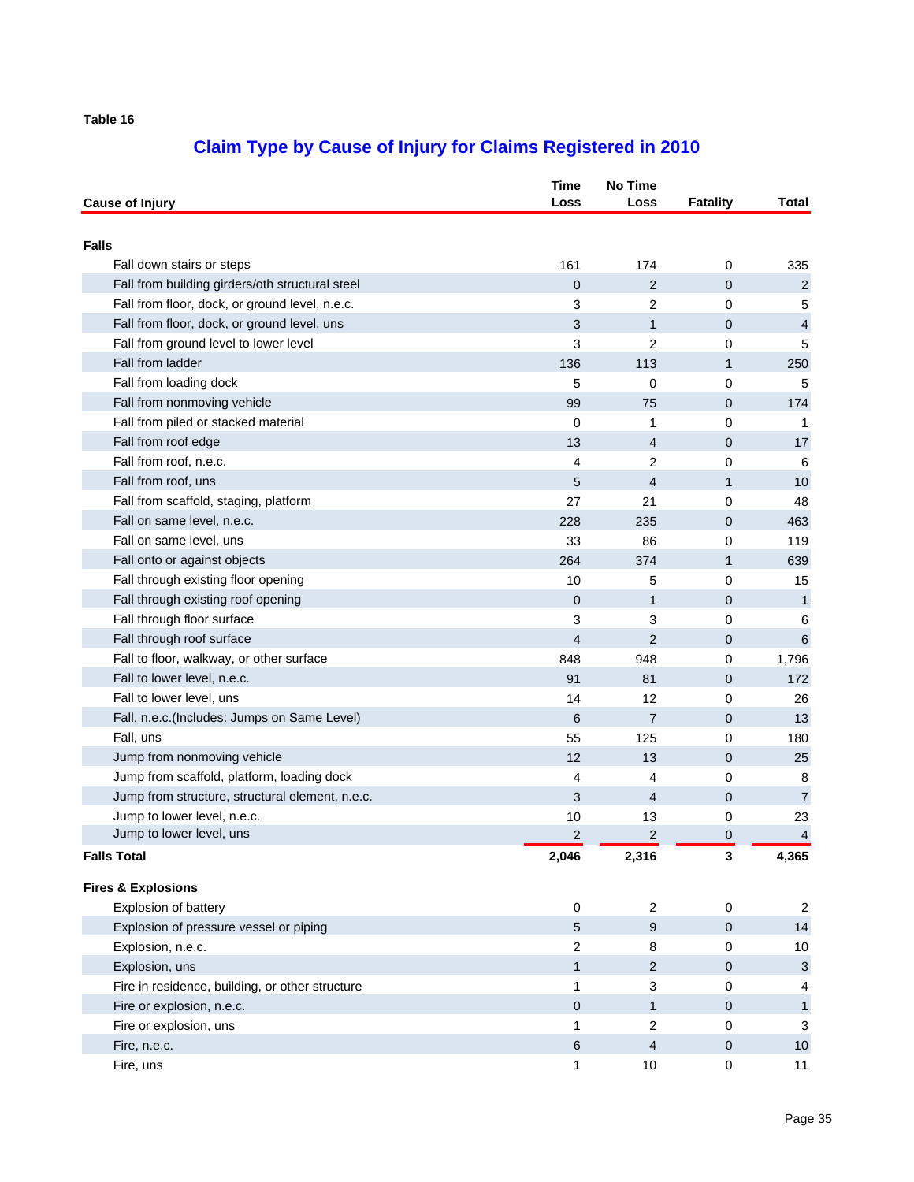Table 16

## Claim Type by Cause of Injury for Claims Registered in 2010

| Cause of Injury | Time Loss | No Time Loss | Fatality | Total |
|---|---|---|---|---|
| **Falls** | | | | |
| Fall down stairs or steps | 161 | 174 | 0 | 335 |
| Fall from building girders/oth structural steel | 0 | 2 | 0 | 2 |
| Fall from floor, dock, or ground level, n.e.c. | 3 | 2 | 0 | 5 |
| Fall from floor, dock, or ground level, uns | 3 | 1 | 0 | 4 |
| Fall from ground level to lower level | 3 | 2 | 0 | 5 |
| Fall from ladder | 136 | 113 | 1 | 250 |
| Fall from loading dock | 5 | 0 | 0 | 5 |
| Fall from nonmoving vehicle | 99 | 75 | 0 | 174 |
| Fall from piled or stacked material | 0 | 1 | 0 | 1 |
| Fall from roof edge | 13 | 4 | 0 | 17 |
| Fall from roof, n.e.c. | 4 | 2 | 0 | 6 |
| Fall from roof, uns | 5 | 4 | 1 | 10 |
| Fall from scaffold, staging, platform | 27 | 21 | 0 | 48 |
| Fall on same level, n.e.c. | 228 | 235 | 0 | 463 |
| Fall on same level, uns | 33 | 86 | 0 | 119 |
| Fall onto or against objects | 264 | 374 | 1 | 639 |
| Fall through existing floor opening | 10 | 5 | 0 | 15 |
| Fall through existing roof opening | 0 | 1 | 0 | 1 |
| Fall through floor surface | 3 | 3 | 0 | 6 |
| Fall through roof surface | 4 | 2 | 0 | 6 |
| Fall to floor, walkway, or other surface | 848 | 948 | 0 | 1,796 |
| Fall to lower level, n.e.c. | 91 | 81 | 0 | 172 |
| Fall to lower level, uns | 14 | 12 | 0 | 26 |
| Fall, n.e.c.(Includes: Jumps on Same Level) | 6 | 7 | 0 | 13 |
| Fall, uns | 55 | 125 | 0 | 180 |
| Jump from nonmoving vehicle | 12 | 13 | 0 | 25 |
| Jump from scaffold, platform, loading dock | 4 | 4 | 0 | 8 |
| Jump from structure, structural element, n.e.c. | 3 | 4 | 0 | 7 |
| Jump to lower level, n.e.c. | 10 | 13 | 0 | 23 |
| Jump to lower level, uns | 2 | 2 | 0 | 4 |
| **Falls Total** | **2,046** | **2,316** | **3** | **4,365** |
| **Fires & Explosions** | | | | |
| Explosion of battery | 0 | 2 | 0 | 2 |
| Explosion of pressure vessel or piping | 5 | 9 | 0 | 14 |
| Explosion, n.e.c. | 2 | 8 | 0 | 10 |
| Explosion, uns | 1 | 2 | 0 | 3 |
| Fire in residence, building, or other structure | 1 | 3 | 0 | 4 |
| Fire or explosion, n.e.c. | 0 | 1 | 0 | 1 |
| Fire or explosion, uns | 1 | 2 | 0 | 3 |
| Fire, n.e.c. | 6 | 4 | 0 | 10 |
| Fire, uns | 1 | 10 | 0 | 11 |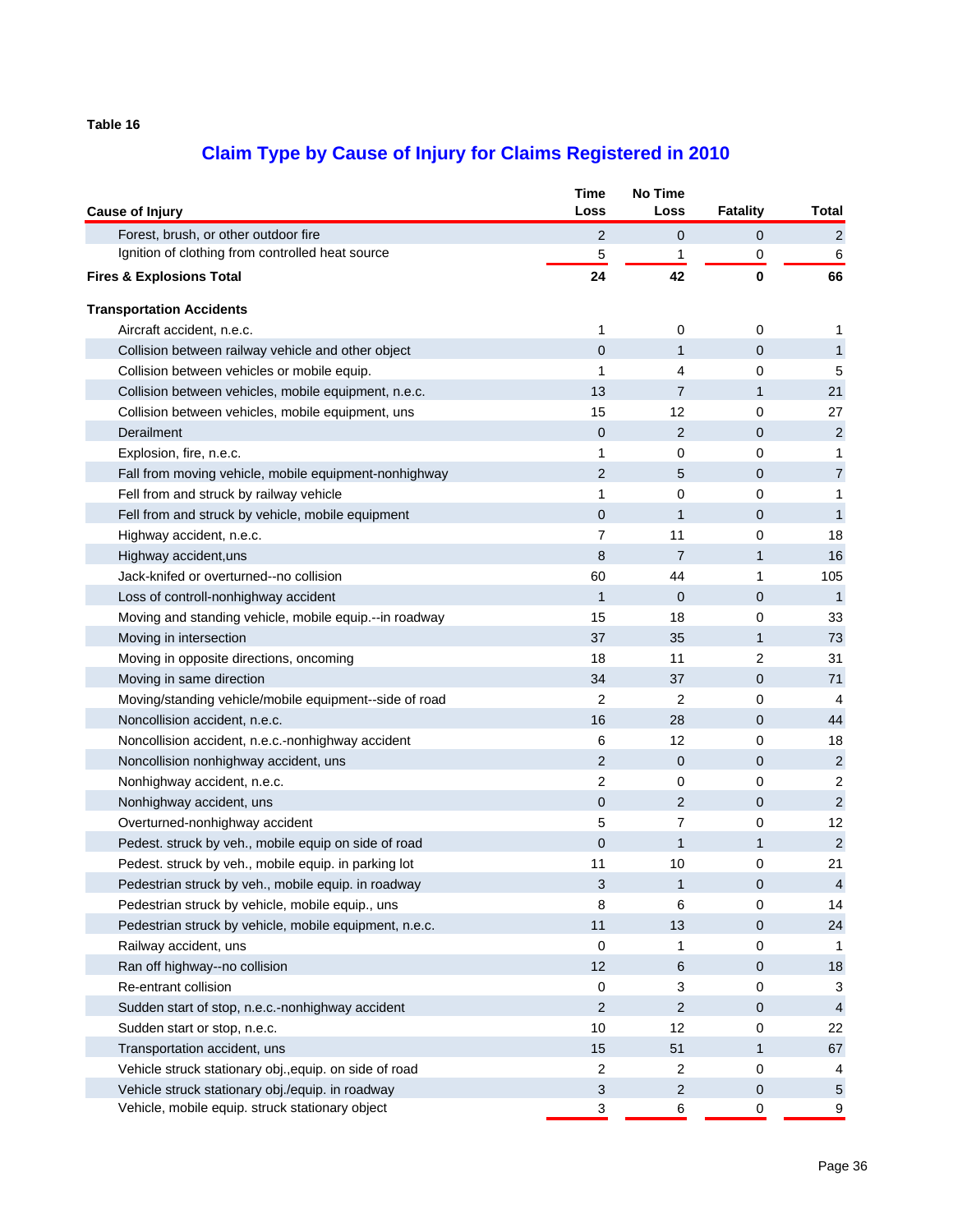**Table 16**

## Claim Type by Cause of Injury for Claims Registered in 2010

| Cause of Injury | Time Loss | No Time Loss | Fatality | Total |
|---|---|---|---|---|
| Forest, brush, or other outdoor fire | 2 | 0 | 0 | 2 |
| Ignition of clothing from controlled heat source | 5 | 1 | 0 | 6 |
| **Fires & Explosions Total** | **24** | **42** | **0** | **66** |
| **Transportation Accidents** | | | | |
| Aircraft accident, n.e.c. | 1 | 0 | 0 | 1 |
| Collision between railway vehicle and other object | 0 | 1 | 0 | 1 |
| Collision between vehicles or mobile equip. | 1 | 4 | 0 | 5 |
| Collision between vehicles, mobile equipment, n.e.c. | 13 | 7 | 1 | 21 |
| Collision between vehicles, mobile equipment, uns | 15 | 12 | 0 | 27 |
| Derailment | 0 | 2 | 0 | 2 |
| Explosion, fire, n.e.c. | 1 | 0 | 0 | 1 |
| Fall from moving vehicle, mobile equipment-nonhighway | 2 | 5 | 0 | 7 |
| Fell from and struck by railway vehicle | 1 | 0 | 0 | 1 |
| Fell from and struck by vehicle, mobile equipment | 0 | 1 | 0 | 1 |
| Highway accident, n.e.c. | 7 | 11 | 0 | 18 |
| Highway accident,uns | 8 | 7 | 1 | 16 |
| Jack-knifed or overturned--no collision | 60 | 44 | 1 | 105 |
| Loss of controll-nonhighway accident | 1 | 0 | 0 | 1 |
| Moving and standing vehicle, mobile equip.--in roadway | 15 | 18 | 0 | 33 |
| Moving in intersection | 37 | 35 | 1 | 73 |
| Moving in opposite directions, oncoming | 18 | 11 | 2 | 31 |
| Moving in same direction | 34 | 37 | 0 | 71 |
| Moving/standing vehicle/mobile equipment--side of road | 2 | 2 | 0 | 4 |
| Noncollision accident, n.e.c. | 16 | 28 | 0 | 44 |
| Noncollision accident, n.e.c.-nonhighway accident | 6 | 12 | 0 | 18 |
| Noncollision nonhighway accident, uns | 2 | 0 | 0 | 2 |
| Nonhighway accident, n.e.c. | 2 | 0 | 0 | 2 |
| Nonhighway accident, uns | 0 | 2 | 0 | 2 |
| Overturned-nonhighway accident | 5 | 7 | 0 | 12 |
| Pedest. struck by veh., mobile equip on side of road | 0 | 1 | 1 | 2 |
| Pedest. struck by veh., mobile equip. in parking lot | 11 | 10 | 0 | 21 |
| Pedestrian struck by veh., mobile equip. in roadway | 3 | 1 | 0 | 4 |
| Pedestrian struck by vehicle, mobile equip., uns | 8 | 6 | 0 | 14 |
| Pedestrian struck by vehicle, mobile equipment, n.e.c. | 11 | 13 | 0 | 24 |
| Railway accident, uns | 0 | 1 | 0 | 1 |
| Ran off highway--no collision | 12 | 6 | 0 | 18 |
| Re-entrant collision | 0 | 3 | 0 | 3 |
| Sudden start of stop, n.e.c.-nonhighway accident | 2 | 2 | 0 | 4 |
| Sudden start or stop, n.e.c. | 10 | 12 | 0 | 22 |
| Transportation accident, uns | 15 | 51 | 1 | 67 |
| Vehicle struck stationary obj.,equip. on side of road | 2 | 2 | 0 | 4 |
| Vehicle struck stationary obj./equip. in roadway | 3 | 2 | 0 | 5 |
| Vehicle, mobile equip. struck stationary object | 3 | 6 | 0 | 9 |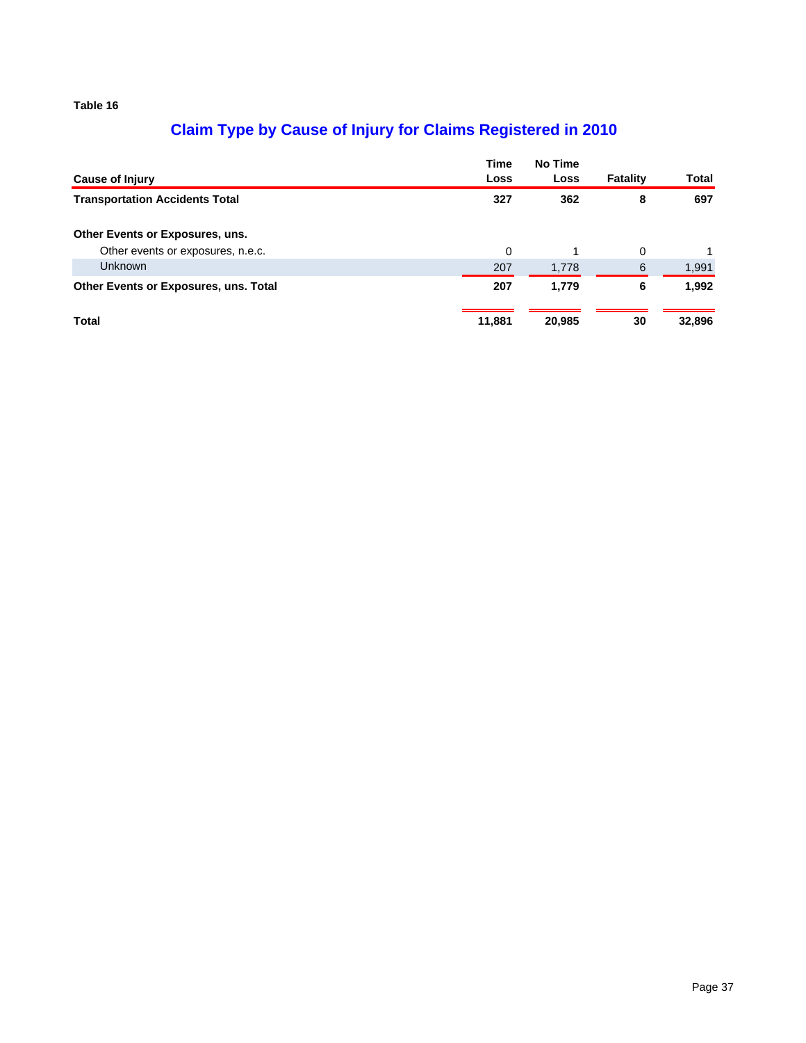Table 16

# Claim Type by Cause of Injury for Claims Registered in 2010

| Cause of Injury | Time Loss | No Time Loss | Fatality | Total |
|---|---|---|---|---|
| **Transportation Accidents Total** | **327** | **362** | **8** | **697** |
| **Other Events or Exposures, uns.** | | | | |
| Other events or exposures, n.e.c. | 0 | 1 | 0 | 1 |
| Unknown | 207 | 1,778 | 6 | 1,991 |
| **Other Events or Exposures, uns. Total** | **207** | **1,779** | **6** | **1,992** |
| **Total** | **11,881** | **20,985** | **30** | **32,896** |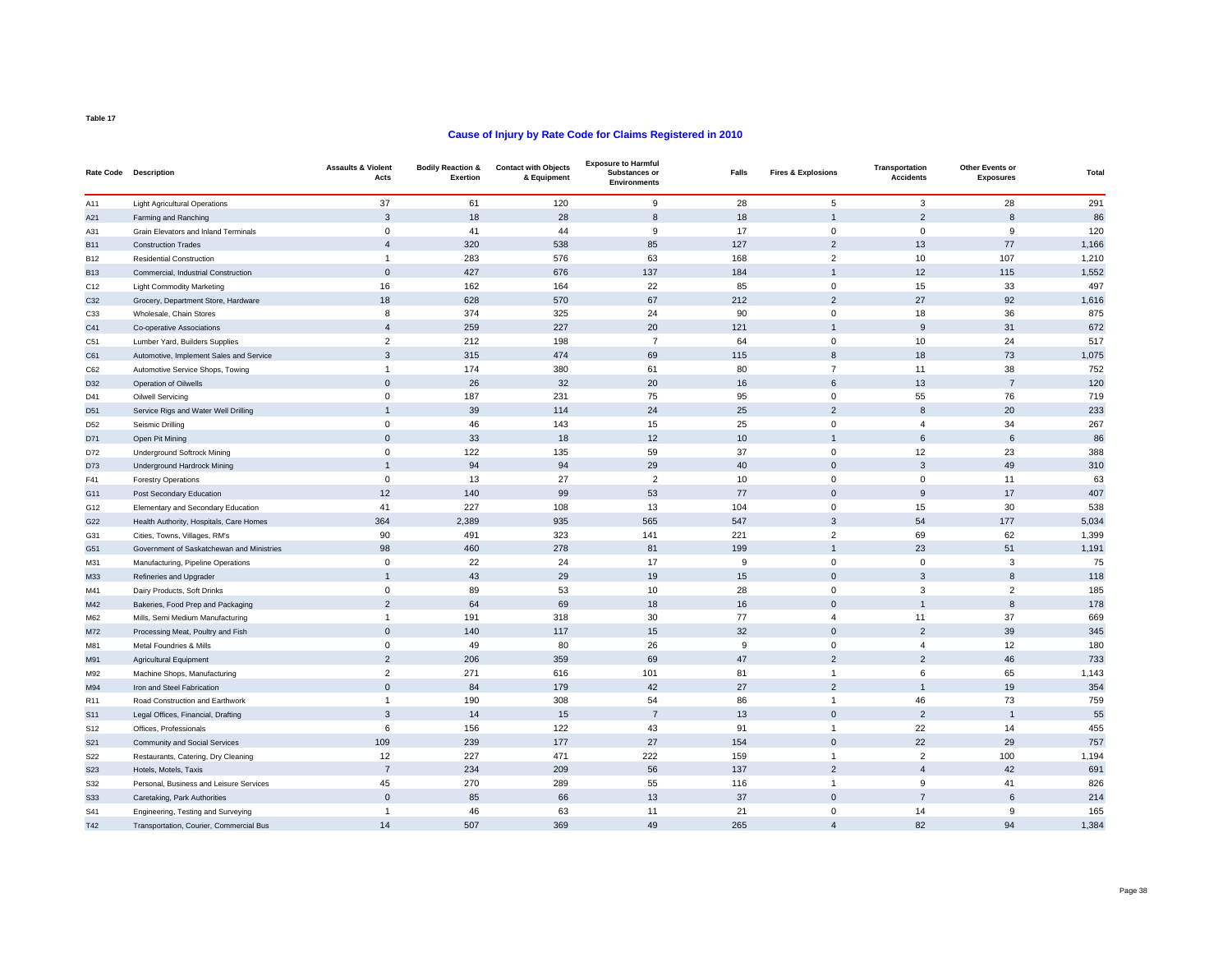Table 17

## Cause of Injury by Rate Code for Claims Registered in 2010

| Rate Code | Description | Assaults & Violent Acts | Bodily Reaction & Exertion | Contact with Objects & Equipment | Exposure to Harmful Substances or Environments | Falls | Fires & Explosions | Transportation Accidents | Other Events or Exposures | Total |
|---|---|---|---|---|---|---|---|---|---|---|
| A11 | Light Agricultural Operations | 37 | 61 | 120 | 9 | 28 | 5 | 3 | 28 | 291 |
| A21 | Farming and Ranching | 3 | 18 | 28 | 8 | 18 | 1 | 2 | 8 | 86 |
| A31 | Grain Elevators and Inland Terminals | 0 | 41 | 44 | 9 | 17 | 0 | 0 | 9 | 120 |
| B11 | Construction Trades | 4 | 320 | 538 | 85 | 127 | 2 | 13 | 77 | 1,166 |
| B12 | Residential Construction | 1 | 283 | 576 | 63 | 168 | 2 | 10 | 107 | 1,210 |
| B13 | Commercial, Industrial Construction | 0 | 427 | 676 | 137 | 184 | 1 | 12 | 115 | 1,552 |
| C12 | Light Commodity Marketing | 16 | 162 | 164 | 22 | 85 | 0 | 15 | 33 | 497 |
| C32 | Grocery, Department Store, Hardware | 18 | 628 | 570 | 67 | 212 | 2 | 27 | 92 | 1,616 |
| C33 | Wholesale, Chain Stores | 8 | 374 | 325 | 24 | 90 | 0 | 18 | 36 | 875 |
| C41 | Co-operative Associations | 4 | 259 | 227 | 20 | 121 | 1 | 9 | 31 | 672 |
| C51 | Lumber Yard, Builders Supplies | 2 | 212 | 198 | 7 | 64 | 0 | 10 | 24 | 517 |
| C61 | Automotive, Implement Sales and Service | 3 | 315 | 474 | 69 | 115 | 8 | 18 | 73 | 1,075 |
| C62 | Automotive Service Shops, Towing | 1 | 174 | 380 | 61 | 80 | 7 | 11 | 38 | 752 |
| D32 | Operation of Oilwells | 0 | 26 | 32 | 20 | 16 | 6 | 13 | 7 | 120 |
| D41 | Oilwell Servicing | 0 | 187 | 231 | 75 | 95 | 0 | 55 | 76 | 719 |
| D51 | Service Rigs and Water Well Drilling | 1 | 39 | 114 | 24 | 25 | 2 | 8 | 20 | 233 |
| D52 | Seismic Drilling | 0 | 46 | 143 | 15 | 25 | 0 | 4 | 34 | 267 |
| D71 | Open Pit Mining | 0 | 33 | 18 | 12 | 10 | 1 | 6 | 6 | 86 |
| D72 | Underground Softrock Mining | 0 | 122 | 135 | 59 | 37 | 0 | 12 | 23 | 388 |
| D73 | Underground Hardrock Mining | 1 | 94 | 94 | 29 | 40 | 0 | 3 | 49 | 310 |
| F41 | Forestry Operations | 0 | 13 | 27 | 2 | 10 | 0 | 0 | 11 | 63 |
| G11 | Post Secondary Education | 12 | 140 | 99 | 53 | 77 | 0 | 9 | 17 | 407 |
| G12 | Elementary and Secondary Education | 41 | 227 | 108 | 13 | 104 | 0 | 15 | 30 | 538 |
| G22 | Health Authority, Hospitals, Care Homes | 364 | 2,389 | 935 | 565 | 547 | 3 | 54 | 177 | 5,034 |
| G31 | Cities, Towns, Villages, RM's | 90 | 491 | 323 | 141 | 221 | 2 | 69 | 62 | 1,399 |
| G51 | Government of Saskatchewan and Ministries | 98 | 460 | 278 | 81 | 199 | 1 | 23 | 51 | 1,191 |
| M31 | Manufacturing, Pipeline Operations | 0 | 22 | 24 | 17 | 9 | 0 | 0 | 3 | 75 |
| M33 | Refineries and Upgrader | 1 | 43 | 29 | 19 | 15 | 0 | 3 | 8 | 118 |
| M41 | Dairy Products, Soft Drinks | 0 | 89 | 53 | 10 | 28 | 0 | 3 | 2 | 185 |
| M42 | Bakeries, Food Prep and Packaging | 2 | 64 | 69 | 18 | 16 | 0 | 1 | 8 | 178 |
| M62 | Mills, Semi Medium Manufacturing | 1 | 191 | 318 | 30 | 77 | 4 | 11 | 37 | 669 |
| M72 | Processing Meat, Poultry and Fish | 0 | 140 | 117 | 15 | 32 | 0 | 2 | 39 | 345 |
| M81 | Metal Foundries & Mills | 0 | 49 | 80 | 26 | 9 | 0 | 4 | 12 | 180 |
| M91 | Agricultural Equipment | 2 | 206 | 359 | 69 | 47 | 2 | 2 | 46 | 733 |
| M92 | Machine Shops, Manufacturing | 2 | 271 | 616 | 101 | 81 | 1 | 6 | 65 | 1,143 |
| M94 | Iron and Steel Fabrication | 0 | 84 | 179 | 42 | 27 | 2 | 1 | 19 | 354 |
| R11 | Road Construction and Earthwork | 1 | 190 | 308 | 54 | 86 | 1 | 46 | 73 | 759 |
| S11 | Legal Offices, Financial, Drafting | 3 | 14 | 15 | 7 | 13 | 0 | 2 | 1 | 55 |
| S12 | Offices, Professionals | 6 | 156 | 122 | 43 | 91 | 1 | 22 | 14 | 455 |
| S21 | Community and Social Services | 109 | 239 | 177 | 27 | 154 | 0 | 22 | 29 | 757 |
| S22 | Restaurants, Catering, Dry Cleaning | 12 | 227 | 471 | 222 | 159 | 1 | 2 | 100 | 1,194 |
| S23 | Hotels, Motels, Taxis | 7 | 234 | 209 | 56 | 137 | 2 | 4 | 42 | 691 |
| S32 | Personal, Business and Leisure Services | 45 | 270 | 289 | 55 | 116 | 1 | 9 | 41 | 826 |
| S33 | Caretaking, Park Authorities | 0 | 85 | 66 | 13 | 37 | 0 | 7 | 6 | 214 |
| S41 | Engineering, Testing and Surveying | 1 | 46 | 63 | 11 | 21 | 0 | 14 | 9 | 165 |
| T42 | Transportation, Courier, Commercial Bus | 14 | 507 | 369 | 49 | 265 | 4 | 82 | 94 | 1,384 |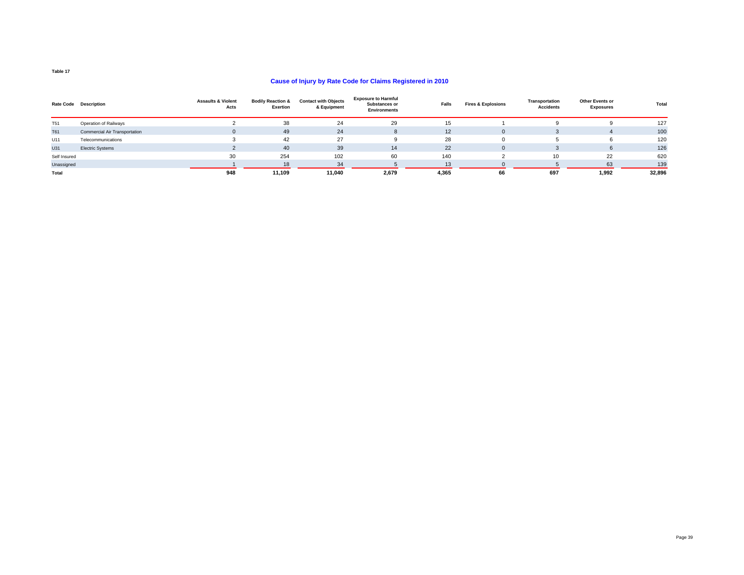Table 17

## Cause of Injury by Rate Code for Claims Registered in 2010

| Rate Code | Description | Assaults & Violent Acts | Bodily Reaction & Exertion | Contact with Objects & Equipment | Exposure to Harmful Substances or Environments | Falls | Fires & Explosions | Transportation Accidents | Other Events or Exposures | Total |
|---|---|---|---|---|---|---|---|---|---|---|
| T51 | Operation of Railways | 2 | 38 | 24 | 29 | 15 | 1 | 9 | 9 | 127 |
| T61 | Commercial Air Transportation | 0 | 49 | 24 | 8 | 12 | 0 | 3 | 4 | 100 |
| U11 | Telecommunications | 3 | 42 | 27 | 9 | 28 | 0 | 5 | 6 | 120 |
| U31 | Electric Systems | 2 | 40 | 39 | 14 | 22 | 0 | 3 | 6 | 126 |
| Self Insured | | 30 | 254 | 102 | 60 | 140 | 2 | 10 | 22 | 620 |
| Unassigned | | 1 | 18 | 34 | 5 | 13 | 0 | 5 | 63 | 139 |
| **Total** | | **948** | **11,109** | **11,040** | **2,679** | **4,365** | **66** | **697** | **1,992** | **32,896** |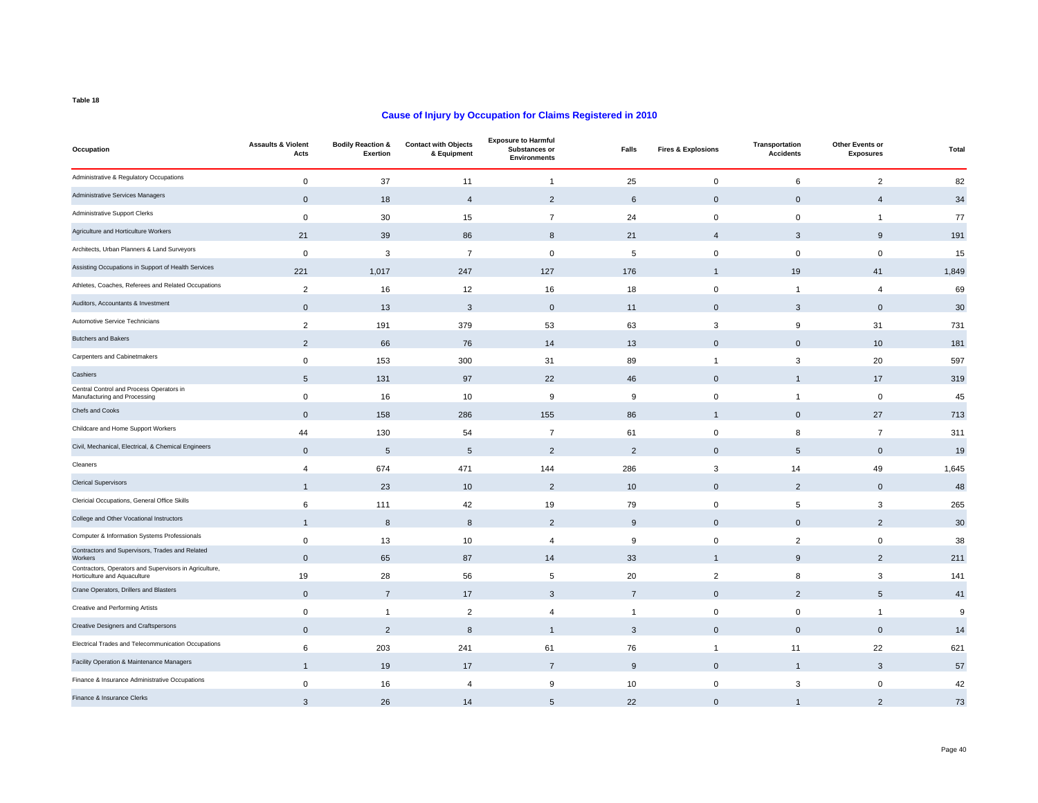Table 18

## Cause of Injury by Occupation for Claims Registered in 2010

| Occupation | Assaults & Violent Acts | Bodily Reaction & Exertion | Contact with Objects & Equipment | Exposure to Harmful Substances or Environments | Falls | Fires & Explosions | Transportation Accidents | Other Events or Exposures | Total |
|---|---|---|---|---|---|---|---|---|---|
| Administrative & Regulatory Occupations | 0 | 37 | 11 | 1 | 25 | 0 | 6 | 2 | 82 |
| Administrative Services Managers | 0 | 18 | 4 | 2 | 6 | 0 | 0 | 4 | 34 |
| Administrative Support Clerks | 0 | 30 | 15 | 7 | 24 | 0 | 0 | 1 | 77 |
| Agriculture and Horticulture Workers | 21 | 39 | 86 | 8 | 21 | 4 | 3 | 9 | 191 |
| Architects, Urban Planners & Land Surveyors | 0 | 3 | 7 | 0 | 5 | 0 | 0 | 0 | 15 |
| Assisting Occupations in Support of Health Services | 221 | 1,017 | 247 | 127 | 176 | 1 | 19 | 41 | 1,849 |
| Athletes, Coaches, Referees and Related Occupations | 2 | 16 | 12 | 16 | 18 | 0 | 1 | 4 | 69 |
| Auditors, Accountants & Investment | 0 | 13 | 3 | 0 | 11 | 0 | 3 | 0 | 30 |
| Automotive Service Technicians | 2 | 191 | 379 | 53 | 63 | 3 | 9 | 31 | 731 |
| Butchers and Bakers | 2 | 66 | 76 | 14 | 13 | 0 | 0 | 10 | 181 |
| Carpenters and Cabinetmakers | 0 | 153 | 300 | 31 | 89 | 1 | 3 | 20 | 597 |
| Cashiers | 5 | 131 | 97 | 22 | 46 | 0 | 1 | 17 | 319 |
| Central Control and Process Operators in Manufacturing and Processing | 0 | 16 | 10 | 9 | 9 | 0 | 1 | 0 | 45 |
| Chefs and Cooks | 0 | 158 | 286 | 155 | 86 | 1 | 0 | 27 | 713 |
| Childcare and Home Support Workers | 44 | 130 | 54 | 7 | 61 | 0 | 8 | 7 | 311 |
| Civil, Mechanical, Electrical, & Chemical Engineers | 0 | 5 | 5 | 2 | 2 | 0 | 5 | 0 | 19 |
| Cleaners | 4 | 674 | 471 | 144 | 286 | 3 | 14 | 49 | 1,645 |
| Clerical Supervisors | 1 | 23 | 10 | 2 | 10 | 0 | 2 | 0 | 48 |
| Clericial Occupations, General Office Skills | 6 | 111 | 42 | 19 | 79 | 0 | 5 | 3 | 265 |
| College and Other Vocational Instructors | 1 | 8 | 8 | 2 | 9 | 0 | 0 | 2 | 30 |
| Computer & Information Systems Professionals | 0 | 13 | 10 | 4 | 9 | 0 | 2 | 0 | 38 |
| Contractors and Supervisors, Trades and Related Workers | 0 | 65 | 87 | 14 | 33 | 1 | 9 | 2 | 211 |
| Contractors, Operators and Supervisors in Agriculture, Horticulture and Aquaculture | 19 | 28 | 56 | 5 | 20 | 2 | 8 | 3 | 141 |
| Crane Operators, Drillers and Blasters | 0 | 7 | 17 | 3 | 7 | 0 | 2 | 5 | 41 |
| Creative and Performing Artists | 0 | 1 | 2 | 4 | 1 | 0 | 0 | 1 | 9 |
| Creative Designers and Craftspersons | 0 | 2 | 8 | 1 | 3 | 0 | 0 | 0 | 14 |
| Electrical Trades and Telecommunication Occupations | 6 | 203 | 241 | 61 | 76 | 1 | 11 | 22 | 621 |
| Facility Operation & Maintenance Managers | 1 | 19 | 17 | 7 | 9 | 0 | 1 | 3 | 57 |
| Finance & Insurance Administrative Occupations | 0 | 16 | 4 | 9 | 10 | 0 | 3 | 0 | 42 |
| Finance & Insurance Clerks | 3 | 26 | 14 | 5 | 22 | 0 | 1 | 2 | 73 |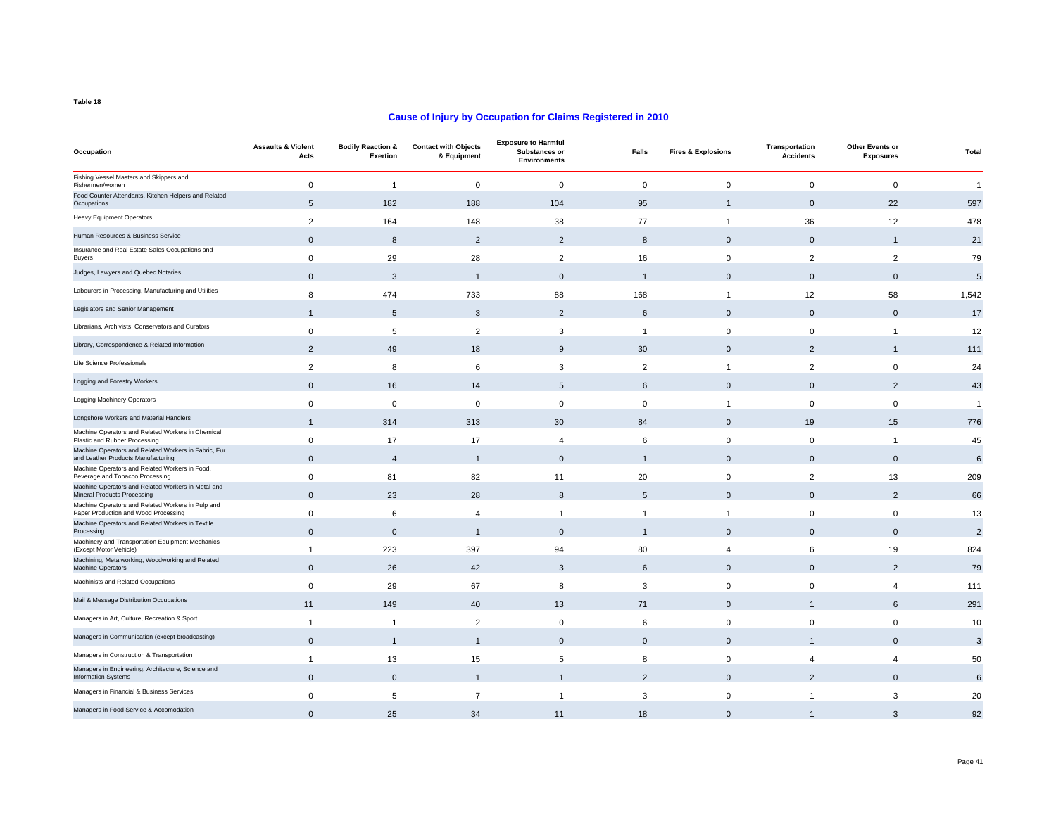Table 18

## Cause of Injury by Occupation for Claims Registered in 2010

| Occupation | Assaults & Violent Acts | Bodily Reaction & Exertion | Contact with Objects & Equipment | Exposure to Harmful Substances or Environments | Falls | Fires & Explosions | Transportation Accidents | Other Events or Exposures | Total |
|---|---|---|---|---|---|---|---|---|---|
| Fishing Vessel Masters and Skippers and Fishermen/women | 0 | 1 | 0 | 0 | 0 | 0 | 0 | 0 | 1 |
| Food Counter Attendants, Kitchen Helpers and Related Occupations | 5 | 182 | 188 | 104 | 95 | 1 | 0 | 22 | 597 |
| Heavy Equipment Operators | 2 | 164 | 148 | 38 | 77 | 1 | 36 | 12 | 478 |
| Human Resources & Business Service | 0 | 8 | 2 | 2 | 8 | 0 | 0 | 1 | 21 |
| Insurance and Real Estate Sales Occupations and Buyers | 0 | 29 | 28 | 2 | 16 | 0 | 2 | 2 | 79 |
| Judges, Lawyers and Quebec Notaries | 0 | 3 | 1 | 0 | 1 | 0 | 0 | 0 | 5 |
| Labourers in Processing, Manufacturing and Utilities | 8 | 474 | 733 | 88 | 168 | 1 | 12 | 58 | 1,542 |
| Legislators and Senior Management | 1 | 5 | 3 | 2 | 6 | 0 | 0 | 0 | 17 |
| Librarians, Archivists, Conservators and Curators | 0 | 5 | 2 | 3 | 1 | 0 | 0 | 1 | 12 |
| Library, Correspondence & Related Information | 2 | 49 | 18 | 9 | 30 | 0 | 2 | 1 | 111 |
| Life Science Professionals | 2 | 8 | 6 | 3 | 2 | 1 | 2 | 0 | 24 |
| Logging and Forestry Workers | 0 | 16 | 14 | 5 | 6 | 0 | 0 | 2 | 43 |
| Logging Machinery Operators | 0 | 0 | 0 | 0 | 0 | 1 | 0 | 0 | 1 |
| Longshore Workers and Material Handlers | 1 | 314 | 313 | 30 | 84 | 0 | 19 | 15 | 776 |
| Machine Operators and Related Workers in Chemical, Plastic and Rubber Processing | 0 | 17 | 17 | 4 | 6 | 0 | 0 | 1 | 45 |
| Machine Operators and Related Workers in Fabric, Fur and Leather Products Manufacturing | 0 | 4 | 1 | 0 | 1 | 0 | 0 | 0 | 6 |
| Machine Operators and Related Workers in Food, Beverage and Tobacco Processing | 0 | 81 | 82 | 11 | 20 | 0 | 2 | 13 | 209 |
| Machine Operators and Related Workers in Metal and Mineral Products Processing | 0 | 23 | 28 | 8 | 5 | 0 | 0 | 2 | 66 |
| Machine Operators and Related Workers in Pulp and Paper Production and Wood Processing | 0 | 6 | 4 | 1 | 1 | 1 | 0 | 0 | 13 |
| Machine Operators and Related Workers in Textile Processing | 0 | 0 | 1 | 0 | 1 | 0 | 0 | 0 | 2 |
| Machinery and Transportation Equipment Mechanics (Except Motor Vehicle) | 1 | 223 | 397 | 94 | 80 | 4 | 6 | 19 | 824 |
| Machining, Metalworking, Woodworking and Related Machine Operators | 0 | 26 | 42 | 3 | 6 | 0 | 0 | 2 | 79 |
| Machinists and Related Occupations | 0 | 29 | 67 | 8 | 3 | 0 | 0 | 4 | 111 |
| Mail & Message Distribution Occupations | 11 | 149 | 40 | 13 | 71 | 0 | 1 | 6 | 291 |
| Managers in Art, Culture, Recreation & Sport | 1 | 1 | 2 | 0 | 6 | 0 | 0 | 0 | 10 |
| Managers in Communication (except broadcasting) | 0 | 1 | 1 | 0 | 0 | 0 | 1 | 0 | 3 |
| Managers in Construction & Transportation | 1 | 13 | 15 | 5 | 8 | 0 | 4 | 4 | 50 |
| Managers in Engineering, Architecture, Science and Information Systems | 0 | 0 | 1 | 1 | 2 | 0 | 2 | 0 | 6 |
| Managers in Financial & Business Services | 0 | 5 | 7 | 1 | 3 | 0 | 1 | 3 | 20 |
| Managers in Food Service & Accomodation | 0 | 25 | 34 | 11 | 18 | 0 | 1 | 3 | 92 |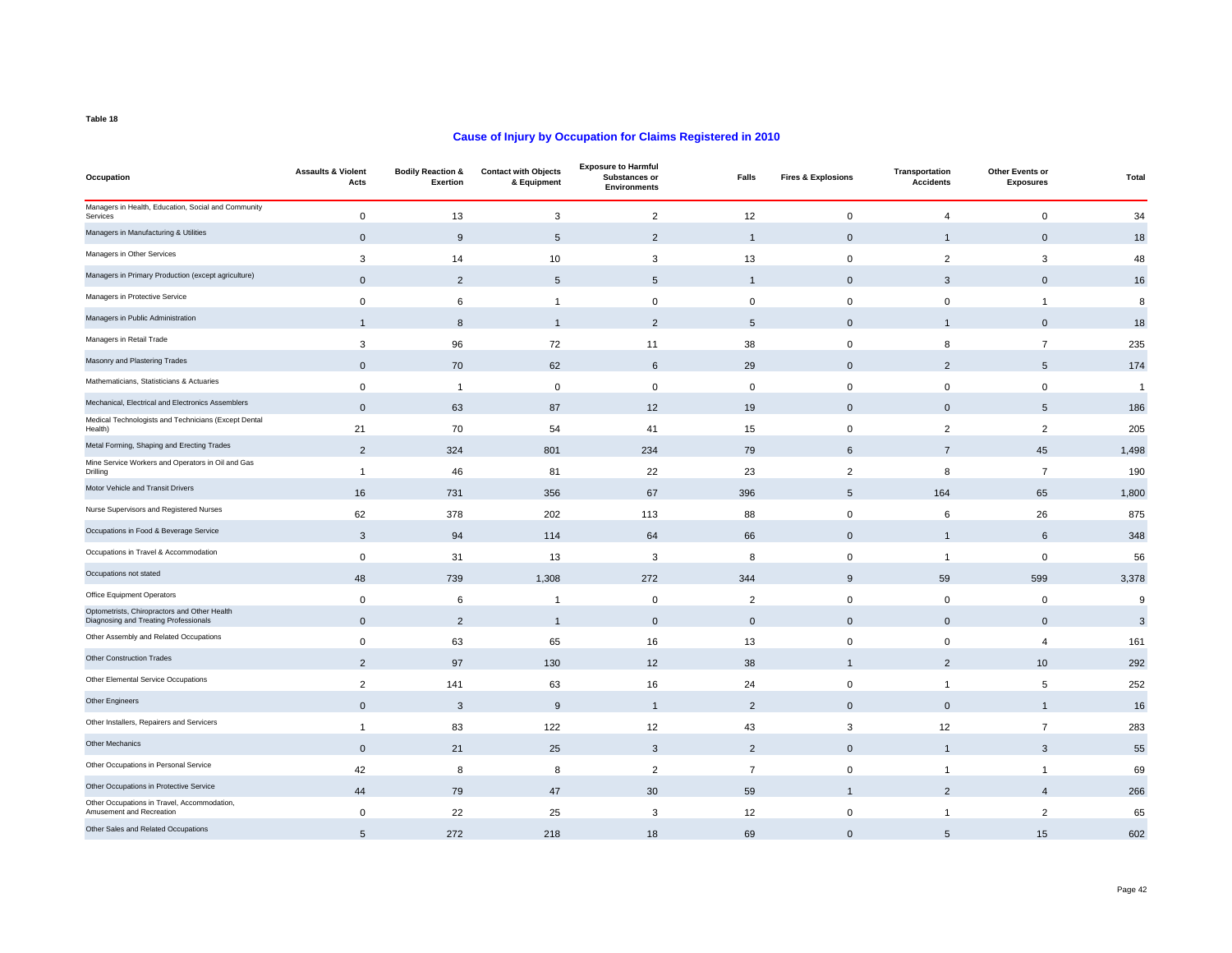Table 18

## Cause of Injury by Occupation for Claims Registered in 2010

| Occupation | Assaults & Violent Acts | Bodily Reaction & Exertion | Contact with Objects & Equipment | Exposure to Harmful Substances or Environments | Falls | Fires & Explosions | Transportation Accidents | Other Events or Exposures | Total |
|---|---|---|---|---|---|---|---|---|---|
| Managers in Health, Education, Social and Community Services | 0 | 13 | 3 | 2 | 12 | 0 | 4 | 0 | 34 |
| Managers in Manufacturing & Utilities | 0 | 9 | 5 | 2 | 1 | 0 | 1 | 0 | 18 |
| Managers in Other Services | 3 | 14 | 10 | 3 | 13 | 0 | 2 | 3 | 48 |
| Managers in Primary Production (except agriculture) | 0 | 2 | 5 | 5 | 1 | 0 | 3 | 0 | 16 |
| Managers in Protective Service | 0 | 6 | 1 | 0 | 0 | 0 | 0 | 1 | 8 |
| Managers in Public Administration | 1 | 8 | 1 | 2 | 5 | 0 | 1 | 0 | 18 |
| Managers in Retail Trade | 3 | 96 | 72 | 11 | 38 | 0 | 8 | 7 | 235 |
| Masonry and Plastering Trades | 0 | 70 | 62 | 6 | 29 | 0 | 2 | 5 | 174 |
| Mathematicians, Statisticians & Actuaries | 0 | 1 | 0 | 0 | 0 | 0 | 0 | 0 | 1 |
| Mechanical, Electrical and Electronics Assemblers | 0 | 63 | 87 | 12 | 19 | 0 | 0 | 5 | 186 |
| Medical Technologists and Technicians (Except Dental Health) | 21 | 70 | 54 | 41 | 15 | 0 | 2 | 2 | 205 |
| Metal Forming, Shaping and Erecting Trades | 2 | 324 | 801 | 234 | 79 | 6 | 7 | 45 | 1,498 |
| Mine Service Workers and Operators in Oil and Gas Drilling | 1 | 46 | 81 | 22 | 23 | 2 | 8 | 7 | 190 |
| Motor Vehicle and Transit Drivers | 16 | 731 | 356 | 67 | 396 | 5 | 164 | 65 | 1,800 |
| Nurse Supervisors and Registered Nurses | 62 | 378 | 202 | 113 | 88 | 0 | 6 | 26 | 875 |
| Occupations in Food & Beverage Service | 3 | 94 | 114 | 64 | 66 | 0 | 1 | 6 | 348 |
| Occupations in Travel & Accommodation | 0 | 31 | 13 | 3 | 8 | 0 | 1 | 0 | 56 |
| Occupations not stated | 48 | 739 | 1,308 | 272 | 344 | 9 | 59 | 599 | 3,378 |
| Office Equipment Operators | 0 | 6 | 1 | 0 | 2 | 0 | 0 | 0 | 9 |
| Optometrists, Chiropractors and Other Health Diagnosing and Treating Professionals | 0 | 2 | 1 | 0 | 0 | 0 | 0 | 0 | 3 |
| Other Assembly and Related Occupations | 0 | 63 | 65 | 16 | 13 | 0 | 0 | 4 | 161 |
| Other Construction Trades | 2 | 97 | 130 | 12 | 38 | 1 | 2 | 10 | 292 |
| Other Elemental Service Occupations | 2 | 141 | 63 | 16 | 24 | 0 | 1 | 5 | 252 |
| Other Engineers | 0 | 3 | 9 | 1 | 2 | 0 | 0 | 1 | 16 |
| Other Installers, Repairers and Servicers | 1 | 83 | 122 | 12 | 43 | 3 | 12 | 7 | 283 |
| Other Mechanics | 0 | 21 | 25 | 3 | 2 | 0 | 1 | 3 | 55 |
| Other Occupations in Personal Service | 42 | 8 | 8 | 2 | 7 | 0 | 1 | 1 | 69 |
| Other Occupations in Protective Service | 44 | 79 | 47 | 30 | 59 | 1 | 2 | 4 | 266 |
| Other Occupations in Travel, Accommodation, Amusement and Recreation | 0 | 22 | 25 | 3 | 12 | 0 | 1 | 2 | 65 |
| Other Sales and Related Occupations | 5 | 272 | 218 | 18 | 69 | 0 | 5 | 15 | 602 |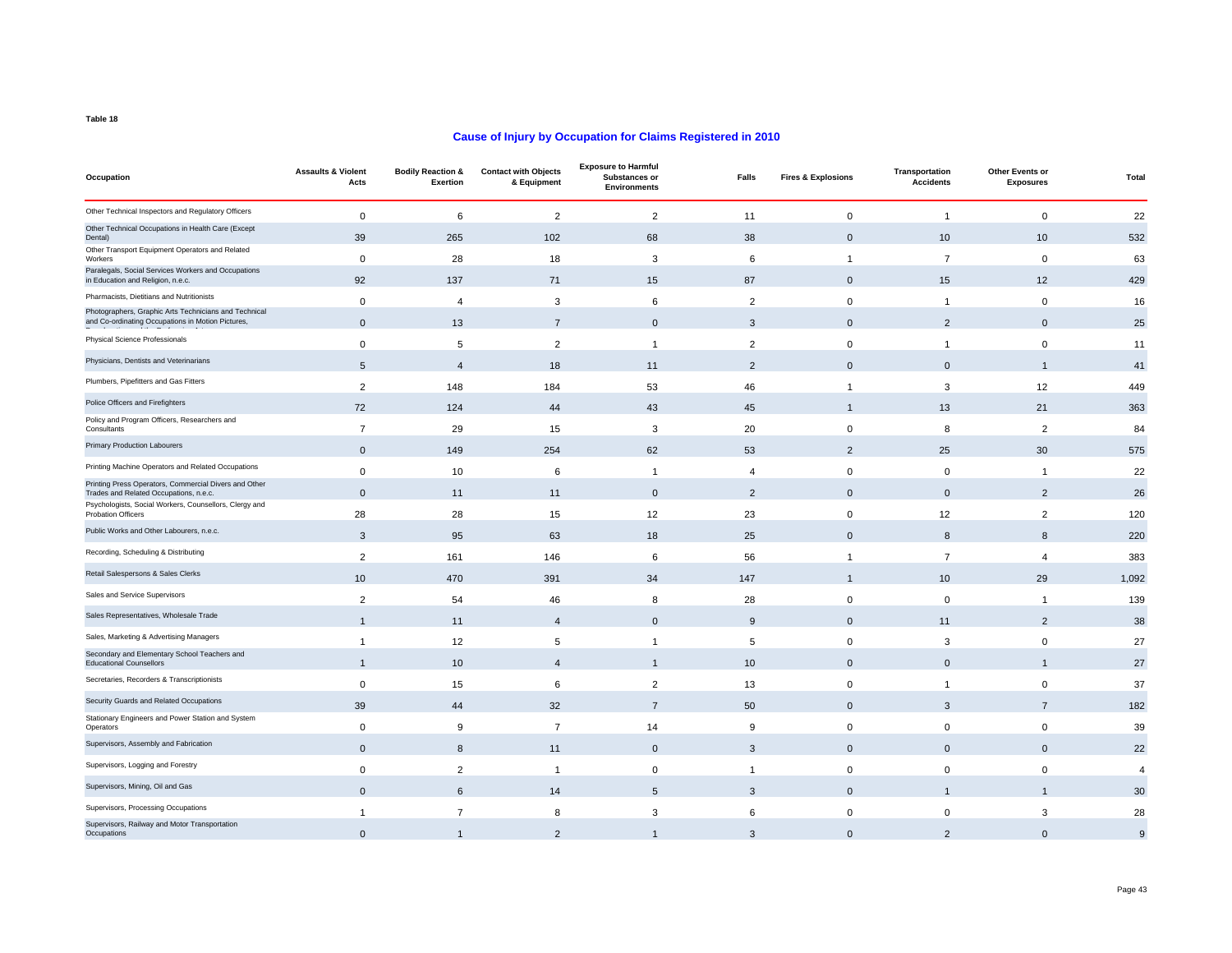Table 18

## Cause of Injury by Occupation for Claims Registered in 2010

| Occupation | Assaults & Violent Acts | Bodily Reaction & Exertion | Contact with Objects & Equipment | Exposure to Harmful Substances or Environments | Falls | Fires & Explosions | Transportation Accidents | Other Events or Exposures | Total |
|---|---|---|---|---|---|---|---|---|---|
| Other Technical Inspectors and Regulatory Officers | 0 | 6 | 2 | 2 | 11 | 0 | 1 | 0 | 22 |
| Other Technical Occupations in Health Care (Except Dental) | 39 | 265 | 102 | 68 | 38 | 0 | 10 | 10 | 532 |
| Other Transport Equipment Operators and Related Workers | 0 | 28 | 18 | 3 | 6 | 1 | 7 | 0 | 63 |
| Paralegals, Social Services Workers and Occupations in Education and Religion, n.e.c. | 92 | 137 | 71 | 15 | 87 | 0 | 15 | 12 | 429 |
| Pharmacists, Dietitians and Nutritionists | 0 | 4 | 3 | 6 | 2 | 0 | 1 | 0 | 16 |
| Photographers, Graphic Arts Technicians and Technical and Co-ordinating Occupations in Motion Pictures, | 0 | 13 | 7 | 0 | 3 | 0 | 2 | 0 | 25 |
| Physical Science Professionals | 0 | 5 | 2 | 1 | 2 | 0 | 1 | 0 | 11 |
| Physicians, Dentists and Veterinarians | 5 | 4 | 18 | 11 | 2 | 0 | 0 | 1 | 41 |
| Plumbers, Pipefitters and Gas Fitters | 2 | 148 | 184 | 53 | 46 | 1 | 3 | 12 | 449 |
| Police Officers and Firefighters | 72 | 124 | 44 | 43 | 45 | 1 | 13 | 21 | 363 |
| Policy and Program Officers, Researchers and Consultants | 7 | 29 | 15 | 3 | 20 | 0 | 8 | 2 | 84 |
| Primary Production Labourers | 0 | 149 | 254 | 62 | 53 | 2 | 25 | 30 | 575 |
| Printing Machine Operators and Related Occupations | 0 | 10 | 6 | 1 | 4 | 0 | 0 | 1 | 22 |
| Printing Press Operators, Commercial Divers and Other Trades and Related Occupations, n.e.c. | 0 | 11 | 11 | 0 | 2 | 0 | 0 | 2 | 26 |
| Psychologists, Social Workers, Counsellors, Clergy and Probation Officers | 28 | 28 | 15 | 12 | 23 | 0 | 12 | 2 | 120 |
| Public Works and Other Labourers, n.e.c. | 3 | 95 | 63 | 18 | 25 | 0 | 8 | 8 | 220 |
| Recording, Scheduling & Distributing | 2 | 161 | 146 | 6 | 56 | 1 | 7 | 4 | 383 |
| Retail Salespersons & Sales Clerks | 10 | 470 | 391 | 34 | 147 | 1 | 10 | 29 | 1,092 |
| Sales and Service Supervisors | 2 | 54 | 46 | 8 | 28 | 0 | 0 | 1 | 139 |
| Sales Representatives, Wholesale Trade | 1 | 11 | 4 | 0 | 9 | 0 | 11 | 2 | 38 |
| Sales, Marketing & Advertising Managers | 1 | 12 | 5 | 1 | 5 | 0 | 3 | 0 | 27 |
| Secondary and Elementary School Teachers and Educational Counsellors | 1 | 10 | 4 | 1 | 10 | 0 | 0 | 1 | 27 |
| Secretaries, Recorders & Transcriptionists | 0 | 15 | 6 | 2 | 13 | 0 | 1 | 0 | 37 |
| Security Guards and Related Occupations | 39 | 44 | 32 | 7 | 50 | 0 | 3 | 7 | 182 |
| Stationary Engineers and Power Station and System Operators | 0 | 9 | 7 | 14 | 9 | 0 | 0 | 0 | 39 |
| Supervisors, Assembly and Fabrication | 0 | 8 | 11 | 0 | 3 | 0 | 0 | 0 | 22 |
| Supervisors, Logging and Forestry | 0 | 2 | 1 | 0 | 1 | 0 | 0 | 0 | 4 |
| Supervisors, Mining, Oil and Gas | 0 | 6 | 14 | 5 | 3 | 0 | 1 | 1 | 30 |
| Supervisors, Processing Occupations | 1 | 7 | 8 | 3 | 6 | 0 | 0 | 3 | 28 |
| Supervisors, Railway and Motor Transportation Occupations | 0 | 1 | 2 | 1 | 3 | 0 | 2 | 0 | 9 |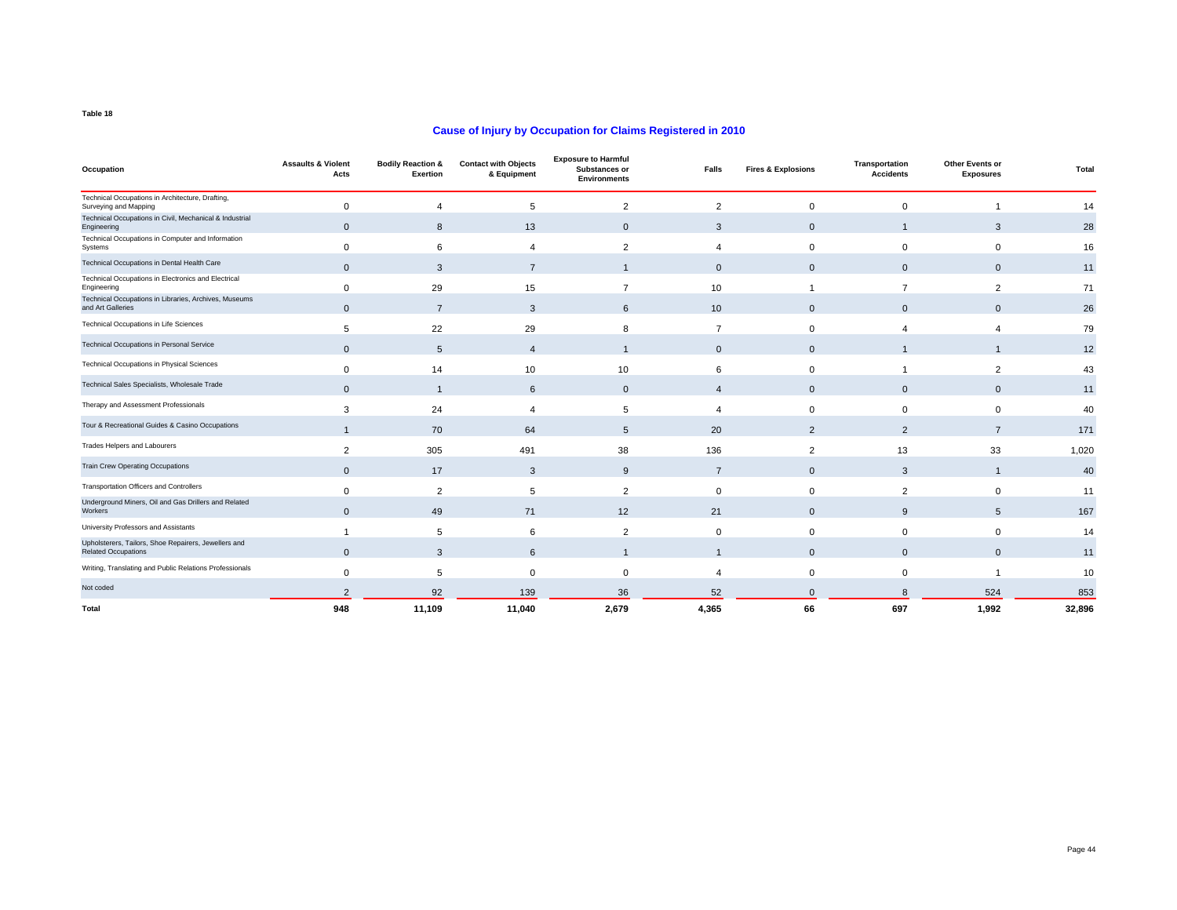Table 18

## Cause of Injury by Occupation for Claims Registered in 2010

| Occupation | Assaults & Violent Acts | Bodily Reaction & Exertion | Contact with Objects & Equipment | Exposure to Harmful Substances or Environments | Falls | Fires & Explosions | Transportation Accidents | Other Events or Exposures | Total |
|---|---|---|---|---|---|---|---|---|---|
| Technical Occupations in Architecture, Drafting, Surveying and Mapping | 0 | 4 | 5 | 2 | 2 | 0 | 0 | 1 | 14 |
| Technical Occupations in Civil, Mechanical & Industrial Engineering | 0 | 8 | 13 | 0 | 3 | 0 | 1 | 3 | 28 |
| Technical Occupations in Computer and Information Systems | 0 | 6 | 4 | 2 | 4 | 0 | 0 | 0 | 16 |
| Technical Occupations in Dental Health Care | 0 | 3 | 7 | 1 | 0 | 0 | 0 | 0 | 11 |
| Technical Occupations in Electronics and Electrical Engineering | 0 | 29 | 15 | 7 | 10 | 1 | 7 | 2 | 71 |
| Technical Occupations in Libraries, Archives, Museums and Art Galleries | 0 | 7 | 3 | 6 | 10 | 0 | 0 | 0 | 26 |
| Technical Occupations in Life Sciences | 5 | 22 | 29 | 8 | 7 | 0 | 4 | 4 | 79 |
| Technical Occupations in Personal Service | 0 | 5 | 4 | 1 | 0 | 0 | 1 | 1 | 12 |
| Technical Occupations in Physical Sciences | 0 | 14 | 10 | 10 | 6 | 0 | 1 | 2 | 43 |
| Technical Sales Specialists, Wholesale Trade | 0 | 1 | 6 | 0 | 4 | 0 | 0 | 0 | 11 |
| Therapy and Assessment Professionals | 3 | 24 | 4 | 5 | 4 | 0 | 0 | 0 | 40 |
| Tour & Recreational Guides & Casino Occupations | 1 | 70 | 64 | 5 | 20 | 2 | 2 | 7 | 171 |
| Trades Helpers and Labourers | 2 | 305 | 491 | 38 | 136 | 2 | 13 | 33 | 1,020 |
| Train Crew Operating Occupations | 0 | 17 | 3 | 9 | 7 | 0 | 3 | 1 | 40 |
| Transportation Officers and Controllers | 0 | 2 | 5 | 2 | 0 | 0 | 2 | 0 | 11 |
| Underground Miners, Oil and Gas Drillers and Related Workers | 0 | 49 | 71 | 12 | 21 | 0 | 9 | 5 | 167 |
| University Professors and Assistants | 1 | 5 | 6 | 2 | 0 | 0 | 0 | 0 | 14 |
| Upholsterers, Tailors, Shoe Repairers, Jewellers and Related Occupations | 0 | 3 | 6 | 1 | 1 | 0 | 0 | 0 | 11 |
| Writing, Translating and Public Relations Professionals | 0 | 5 | 0 | 0 | 4 | 0 | 0 | 1 | 10 |
| Not coded | 2 | 92 | 139 | 36 | 52 | 0 | 8 | 524 | 853 |
| **Total** | **948** | **11,109** | **11,040** | **2,679** | **4,365** | **66** | **697** | **1,992** | **32,896** |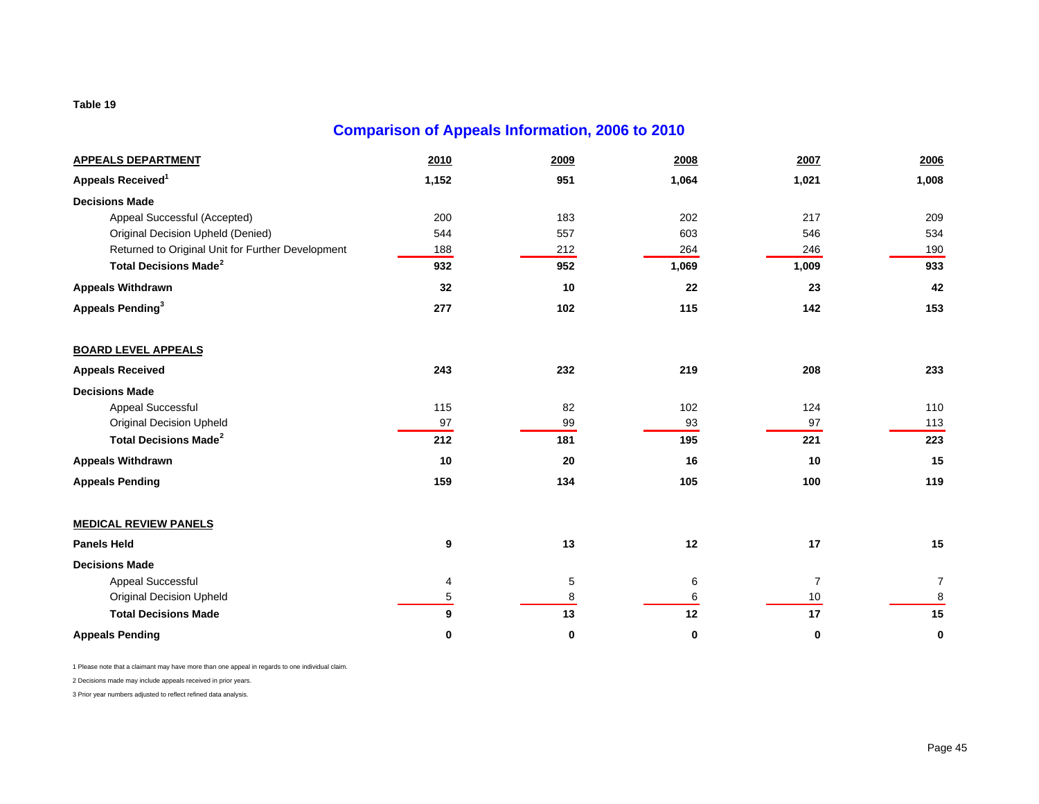Table 19

## Comparison of Appeals Information, 2006 to 2010

| APPEALS DEPARTMENT | 2010 | 2009 | 2008 | 2007 | 2006 |
|---|---|---|---|---|---|
| **Appeals Received**[1] | **1,152** | **951** | **1,064** | **1,021** | **1,008** |
| **Decisions Made** | | | | | |
| Appeal Successful (Accepted) | 200 | 183 | 202 | 217 | 209 |
| Original Decision Upheld (Denied) | 544 | 557 | 603 | 546 | 534 |
| Returned to Original Unit for Further Development | 188 | 212 | 264 | 246 | 190 |
| **Total Decisions Made**[2] | **932** | **952** | **1,069** | **1,009** | **933** |
| **Appeals Withdrawn** | **32** | **10** | **22** | **23** | **42** |
| **Appeals Pending**[3] | **277** | **102** | **115** | **142** | **153** |

| BOARD LEVEL APPEALS | 2010 | 2009 | 2008 | 2007 | 2006 |
|---|---|---|---|---|---|
| **Appeals Received** | **243** | **232** | **219** | **208** | **233** |
| **Decisions Made** | | | | | |
| Appeal Successful | 115 | 82 | 102 | 124 | 110 |
| Original Decision Upheld | 97 | 99 | 93 | 97 | 113 |
| **Total Decisions Made**[2] | **212** | **181** | **195** | **221** | **223** |
| **Appeals Withdrawn** | **10** | **20** | **16** | **10** | **15** |
| **Appeals Pending** | **159** | **134** | **105** | **100** | **119** |

| MEDICAL REVIEW PANELS | 2010 | 2009 | 2008 | 2007 | 2006 |
|---|---|---|---|---|---|
| **Panels Held** | **9** | **13** | **12** | **17** | **15** |
| **Decisions Made** | | | | | |
| Appeal Successful | 4 | 5 | 6 | 7 | 7 |
| Original Decision Upheld | 5 | 8 | 6 | 10 | 8 |
| **Total Decisions Made** | **9** | **13** | **12** | **17** | **15** |
| **Appeals Pending** | **0** | **0** | **0** | **0** | **0** |

1 Please note that a claimant may have more than one appeal in regards to one individual claim.

2 Decisions made may include appeals received in prior years.

3 Prior year numbers adjusted to reflect refined data analysis.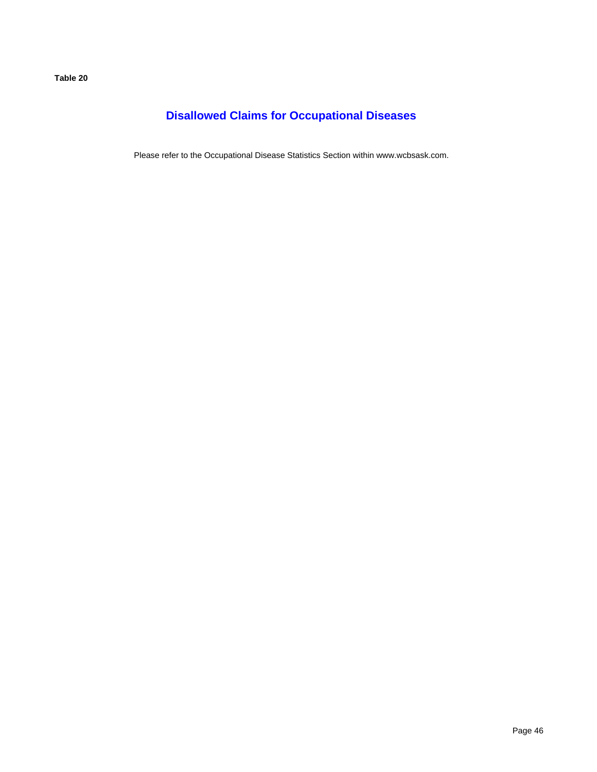**Table 20**

## Disallowed Claims for Occupational Diseases

Please refer to the Occupational Disease Statistics Section within www.wcbsask.com.